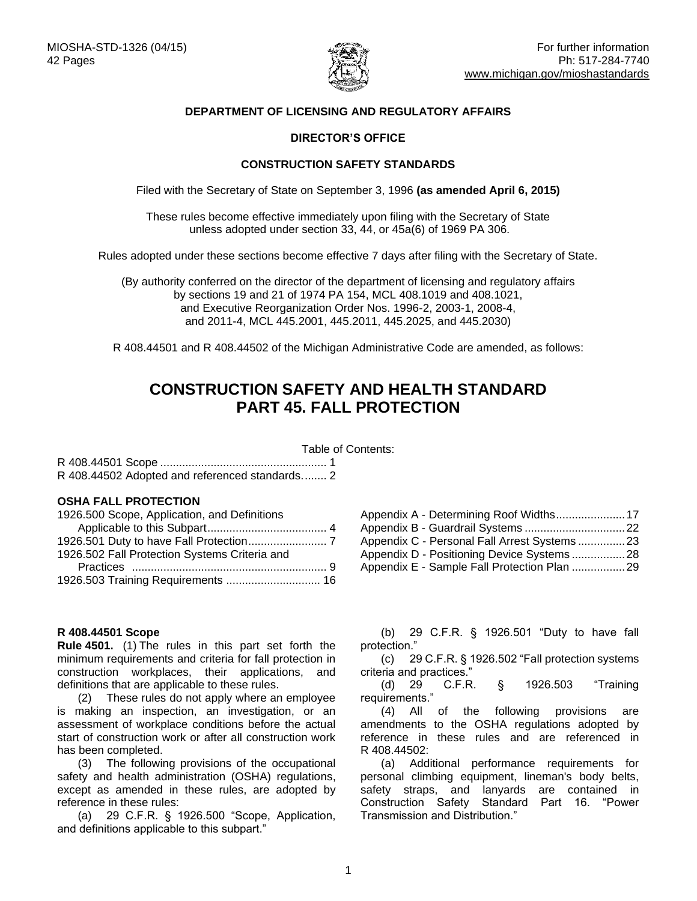MIOSHA-STD-1326 (04/15)
42 Pages

For further information
Ph: 517-284-7740
www.michigan.gov/mioshastandards

**DEPARTMENT OF LICENSING AND REGULATORY AFFAIRS**

**DIRECTOR'S OFFICE**

**CONSTRUCTION SAFETY STANDARDS**

Filed with the Secretary of State on September 3, 1996 **(as amended April 6, 2015)**

These rules become effective immediately upon filing with the Secretary of State unless adopted under section 33, 44, or 45a(6) of 1969 PA 306.

Rules adopted under these sections become effective 7 days after filing with the Secretary of State.

(By authority conferred on the director of the department of licensing and regulatory affairs by sections 19 and 21 of 1974 PA 154, MCL 408.1019 and 408.1021, and Executive Reorganization Order Nos. 1996-2, 2003-1, 2008-4, and 2011-4, MCL 445.2001, 445.2011, 445.2025, and 445.2030)

R 408.44501 and R 408.44502 of the Michigan Administrative Code are amended, as follows:

# CONSTRUCTION SAFETY AND HEALTH STANDARD PART 45. FALL PROTECTION

Table of Contents:

R 408.44501 Scope ..................................................... 1
R 408.44502 Adopted and referenced standards........ 2

**OSHA FALL PROTECTION**

1926.500 Scope, Application, and Definitions Applicable to this Subpart...................................... 4
1926.501 Duty to have Fall Protection......................... 7
1926.502 Fall Protection Systems Criteria and Practices .............................................................. 9
1926.503 Training Requirements ............................. 16

Appendix A - Determining Roof Widths...................... 17
Appendix B - Guardrail Systems ................................ 22
Appendix C - Personal Fall Arrest Systems ............... 23
Appendix D - Positioning Device Systems ................. 28
Appendix E - Sample Fall Protection Plan ................. 29

**R 408.44501 Scope**

**Rule 4501.** (1) The rules in this part set forth the minimum requirements and criteria for fall protection in construction workplaces, their applications, and definitions that are applicable to these rules.

(2) These rules do not apply where an employee is making an inspection, an investigation, or an assessment of workplace conditions before the actual start of construction work or after all construction work has been completed.

(3) The following provisions of the occupational safety and health administration (OSHA) regulations, except as amended in these rules, are adopted by reference in these rules:

(a) 29 C.F.R. § 1926.500 "Scope, Application, and definitions applicable to this subpart."

(b) 29 C.F.R. § 1926.501 "Duty to have fall protection."

(c) 29 C.F.R. § 1926.502 "Fall protection systems criteria and practices."

(d) 29 C.F.R. § 1926.503 "Training requirements."

(4) All of the following provisions are amendments to the OSHA regulations adopted by reference in these rules and are referenced in R 408.44502:

(a) Additional performance requirements for personal climbing equipment, lineman's body belts, safety straps, and lanyards are contained in Construction Safety Standard Part 16. "Power Transmission and Distribution."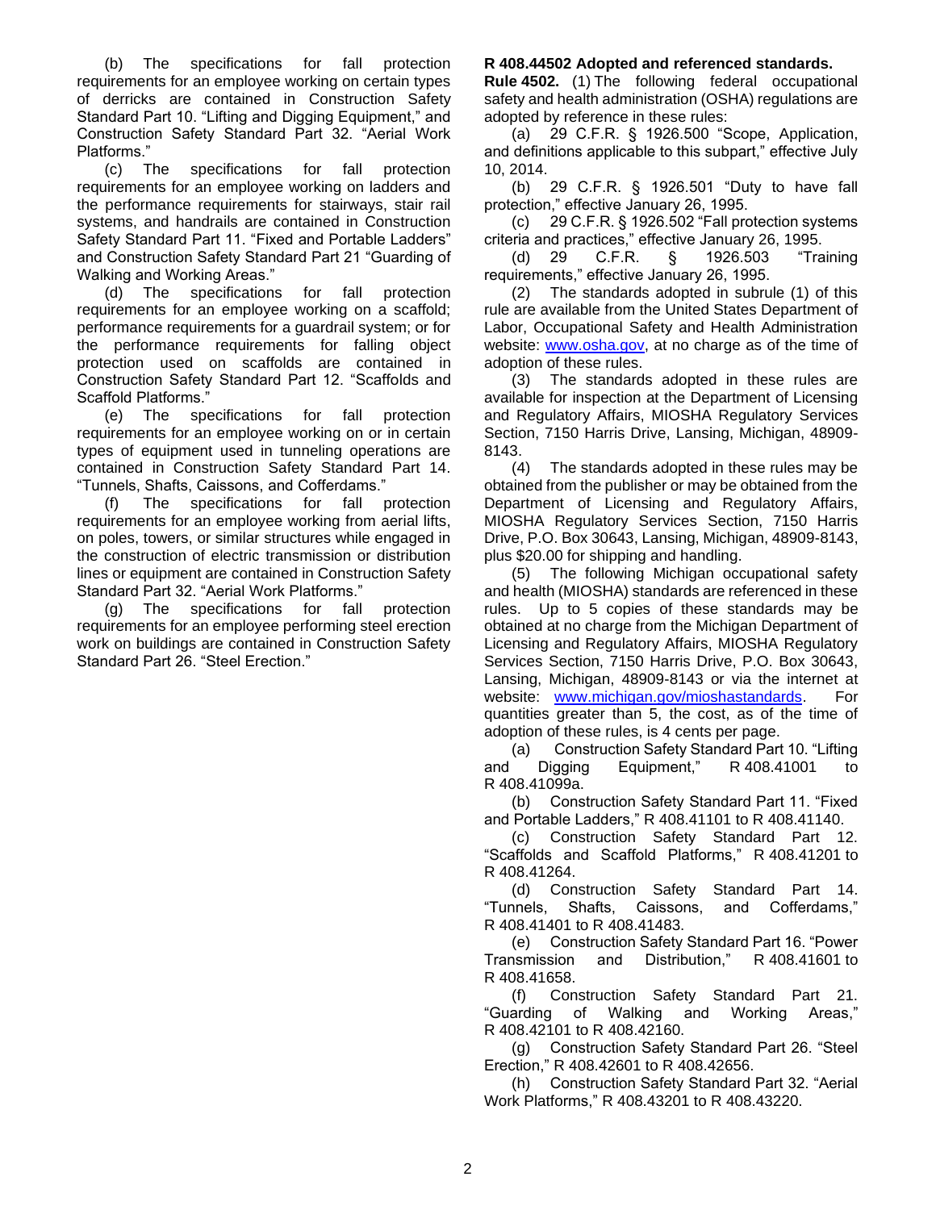(b) The specifications for fall protection requirements for an employee working on certain types of derricks are contained in Construction Safety Standard Part 10. "Lifting and Digging Equipment," and Construction Safety Standard Part 32. "Aerial Work Platforms."

(c) The specifications for fall protection requirements for an employee working on ladders and the performance requirements for stairways, stair rail systems, and handrails are contained in Construction Safety Standard Part 11. "Fixed and Portable Ladders" and Construction Safety Standard Part 21 "Guarding of Walking and Working Areas."

(d) The specifications for fall protection requirements for an employee working on a scaffold; performance requirements for a guardrail system; or for the performance requirements for falling object protection used on scaffolds are contained in Construction Safety Standard Part 12. "Scaffolds and Scaffold Platforms."

(e) The specifications for fall protection requirements for an employee working on or in certain types of equipment used in tunneling operations are contained in Construction Safety Standard Part 14. "Tunnels, Shafts, Caissons, and Cofferdams."

(f) The specifications for fall protection requirements for an employee working from aerial lifts, on poles, towers, or similar structures while engaged in the construction of electric transmission or distribution lines or equipment are contained in Construction Safety Standard Part 32. "Aerial Work Platforms."

(g) The specifications for fall protection requirements for an employee performing steel erection work on buildings are contained in Construction Safety Standard Part 26. "Steel Erection."

**R 408.44502 Adopted and referenced standards.**

**Rule 4502.** (1) The following federal occupational safety and health administration (OSHA) regulations are adopted by reference in these rules:

(a) 29 C.F.R. § 1926.500 "Scope, Application, and definitions applicable to this subpart," effective July 10, 2014.

(b) 29 C.F.R. § 1926.501 "Duty to have fall protection," effective January 26, 1995.

(c) 29 C.F.R. § 1926.502 "Fall protection systems criteria and practices," effective January 26, 1995.

(d) 29 C.F.R. § 1926.503 "Training requirements," effective January 26, 1995.

(2) The standards adopted in subrule (1) of this rule are available from the United States Department of Labor, Occupational Safety and Health Administration website: www.osha.gov, at no charge as of the time of adoption of these rules.

(3) The standards adopted in these rules are available for inspection at the Department of Licensing and Regulatory Affairs, MIOSHA Regulatory Services Section, 7150 Harris Drive, Lansing, Michigan, 48909-8143.

(4) The standards adopted in these rules may be obtained from the publisher or may be obtained from the Department of Licensing and Regulatory Affairs, MIOSHA Regulatory Services Section, 7150 Harris Drive, P.O. Box 30643, Lansing, Michigan, 48909-8143, plus $20.00 for shipping and handling.

(5) The following Michigan occupational safety and health (MIOSHA) standards are referenced in these rules. Up to 5 copies of these standards may be obtained at no charge from the Michigan Department of Licensing and Regulatory Affairs, MIOSHA Regulatory Services Section, 7150 Harris Drive, P.O. Box 30643, Lansing, Michigan, 48909-8143 or via the internet at website: www.michigan.gov/mioshastandards. For quantities greater than 5, the cost, as of the time of adoption of these rules, is 4 cents per page.

(a) Construction Safety Standard Part 10. "Lifting and Digging Equipment," R 408.41001 to R 408.41099a.

(b) Construction Safety Standard Part 11. "Fixed and Portable Ladders," R 408.41101 to R 408.41140.

(c) Construction Safety Standard Part 12. "Scaffolds and Scaffold Platforms," R 408.41201 to R 408.41264.

(d) Construction Safety Standard Part 14. "Tunnels, Shafts, Caissons, and Cofferdams," R 408.41401 to R 408.41483.

(e) Construction Safety Standard Part 16. "Power Transmission and Distribution," R 408.41601 to R 408.41658.

(f) Construction Safety Standard Part 21. "Guarding of Walking and Working Areas," R 408.42101 to R 408.42160.

(g) Construction Safety Standard Part 26. "Steel Erection," R 408.42601 to R 408.42656.

(h) Construction Safety Standard Part 32. "Aerial Work Platforms," R 408.43201 to R 408.43220.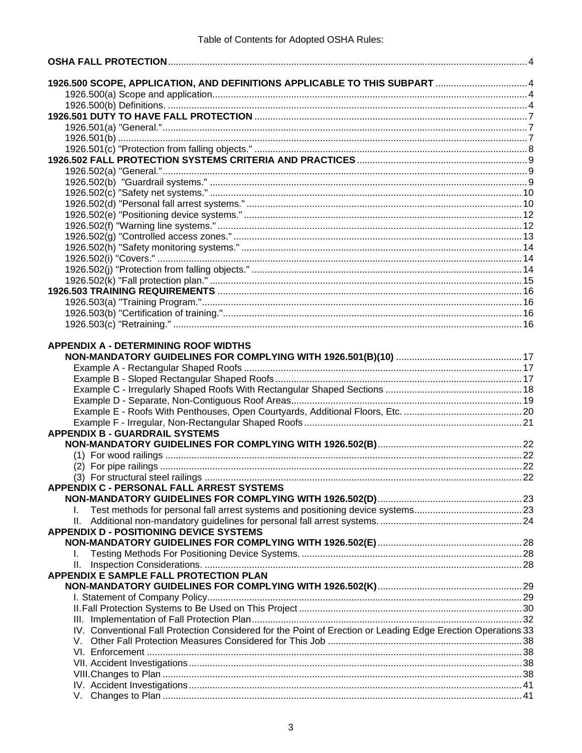Table of Contents for Adopted OSHA Rules:

| | |
|---|---|
| **OSHA FALL PROTECTION** | 4 |
| **1926.500 SCOPE, APPLICATION, AND DEFINITIONS APPLICABLE TO THIS SUBPART** | 4 |
| 1926.500(a) Scope and application | 4 |
| 1926.500(b) Definitions. | 4 |
| **1926.501 DUTY TO HAVE FALL PROTECTION** | 7 |
| 1926.501(a) "General." | 7 |
| 1926.501(b) | 7 |
| 1926.501(c) "Protection from falling objects." | 8 |
| **1926.502 FALL PROTECTION SYSTEMS CRITERIA AND PRACTICES** | 9 |
| 1926.502(a) "General." | 9 |
| 1926.502(b) "Guardrail systems." | 9 |
| 1926.502(c) "Safety net systems." | 10 |
| 1926.502(d) "Personal fall arrest systems." | 10 |
| 1926.502(e) "Positioning device systems." | 12 |
| 1926.502(f) "Warning line systems." | 12 |
| 1926.502(g) "Controlled access zones." | 13 |
| 1926.502(h) "Safety monitoring systems." | 14 |
| 1926.502(i) "Covers." | 14 |
| 1926.502(j) "Protection from falling objects." | 14 |
| 1926.502(k) "Fall protection plan." | 15 |
| **1926.503 TRAINING REQUIREMENTS** | 16 |
| 1926.503(a) "Training Program." | 16 |
| 1926.503(b) "Certification of training." | 16 |
| 1926.503(c) "Retraining." | 16 |
| **APPENDIX A - DETERMINING ROOF WIDTHS** | |
| **NON-MANDATORY GUIDELINES FOR COMPLYING WITH 1926.501(B)(10)** | 17 |
| Example A - Rectangular Shaped Roofs | 17 |
| Example B - Sloped Rectangular Shaped Roofs | 17 |
| Example C - Irregularly Shaped Roofs With Rectangular Shaped Sections | 18 |
| Example D - Separate, Non-Contiguous Roof Areas | 19 |
| Example E - Roofs With Penthouses, Open Courtyards, Additional Floors, Etc. | 20 |
| Example F - Irregular, Non-Rectangular Shaped Roofs | 21 |
| **APPENDIX B - GUARDRAIL SYSTEMS** | |
| **NON-MANDATORY GUIDELINES FOR COMPLYING WITH 1926.502(B)** | 22 |
| (1) For wood railings | 22 |
| (2) For pipe railings | 22 |
| (3) For structural steel railings | 22 |
| **APPENDIX C - PERSONAL FALL ARREST SYSTEMS** | |
| **NON-MANDATORY GUIDELINES FOR COMPLYING WITH 1926.502(D)** | 23 |
| I. Test methods for personal fall arrest systems and positioning device systems | 23 |
| II. Additional non-mandatory guidelines for personal fall arrest systems. | 24 |
| **APPENDIX D - POSITIONING DEVICE SYSTEMS** | |
| **NON-MANDATORY GUIDELINES FOR COMPLYING WITH 1926.502(E)** | 28 |
| I. Testing Methods For Positioning Device Systems. | 28 |
| II. Inspection Considerations. | 28 |
| **APPENDIX E SAMPLE FALL PROTECTION PLAN** | |
| **NON-MANDATORY GUIDELINES FOR COMPLYING WITH 1926.502(K)** | 29 |
| I. Statement of Company Policy | 29 |
| II. Fall Protection Systems to Be Used on This Project | 30 |
| III. Implementation of Fall Protection Plan | 32 |
| IV. Conventional Fall Protection Considered for the Point of Erection or Leading Edge Erection Operations | 33 |
| V. Other Fall Protection Measures Considered for This Job | 38 |
| VI. Enforcement | 38 |
| VII. Accident Investigations | 38 |
| VIII. Changes to Plan | 38 |
| IV. Accident Investigations | 41 |
| V. Changes to Plan | 41 |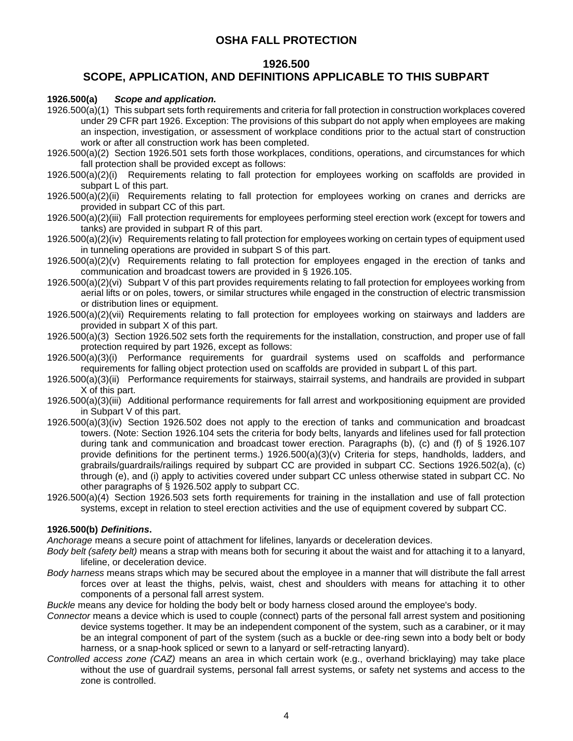# OSHA FALL PROTECTION

## 1926.500
## SCOPE, APPLICATION, AND DEFINITIONS APPLICABLE TO THIS SUBPART

**1926.500(a)** ***Scope and application.***

1926.500(a)(1) This subpart sets forth requirements and criteria for fall protection in construction workplaces covered under 29 CFR part 1926. Exception: The provisions of this subpart do not apply when employees are making an inspection, investigation, or assessment of workplace conditions prior to the actual start of construction work or after all construction work has been completed.

1926.500(a)(2) Section 1926.501 sets forth those workplaces, conditions, operations, and circumstances for which fall protection shall be provided except as follows:

1926.500(a)(2)(i) Requirements relating to fall protection for employees working on scaffolds are provided in subpart L of this part.

1926.500(a)(2)(ii) Requirements relating to fall protection for employees working on cranes and derricks are provided in subpart CC of this part.

1926.500(a)(2)(iii) Fall protection requirements for employees performing steel erection work (except for towers and tanks) are provided in subpart R of this part.

1926.500(a)(2)(iv) Requirements relating to fall protection for employees working on certain types of equipment used in tunneling operations are provided in subpart S of this part.

1926.500(a)(2)(v) Requirements relating to fall protection for employees engaged in the erection of tanks and communication and broadcast towers are provided in § 1926.105.

1926.500(a)(2)(vi) Subpart V of this part provides requirements relating to fall protection for employees working from aerial lifts or on poles, towers, or similar structures while engaged in the construction of electric transmission or distribution lines or equipment.

1926.500(a)(2)(vii) Requirements relating to fall protection for employees working on stairways and ladders are provided in subpart X of this part.

1926.500(a)(3) Section 1926.502 sets forth the requirements for the installation, construction, and proper use of fall protection required by part 1926, except as follows:

1926.500(a)(3)(i) Performance requirements for guardrail systems used on scaffolds and performance requirements for falling object protection used on scaffolds are provided in subpart L of this part.

1926.500(a)(3)(ii) Performance requirements for stairways, stairrail systems, and handrails are provided in subpart X of this part.

1926.500(a)(3)(iii) Additional performance requirements for fall arrest and workpositioning equipment are provided in Subpart V of this part.

1926.500(a)(3)(iv) Section 1926.502 does not apply to the erection of tanks and communication and broadcast towers. (Note: Section 1926.104 sets the criteria for body belts, lanyards and lifelines used for fall protection during tank and communication and broadcast tower erection. Paragraphs (b), (c) and (f) of § 1926.107 provide definitions for the pertinent terms.) 1926.500(a)(3)(v) Criteria for steps, handholds, ladders, and grabrails/guardrails/railings required by subpart CC are provided in subpart CC. Sections 1926.502(a), (c) through (e), and (i) apply to activities covered under subpart CC unless otherwise stated in subpart CC. No other paragraphs of § 1926.502 apply to subpart CC.

1926.500(a)(4) Section 1926.503 sets forth requirements for training in the installation and use of fall protection systems, except in relation to steel erection activities and the use of equipment covered by subpart CC.

**1926.500(b)** ***Definitions*.**

*Anchorage* means a secure point of attachment for lifelines, lanyards or deceleration devices.

*Body belt (safety belt)* means a strap with means both for securing it about the waist and for attaching it to a lanyard, lifeline, or deceleration device.

*Body harness* means straps which may be secured about the employee in a manner that will distribute the fall arrest forces over at least the thighs, pelvis, waist, chest and shoulders with means for attaching it to other components of a personal fall arrest system.

*Buckle* means any device for holding the body belt or body harness closed around the employee's body.

*Connector* means a device which is used to couple (connect) parts of the personal fall arrest system and positioning device systems together. It may be an independent component of the system, such as a carabiner, or it may be an integral component of part of the system (such as a buckle or dee-ring sewn into a body belt or body harness, or a snap-hook spliced or sewn to a lanyard or self-retracting lanyard).

*Controlled access zone (CAZ)* means an area in which certain work (e.g., overhand bricklaying) may take place without the use of guardrail systems, personal fall arrest systems, or safety net systems and access to the zone is controlled.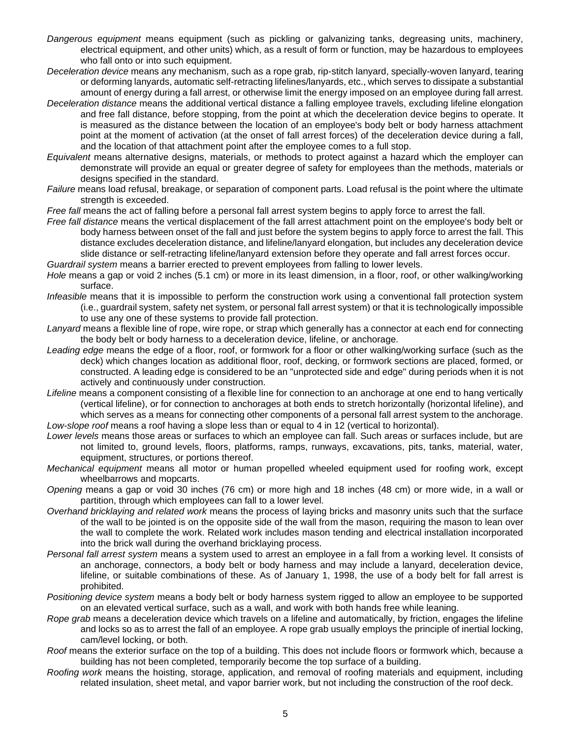*Dangerous equipment* means equipment (such as pickling or galvanizing tanks, degreasing units, machinery, electrical equipment, and other units) which, as a result of form or function, may be hazardous to employees who fall onto or into such equipment.

*Deceleration device* means any mechanism, such as a rope grab, rip-stitch lanyard, specially-woven lanyard, tearing or deforming lanyards, automatic self-retracting lifelines/lanyards, etc., which serves to dissipate a substantial amount of energy during a fall arrest, or otherwise limit the energy imposed on an employee during fall arrest.

*Deceleration distance* means the additional vertical distance a falling employee travels, excluding lifeline elongation and free fall distance, before stopping, from the point at which the deceleration device begins to operate. It is measured as the distance between the location of an employee's body belt or body harness attachment point at the moment of activation (at the onset of fall arrest forces) of the deceleration device during a fall, and the location of that attachment point after the employee comes to a full stop.

*Equivalent* means alternative designs, materials, or methods to protect against a hazard which the employer can demonstrate will provide an equal or greater degree of safety for employees than the methods, materials or designs specified in the standard.

*Failure* means load refusal, breakage, or separation of component parts. Load refusal is the point where the ultimate strength is exceeded.

*Free fall* means the act of falling before a personal fall arrest system begins to apply force to arrest the fall.

*Free fall distance* means the vertical displacement of the fall arrest attachment point on the employee's body belt or body harness between onset of the fall and just before the system begins to apply force to arrest the fall. This distance excludes deceleration distance, and lifeline/lanyard elongation, but includes any deceleration device slide distance or self-retracting lifeline/lanyard extension before they operate and fall arrest forces occur.

*Guardrail system* means a barrier erected to prevent employees from falling to lower levels.

*Hole* means a gap or void 2 inches (5.1 cm) or more in its least dimension, in a floor, roof, or other walking/working surface.

*Infeasible* means that it is impossible to perform the construction work using a conventional fall protection system (i.e., guardrail system, safety net system, or personal fall arrest system) or that it is technologically impossible to use any one of these systems to provide fall protection.

*Lanyard* means a flexible line of rope, wire rope, or strap which generally has a connector at each end for connecting the body belt or body harness to a deceleration device, lifeline, or anchorage.

*Leading edge* means the edge of a floor, roof, or formwork for a floor or other walking/working surface (such as the deck) which changes location as additional floor, roof, decking, or formwork sections are placed, formed, or constructed. A leading edge is considered to be an "unprotected side and edge" during periods when it is not actively and continuously under construction.

*Lifeline* means a component consisting of a flexible line for connection to an anchorage at one end to hang vertically (vertical lifeline), or for connection to anchorages at both ends to stretch horizontally (horizontal lifeline), and which serves as a means for connecting other components of a personal fall arrest system to the anchorage.

*Low-slope roof* means a roof having a slope less than or equal to 4 in 12 (vertical to horizontal).

*Lower levels* means those areas or surfaces to which an employee can fall. Such areas or surfaces include, but are not limited to, ground levels, floors, platforms, ramps, runways, excavations, pits, tanks, material, water, equipment, structures, or portions thereof.

*Mechanical equipment* means all motor or human propelled wheeled equipment used for roofing work, except wheelbarrows and mopcarts.

*Opening* means a gap or void 30 inches (76 cm) or more high and 18 inches (48 cm) or more wide, in a wall or partition, through which employees can fall to a lower level.

*Overhand bricklaying and related work* means the process of laying bricks and masonry units such that the surface of the wall to be jointed is on the opposite side of the wall from the mason, requiring the mason to lean over the wall to complete the work. Related work includes mason tending and electrical installation incorporated into the brick wall during the overhand bricklaying process.

*Personal fall arrest system* means a system used to arrest an employee in a fall from a working level. It consists of an anchorage, connectors, a body belt or body harness and may include a lanyard, deceleration device, lifeline, or suitable combinations of these. As of January 1, 1998, the use of a body belt for fall arrest is prohibited.

*Positioning device system* means a body belt or body harness system rigged to allow an employee to be supported on an elevated vertical surface, such as a wall, and work with both hands free while leaning.

*Rope grab* means a deceleration device which travels on a lifeline and automatically, by friction, engages the lifeline and locks so as to arrest the fall of an employee. A rope grab usually employs the principle of inertial locking, cam/level locking, or both.

*Roof* means the exterior surface on the top of a building. This does not include floors or formwork which, because a building has not been completed, temporarily become the top surface of a building.

*Roofing work* means the hoisting, storage, application, and removal of roofing materials and equipment, including related insulation, sheet metal, and vapor barrier work, but not including the construction of the roof deck.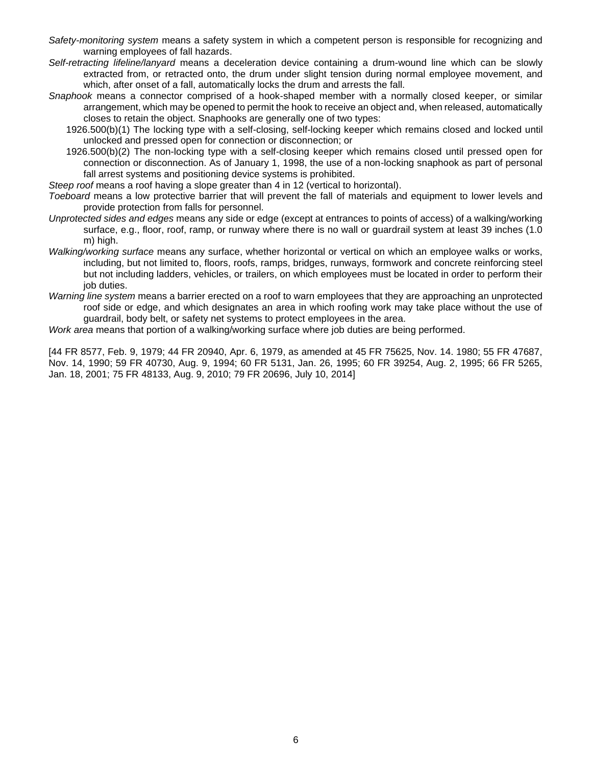*Safety-monitoring system* means a safety system in which a competent person is responsible for recognizing and warning employees of fall hazards.

*Self-retracting lifeline/lanyard* means a deceleration device containing a drum-wound line which can be slowly extracted from, or retracted onto, the drum under slight tension during normal employee movement, and which, after onset of a fall, automatically locks the drum and arrests the fall.

*Snaphook* means a connector comprised of a hook-shaped member with a normally closed keeper, or similar arrangement, which may be opened to permit the hook to receive an object and, when released, automatically closes to retain the object. Snaphooks are generally one of two types:

1926.500(b)(1) The locking type with a self-closing, self-locking keeper which remains closed and locked until unlocked and pressed open for connection or disconnection; or

1926.500(b)(2) The non-locking type with a self-closing keeper which remains closed until pressed open for connection or disconnection. As of January 1, 1998, the use of a non-locking snaphook as part of personal fall arrest systems and positioning device systems is prohibited.

*Steep roof* means a roof having a slope greater than 4 in 12 (vertical to horizontal).

*Toeboard* means a low protective barrier that will prevent the fall of materials and equipment to lower levels and provide protection from falls for personnel.

*Unprotected sides and edges* means any side or edge (except at entrances to points of access) of a walking/working surface, e.g., floor, roof, ramp, or runway where there is no wall or guardrail system at least 39 inches (1.0 m) high.

*Walking/working surface* means any surface, whether horizontal or vertical on which an employee walks or works, including, but not limited to, floors, roofs, ramps, bridges, runways, formwork and concrete reinforcing steel but not including ladders, vehicles, or trailers, on which employees must be located in order to perform their job duties.

*Warning line system* means a barrier erected on a roof to warn employees that they are approaching an unprotected roof side or edge, and which designates an area in which roofing work may take place without the use of guardrail, body belt, or safety net systems to protect employees in the area.

*Work area* means that portion of a walking/working surface where job duties are being performed.

[44 FR 8577, Feb. 9, 1979; 44 FR 20940, Apr. 6, 1979, as amended at 45 FR 75625, Nov. 14. 1980; 55 FR 47687, Nov. 14, 1990; 59 FR 40730, Aug. 9, 1994; 60 FR 5131, Jan. 26, 1995; 60 FR 39254, Aug. 2, 1995; 66 FR 5265, Jan. 18, 2001; 75 FR 48133, Aug. 9, 2010; 79 FR 20696, July 10, 2014]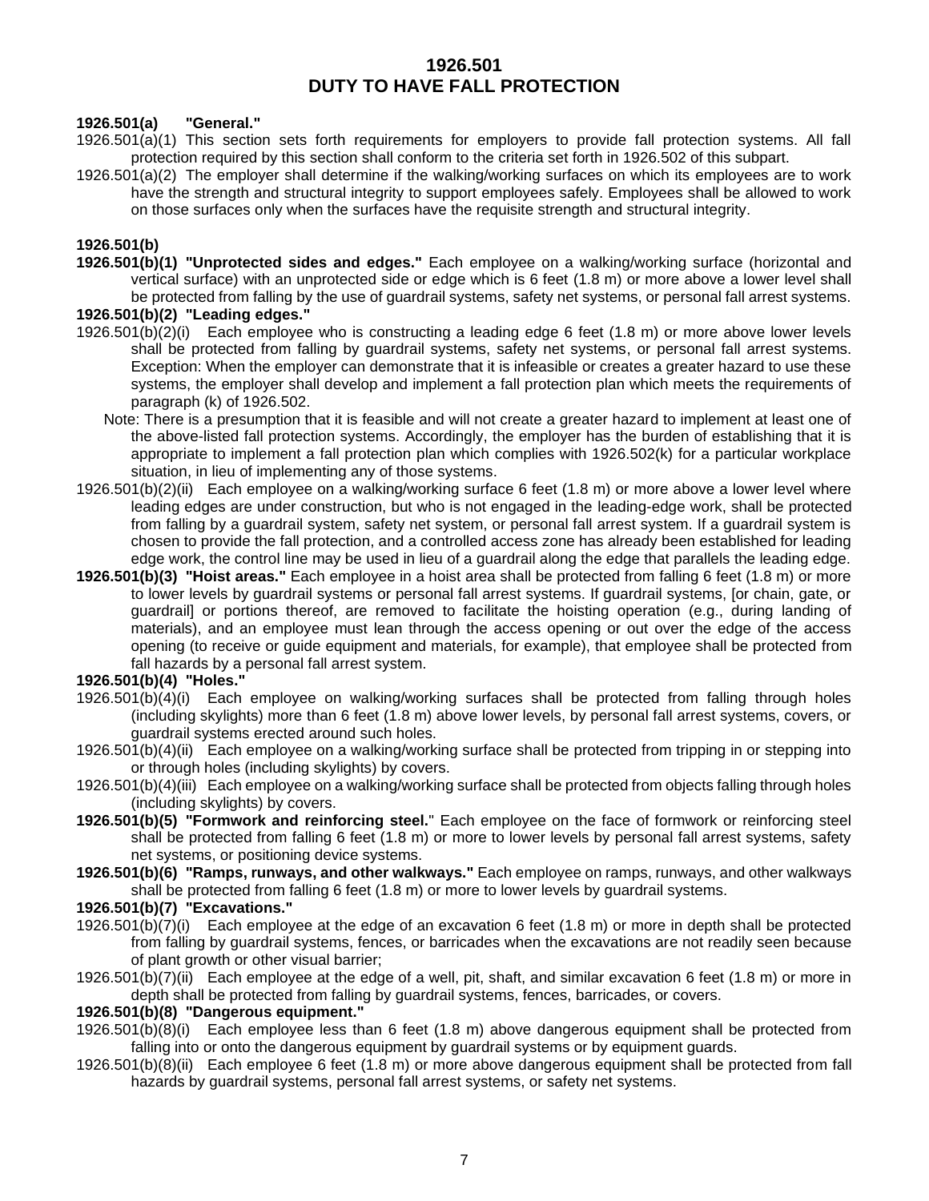# 1926.501
# DUTY TO HAVE FALL PROTECTION

**1926.501(a) "General."**

1926.501(a)(1) This section sets forth requirements for employers to provide fall protection systems. All fall protection required by this section shall conform to the criteria set forth in 1926.502 of this subpart.

1926.501(a)(2) The employer shall determine if the walking/working surfaces on which its employees are to work have the strength and structural integrity to support employees safely. Employees shall be allowed to work on those surfaces only when the surfaces have the requisite strength and structural integrity.

**1926.501(b)**

**1926.501(b)(1) "Unprotected sides and edges."** Each employee on a walking/working surface (horizontal and vertical surface) with an unprotected side or edge which is 6 feet (1.8 m) or more above a lower level shall be protected from falling by the use of guardrail systems, safety net systems, or personal fall arrest systems.

**1926.501(b)(2) "Leading edges."**

1926.501(b)(2)(i) Each employee who is constructing a leading edge 6 feet (1.8 m) or more above lower levels shall be protected from falling by guardrail systems, safety net systems, or personal fall arrest systems. Exception: When the employer can demonstrate that it is infeasible or creates a greater hazard to use these systems, the employer shall develop and implement a fall protection plan which meets the requirements of paragraph (k) of 1926.502.

Note: There is a presumption that it is feasible and will not create a greater hazard to implement at least one of the above-listed fall protection systems. Accordingly, the employer has the burden of establishing that it is appropriate to implement a fall protection plan which complies with 1926.502(k) for a particular workplace situation, in lieu of implementing any of those systems.

1926.501(b)(2)(ii) Each employee on a walking/working surface 6 feet (1.8 m) or more above a lower level where leading edges are under construction, but who is not engaged in the leading-edge work, shall be protected from falling by a guardrail system, safety net system, or personal fall arrest system. If a guardrail system is chosen to provide the fall protection, and a controlled access zone has already been established for leading edge work, the control line may be used in lieu of a guardrail along the edge that parallels the leading edge.

**1926.501(b)(3) "Hoist areas."** Each employee in a hoist area shall be protected from falling 6 feet (1.8 m) or more to lower levels by guardrail systems or personal fall arrest systems. If guardrail systems, [or chain, gate, or guardrail] or portions thereof, are removed to facilitate the hoisting operation (e.g., during landing of materials), and an employee must lean through the access opening or out over the edge of the access opening (to receive or guide equipment and materials, for example), that employee shall be protected from fall hazards by a personal fall arrest system.

**1926.501(b)(4) "Holes."**

1926.501(b)(4)(i) Each employee on walking/working surfaces shall be protected from falling through holes (including skylights) more than 6 feet (1.8 m) above lower levels, by personal fall arrest systems, covers, or guardrail systems erected around such holes.

1926.501(b)(4)(ii) Each employee on a walking/working surface shall be protected from tripping in or stepping into or through holes (including skylights) by covers.

1926.501(b)(4)(iii) Each employee on a walking/working surface shall be protected from objects falling through holes (including skylights) by covers.

**1926.501(b)(5) "Formwork and reinforcing steel."** Each employee on the face of formwork or reinforcing steel shall be protected from falling 6 feet (1.8 m) or more to lower levels by personal fall arrest systems, safety net systems, or positioning device systems.

**1926.501(b)(6) "Ramps, runways, and other walkways."** Each employee on ramps, runways, and other walkways shall be protected from falling 6 feet (1.8 m) or more to lower levels by guardrail systems.

**1926.501(b)(7) "Excavations."**

1926.501(b)(7)(i) Each employee at the edge of an excavation 6 feet (1.8 m) or more in depth shall be protected from falling by guardrail systems, fences, or barricades when the excavations are not readily seen because of plant growth or other visual barrier;

1926.501(b)(7)(ii) Each employee at the edge of a well, pit, shaft, and similar excavation 6 feet (1.8 m) or more in depth shall be protected from falling by guardrail systems, fences, barricades, or covers.

**1926.501(b)(8) "Dangerous equipment."**

1926.501(b)(8)(i) Each employee less than 6 feet (1.8 m) above dangerous equipment shall be protected from falling into or onto the dangerous equipment by guardrail systems or by equipment guards.

1926.501(b)(8)(ii) Each employee 6 feet (1.8 m) or more above dangerous equipment shall be protected from fall hazards by guardrail systems, personal fall arrest systems, or safety net systems.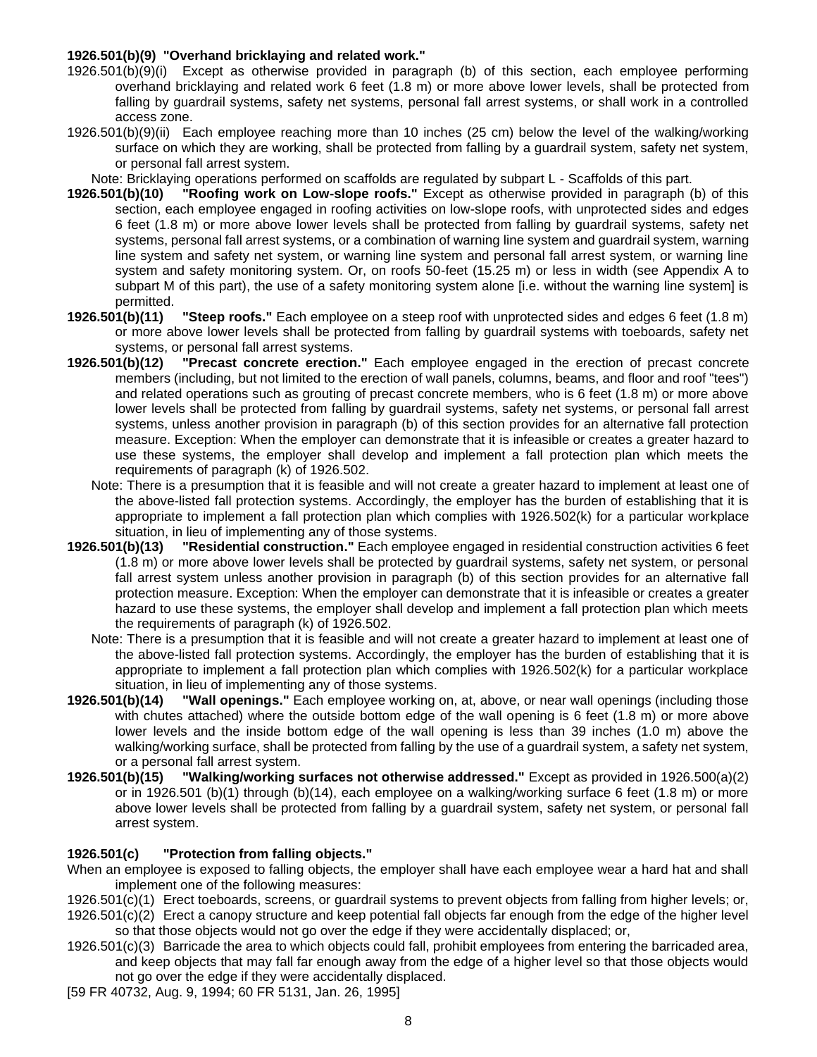**1926.501(b)(9) "Overhand bricklaying and related work."**

1926.501(b)(9)(i) Except as otherwise provided in paragraph (b) of this section, each employee performing overhand bricklaying and related work 6 feet (1.8 m) or more above lower levels, shall be protected from falling by guardrail systems, safety net systems, personal fall arrest systems, or shall work in a controlled access zone.

1926.501(b)(9)(ii) Each employee reaching more than 10 inches (25 cm) below the level of the walking/working surface on which they are working, shall be protected from falling by a guardrail system, safety net system, or personal fall arrest system.

Note: Bricklaying operations performed on scaffolds are regulated by subpart L - Scaffolds of this part.

**1926.501(b)(10) "Roofing work on Low-slope roofs."** Except as otherwise provided in paragraph (b) of this section, each employee engaged in roofing activities on low-slope roofs, with unprotected sides and edges 6 feet (1.8 m) or more above lower levels shall be protected from falling by guardrail systems, safety net systems, personal fall arrest systems, or a combination of warning line system and guardrail system, warning line system and safety net system, or warning line system and personal fall arrest system, or warning line system and safety monitoring system. Or, on roofs 50-feet (15.25 m) or less in width (see Appendix A to subpart M of this part), the use of a safety monitoring system alone [i.e. without the warning line system] is permitted.

**1926.501(b)(11) "Steep roofs."** Each employee on a steep roof with unprotected sides and edges 6 feet (1.8 m) or more above lower levels shall be protected from falling by guardrail systems with toeboards, safety net systems, or personal fall arrest systems.

**1926.501(b)(12) "Precast concrete erection."** Each employee engaged in the erection of precast concrete members (including, but not limited to the erection of wall panels, columns, beams, and floor and roof "tees") and related operations such as grouting of precast concrete members, who is 6 feet (1.8 m) or more above lower levels shall be protected from falling by guardrail systems, safety net systems, or personal fall arrest systems, unless another provision in paragraph (b) of this section provides for an alternative fall protection measure. Exception: When the employer can demonstrate that it is infeasible or creates a greater hazard to use these systems, the employer shall develop and implement a fall protection plan which meets the requirements of paragraph (k) of 1926.502.

Note: There is a presumption that it is feasible and will not create a greater hazard to implement at least one of the above-listed fall protection systems. Accordingly, the employer has the burden of establishing that it is appropriate to implement a fall protection plan which complies with 1926.502(k) for a particular workplace situation, in lieu of implementing any of those systems.

**1926.501(b)(13) "Residential construction."** Each employee engaged in residential construction activities 6 feet (1.8 m) or more above lower levels shall be protected by guardrail systems, safety net system, or personal fall arrest system unless another provision in paragraph (b) of this section provides for an alternative fall protection measure. Exception: When the employer can demonstrate that it is infeasible or creates a greater hazard to use these systems, the employer shall develop and implement a fall protection plan which meets the requirements of paragraph (k) of 1926.502.

Note: There is a presumption that it is feasible and will not create a greater hazard to implement at least one of the above-listed fall protection systems. Accordingly, the employer has the burden of establishing that it is appropriate to implement a fall protection plan which complies with 1926.502(k) for a particular workplace situation, in lieu of implementing any of those systems.

**1926.501(b)(14) "Wall openings."** Each employee working on, at, above, or near wall openings (including those with chutes attached) where the outside bottom edge of the wall opening is 6 feet (1.8 m) or more above lower levels and the inside bottom edge of the wall opening is less than 39 inches (1.0 m) above the walking/working surface, shall be protected from falling by the use of a guardrail system, a safety net system, or a personal fall arrest system.

**1926.501(b)(15) "Walking/working surfaces not otherwise addressed."** Except as provided in 1926.500(a)(2) or in 1926.501 (b)(1) through (b)(14), each employee on a walking/working surface 6 feet (1.8 m) or more above lower levels shall be protected from falling by a guardrail system, safety net system, or personal fall arrest system.

**1926.501(c) "Protection from falling objects."**

When an employee is exposed to falling objects, the employer shall have each employee wear a hard hat and shall implement one of the following measures:

1926.501(c)(1) Erect toeboards, screens, or guardrail systems to prevent objects from falling from higher levels; or,

1926.501(c)(2) Erect a canopy structure and keep potential fall objects far enough from the edge of the higher level so that those objects would not go over the edge if they were accidentally displaced; or,

1926.501(c)(3) Barricade the area to which objects could fall, prohibit employees from entering the barricaded area, and keep objects that may fall far enough away from the edge of a higher level so that those objects would not go over the edge if they were accidentally displaced.

[59 FR 40732, Aug. 9, 1994; 60 FR 5131, Jan. 26, 1995]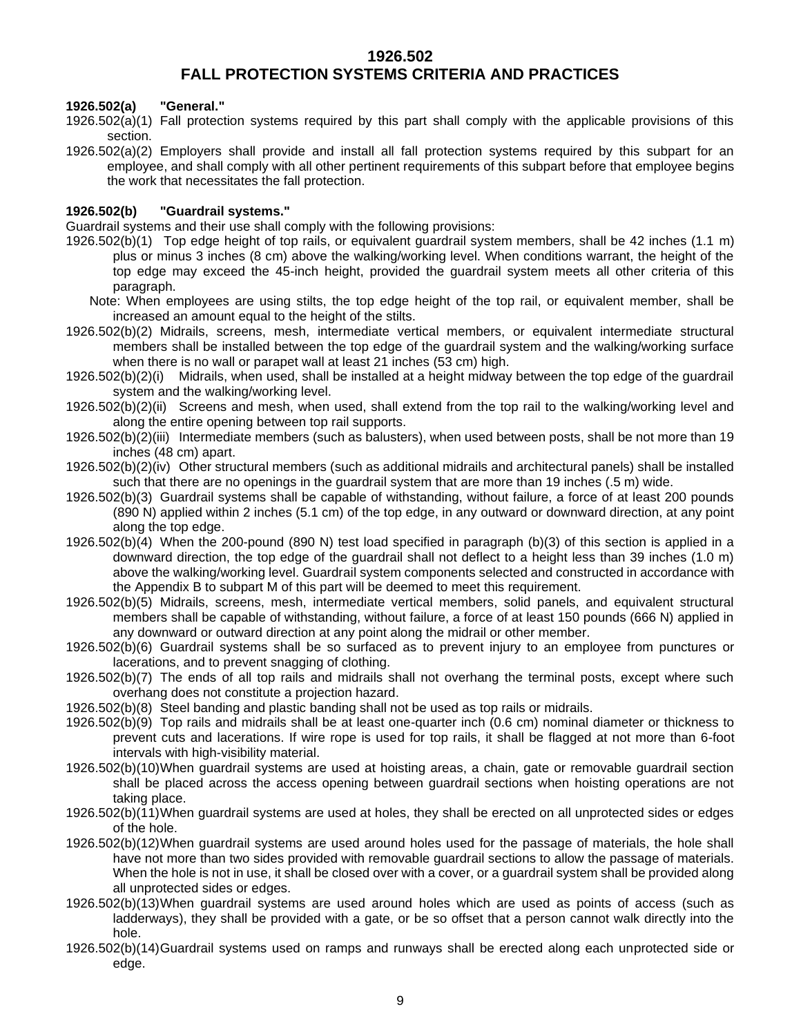# 1926.502
# FALL PROTECTION SYSTEMS CRITERIA AND PRACTICES

**1926.502(a) "General."**

1926.502(a)(1) Fall protection systems required by this part shall comply with the applicable provisions of this section.

1926.502(a)(2) Employers shall provide and install all fall protection systems required by this subpart for an employee, and shall comply with all other pertinent requirements of this subpart before that employee begins the work that necessitates the fall protection.

**1926.502(b) "Guardrail systems."**

Guardrail systems and their use shall comply with the following provisions:

1926.502(b)(1) Top edge height of top rails, or equivalent guardrail system members, shall be 42 inches (1.1 m) plus or minus 3 inches (8 cm) above the walking/working level. When conditions warrant, the height of the top edge may exceed the 45-inch height, provided the guardrail system meets all other criteria of this paragraph.

Note: When employees are using stilts, the top edge height of the top rail, or equivalent member, shall be increased an amount equal to the height of the stilts.

1926.502(b)(2) Midrails, screens, mesh, intermediate vertical members, or equivalent intermediate structural members shall be installed between the top edge of the guardrail system and the walking/working surface when there is no wall or parapet wall at least 21 inches (53 cm) high.

1926.502(b)(2)(i) Midrails, when used, shall be installed at a height midway between the top edge of the guardrail system and the walking/working level.

1926.502(b)(2)(ii) Screens and mesh, when used, shall extend from the top rail to the walking/working level and along the entire opening between top rail supports.

1926.502(b)(2)(iii) Intermediate members (such as balusters), when used between posts, shall be not more than 19 inches (48 cm) apart.

1926.502(b)(2)(iv) Other structural members (such as additional midrails and architectural panels) shall be installed such that there are no openings in the guardrail system that are more than 19 inches (.5 m) wide.

1926.502(b)(3) Guardrail systems shall be capable of withstanding, without failure, a force of at least 200 pounds (890 N) applied within 2 inches (5.1 cm) of the top edge, in any outward or downward direction, at any point along the top edge.

1926.502(b)(4) When the 200-pound (890 N) test load specified in paragraph (b)(3) of this section is applied in a downward direction, the top edge of the guardrail shall not deflect to a height less than 39 inches (1.0 m) above the walking/working level. Guardrail system components selected and constructed in accordance with the Appendix B to subpart M of this part will be deemed to meet this requirement.

1926.502(b)(5) Midrails, screens, mesh, intermediate vertical members, solid panels, and equivalent structural members shall be capable of withstanding, without failure, a force of at least 150 pounds (666 N) applied in any downward or outward direction at any point along the midrail or other member.

1926.502(b)(6) Guardrail systems shall be so surfaced as to prevent injury to an employee from punctures or lacerations, and to prevent snagging of clothing.

1926.502(b)(7) The ends of all top rails and midrails shall not overhang the terminal posts, except where such overhang does not constitute a projection hazard.

1926.502(b)(8) Steel banding and plastic banding shall not be used as top rails or midrails.

1926.502(b)(9) Top rails and midrails shall be at least one-quarter inch (0.6 cm) nominal diameter or thickness to prevent cuts and lacerations. If wire rope is used for top rails, it shall be flagged at not more than 6-foot intervals with high-visibility material.

1926.502(b)(10) When guardrail systems are used at hoisting areas, a chain, gate or removable guardrail section shall be placed across the access opening between guardrail sections when hoisting operations are not taking place.

1926.502(b)(11) When guardrail systems are used at holes, they shall be erected on all unprotected sides or edges of the hole.

1926.502(b)(12) When guardrail systems are used around holes used for the passage of materials, the hole shall have not more than two sides provided with removable guardrail sections to allow the passage of materials. When the hole is not in use, it shall be closed over with a cover, or a guardrail system shall be provided along all unprotected sides or edges.

1926.502(b)(13) When guardrail systems are used around holes which are used as points of access (such as ladderways), they shall be provided with a gate, or be so offset that a person cannot walk directly into the hole.

1926.502(b)(14) Guardrail systems used on ramps and runways shall be erected along each unprotected side or edge.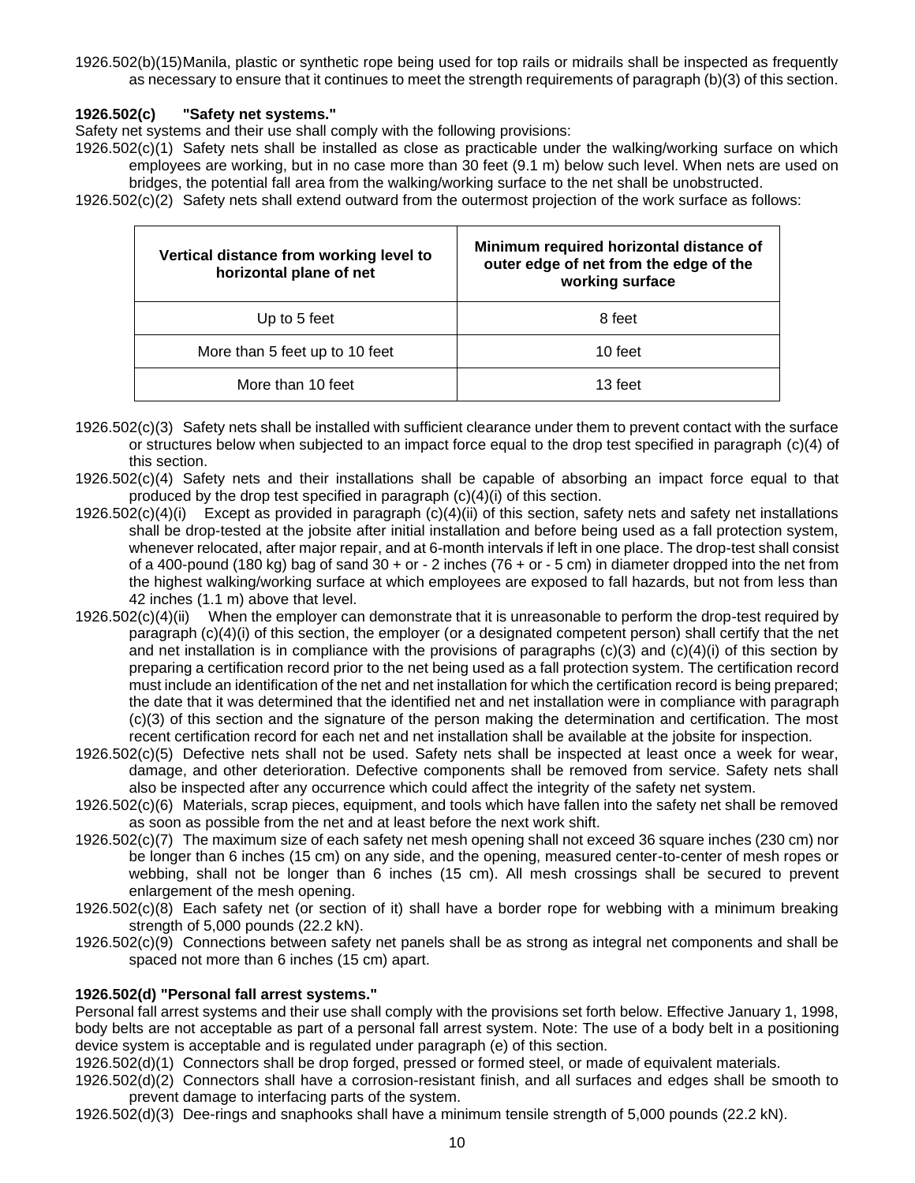1926.502(b)(15) Manila, plastic or synthetic rope being used for top rails or midrails shall be inspected as frequently as necessary to ensure that it continues to meet the strength requirements of paragraph (b)(3) of this section.

**1926.502(c) "Safety net systems."**

Safety net systems and their use shall comply with the following provisions:

1926.502(c)(1) Safety nets shall be installed as close as practicable under the walking/working surface on which employees are working, but in no case more than 30 feet (9.1 m) below such level. When nets are used on bridges, the potential fall area from the walking/working surface to the net shall be unobstructed.

1926.502(c)(2) Safety nets shall extend outward from the outermost projection of the work surface as follows:

| Vertical distance from working level to horizontal plane of net | Minimum required horizontal distance of outer edge of net from the edge of the working surface |
|---|---|
| Up to 5 feet | 8 feet |
| More than 5 feet up to 10 feet | 10 feet |
| More than 10 feet | 13 feet |

1926.502(c)(3) Safety nets shall be installed with sufficient clearance under them to prevent contact with the surface or structures below when subjected to an impact force equal to the drop test specified in paragraph (c)(4) of this section.

1926.502(c)(4) Safety nets and their installations shall be capable of absorbing an impact force equal to that produced by the drop test specified in paragraph (c)(4)(i) of this section.

1926.502(c)(4)(i) Except as provided in paragraph (c)(4)(ii) of this section, safety nets and safety net installations shall be drop-tested at the jobsite after initial installation and before being used as a fall protection system, whenever relocated, after major repair, and at 6-month intervals if left in one place. The drop-test shall consist of a 400-pound (180 kg) bag of sand 30 + or - 2 inches (76 + or - 5 cm) in diameter dropped into the net from the highest walking/working surface at which employees are exposed to fall hazards, but not from less than 42 inches (1.1 m) above that level.

1926.502(c)(4)(ii) When the employer can demonstrate that it is unreasonable to perform the drop-test required by paragraph (c)(4)(i) of this section, the employer (or a designated competent person) shall certify that the net and net installation is in compliance with the provisions of paragraphs (c)(3) and (c)(4)(i) of this section by preparing a certification record prior to the net being used as a fall protection system. The certification record must include an identification of the net and net installation for which the certification record is being prepared; the date that it was determined that the identified net and net installation were in compliance with paragraph (c)(3) of this section and the signature of the person making the determination and certification. The most recent certification record for each net and net installation shall be available at the jobsite for inspection.

1926.502(c)(5) Defective nets shall not be used. Safety nets shall be inspected at least once a week for wear, damage, and other deterioration. Defective components shall be removed from service. Safety nets shall also be inspected after any occurrence which could affect the integrity of the safety net system.

1926.502(c)(6) Materials, scrap pieces, equipment, and tools which have fallen into the safety net shall be removed as soon as possible from the net and at least before the next work shift.

1926.502(c)(7) The maximum size of each safety net mesh opening shall not exceed 36 square inches (230 cm) nor be longer than 6 inches (15 cm) on any side, and the opening, measured center-to-center of mesh ropes or webbing, shall not be longer than 6 inches (15 cm). All mesh crossings shall be secured to prevent enlargement of the mesh opening.

1926.502(c)(8) Each safety net (or section of it) shall have a border rope for webbing with a minimum breaking strength of 5,000 pounds (22.2 kN).

1926.502(c)(9) Connections between safety net panels shall be as strong as integral net components and shall be spaced not more than 6 inches (15 cm) apart.

**1926.502(d) "Personal fall arrest systems."**

Personal fall arrest systems and their use shall comply with the provisions set forth below. Effective January 1, 1998, body belts are not acceptable as part of a personal fall arrest system. Note: The use of a body belt in a positioning device system is acceptable and is regulated under paragraph (e) of this section.

1926.502(d)(1) Connectors shall be drop forged, pressed or formed steel, or made of equivalent materials.

1926.502(d)(2) Connectors shall have a corrosion-resistant finish, and all surfaces and edges shall be smooth to prevent damage to interfacing parts of the system.

1926.502(d)(3) Dee-rings and snaphooks shall have a minimum tensile strength of 5,000 pounds (22.2 kN).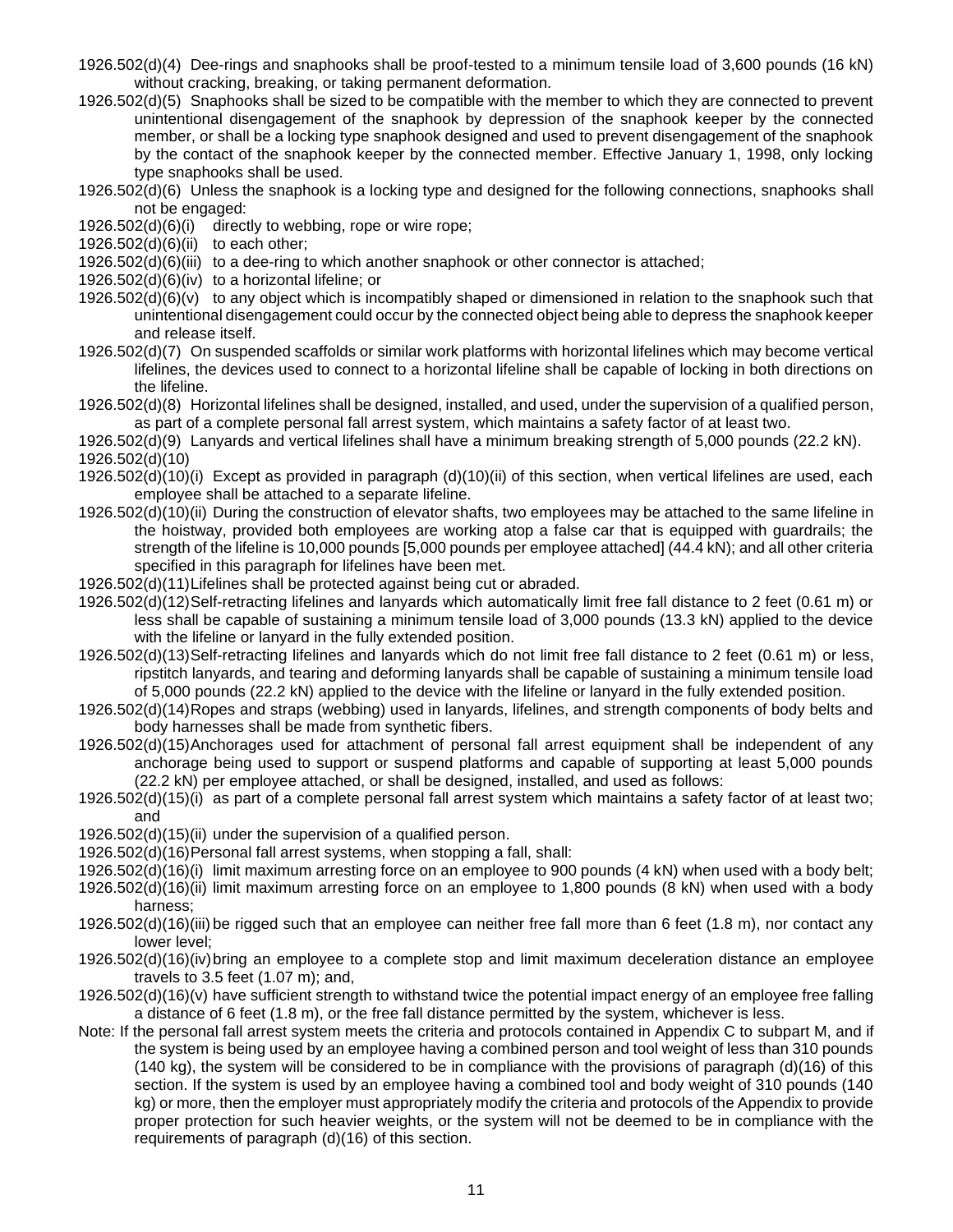1926.502(d)(4) Dee-rings and snaphooks shall be proof-tested to a minimum tensile load of 3,600 pounds (16 kN) without cracking, breaking, or taking permanent deformation.

1926.502(d)(5) Snaphooks shall be sized to be compatible with the member to which they are connected to prevent unintentional disengagement of the snaphook by depression of the snaphook keeper by the connected member, or shall be a locking type snaphook designed and used to prevent disengagement of the snaphook by the contact of the snaphook keeper by the connected member. Effective January 1, 1998, only locking type snaphooks shall be used.

1926.502(d)(6) Unless the snaphook is a locking type and designed for the following connections, snaphooks shall not be engaged:

1926.502(d)(6)(i) directly to webbing, rope or wire rope;

1926.502(d)(6)(ii) to each other;

1926.502(d)(6)(iii) to a dee-ring to which another snaphook or other connector is attached;

1926.502(d)(6)(iv) to a horizontal lifeline; or

1926.502(d)(6)(v) to any object which is incompatibly shaped or dimensioned in relation to the snaphook such that unintentional disengagement could occur by the connected object being able to depress the snaphook keeper and release itself.

1926.502(d)(7) On suspended scaffolds or similar work platforms with horizontal lifelines which may become vertical lifelines, the devices used to connect to a horizontal lifeline shall be capable of locking in both directions on the lifeline.

1926.502(d)(8) Horizontal lifelines shall be designed, installed, and used, under the supervision of a qualified person, as part of a complete personal fall arrest system, which maintains a safety factor of at least two.

1926.502(d)(9) Lanyards and vertical lifelines shall have a minimum breaking strength of 5,000 pounds (22.2 kN).

1926.502(d)(10)

1926.502(d)(10)(i) Except as provided in paragraph (d)(10)(ii) of this section, when vertical lifelines are used, each employee shall be attached to a separate lifeline.

1926.502(d)(10)(ii) During the construction of elevator shafts, two employees may be attached to the same lifeline in the hoistway, provided both employees are working atop a false car that is equipped with guardrails; the strength of the lifeline is 10,000 pounds [5,000 pounds per employee attached] (44.4 kN); and all other criteria specified in this paragraph for lifelines have been met.

1926.502(d)(11) Lifelines shall be protected against being cut or abraded.

1926.502(d)(12) Self-retracting lifelines and lanyards which automatically limit free fall distance to 2 feet (0.61 m) or less shall be capable of sustaining a minimum tensile load of 3,000 pounds (13.3 kN) applied to the device with the lifeline or lanyard in the fully extended position.

1926.502(d)(13) Self-retracting lifelines and lanyards which do not limit free fall distance to 2 feet (0.61 m) or less, ripstitch lanyards, and tearing and deforming lanyards shall be capable of sustaining a minimum tensile load of 5,000 pounds (22.2 kN) applied to the device with the lifeline or lanyard in the fully extended position.

1926.502(d)(14) Ropes and straps (webbing) used in lanyards, lifelines, and strength components of body belts and body harnesses shall be made from synthetic fibers.

1926.502(d)(15) Anchorages used for attachment of personal fall arrest equipment shall be independent of any anchorage being used to support or suspend platforms and capable of supporting at least 5,000 pounds (22.2 kN) per employee attached, or shall be designed, installed, and used as follows:

1926.502(d)(15)(i) as part of a complete personal fall arrest system which maintains a safety factor of at least two; and

1926.502(d)(15)(ii) under the supervision of a qualified person.

1926.502(d)(16) Personal fall arrest systems, when stopping a fall, shall:

1926.502(d)(16)(i) limit maximum arresting force on an employee to 900 pounds (4 kN) when used with a body belt;

1926.502(d)(16)(ii) limit maximum arresting force on an employee to 1,800 pounds (8 kN) when used with a body harness;

1926.502(d)(16)(iii) be rigged such that an employee can neither free fall more than 6 feet (1.8 m), nor contact any lower level;

1926.502(d)(16)(iv) bring an employee to a complete stop and limit maximum deceleration distance an employee travels to 3.5 feet (1.07 m); and,

1926.502(d)(16)(v) have sufficient strength to withstand twice the potential impact energy of an employee free falling a distance of 6 feet (1.8 m), or the free fall distance permitted by the system, whichever is less.

Note: If the personal fall arrest system meets the criteria and protocols contained in Appendix C to subpart M, and if the system is being used by an employee having a combined person and tool weight of less than 310 pounds (140 kg), the system will be considered to be in compliance with the provisions of paragraph (d)(16) of this section. If the system is used by an employee having a combined tool and body weight of 310 pounds (140 kg) or more, then the employer must appropriately modify the criteria and protocols of the Appendix to provide proper protection for such heavier weights, or the system will not be deemed to be in compliance with the requirements of paragraph (d)(16) of this section.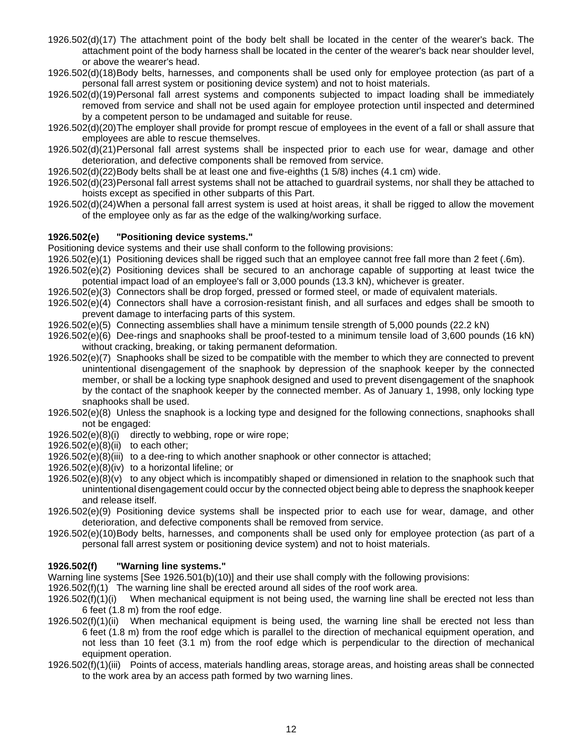1926.502(d)(17) The attachment point of the body belt shall be located in the center of the wearer's back. The attachment point of the body harness shall be located in the center of the wearer's back near shoulder level, or above the wearer's head.

1926.502(d)(18) Body belts, harnesses, and components shall be used only for employee protection (as part of a personal fall arrest system or positioning device system) and not to hoist materials.

1926.502(d)(19) Personal fall arrest systems and components subjected to impact loading shall be immediately removed from service and shall not be used again for employee protection until inspected and determined by a competent person to be undamaged and suitable for reuse.

1926.502(d)(20) The employer shall provide for prompt rescue of employees in the event of a fall or shall assure that employees are able to rescue themselves.

1926.502(d)(21) Personal fall arrest systems shall be inspected prior to each use for wear, damage and other deterioration, and defective components shall be removed from service.

1926.502(d)(22) Body belts shall be at least one and five-eighths (1 5/8) inches (4.1 cm) wide.

1926.502(d)(23) Personal fall arrest systems shall not be attached to guardrail systems, nor shall they be attached to hoists except as specified in other subparts of this Part.

1926.502(d)(24) When a personal fall arrest system is used at hoist areas, it shall be rigged to allow the movement of the employee only as far as the edge of the walking/working surface.

**1926.502(e) "Positioning device systems."**

Positioning device systems and their use shall conform to the following provisions:

1926.502(e)(1) Positioning devices shall be rigged such that an employee cannot free fall more than 2 feet (.6m).

1926.502(e)(2) Positioning devices shall be secured to an anchorage capable of supporting at least twice the potential impact load of an employee's fall or 3,000 pounds (13.3 kN), whichever is greater.

1926.502(e)(3) Connectors shall be drop forged, pressed or formed steel, or made of equivalent materials.

1926.502(e)(4) Connectors shall have a corrosion-resistant finish, and all surfaces and edges shall be smooth to prevent damage to interfacing parts of this system.

1926.502(e)(5) Connecting assemblies shall have a minimum tensile strength of 5,000 pounds (22.2 kN)

1926.502(e)(6) Dee-rings and snaphooks shall be proof-tested to a minimum tensile load of 3,600 pounds (16 kN) without cracking, breaking, or taking permanent deformation.

1926.502(e)(7) Snaphooks shall be sized to be compatible with the member to which they are connected to prevent unintentional disengagement of the snaphook by depression of the snaphook keeper by the connected member, or shall be a locking type snaphook designed and used to prevent disengagement of the snaphook by the contact of the snaphook keeper by the connected member. As of January 1, 1998, only locking type snaphooks shall be used.

1926.502(e)(8) Unless the snaphook is a locking type and designed for the following connections, snaphooks shall not be engaged:

1926.502(e)(8)(i) directly to webbing, rope or wire rope;

1926.502(e)(8)(ii) to each other;

1926.502(e)(8)(iii) to a dee-ring to which another snaphook or other connector is attached;

1926.502(e)(8)(iv) to a horizontal lifeline; or

1926.502(e)(8)(v) to any object which is incompatibly shaped or dimensioned in relation to the snaphook such that unintentional disengagement could occur by the connected object being able to depress the snaphook keeper and release itself.

1926.502(e)(9) Positioning device systems shall be inspected prior to each use for wear, damage, and other deterioration, and defective components shall be removed from service.

1926.502(e)(10) Body belts, harnesses, and components shall be used only for employee protection (as part of a personal fall arrest system or positioning device system) and not to hoist materials.

**1926.502(f) "Warning line systems."**

Warning line systems [See 1926.501(b)(10)] and their use shall comply with the following provisions:

1926.502(f)(1) The warning line shall be erected around all sides of the roof work area.

1926.502(f)(1)(i) When mechanical equipment is not being used, the warning line shall be erected not less than 6 feet (1.8 m) from the roof edge.

1926.502(f)(1)(ii) When mechanical equipment is being used, the warning line shall be erected not less than 6 feet (1.8 m) from the roof edge which is parallel to the direction of mechanical equipment operation, and not less than 10 feet (3.1 m) from the roof edge which is perpendicular to the direction of mechanical equipment operation.

1926.502(f)(1)(iii) Points of access, materials handling areas, storage areas, and hoisting areas shall be connected to the work area by an access path formed by two warning lines.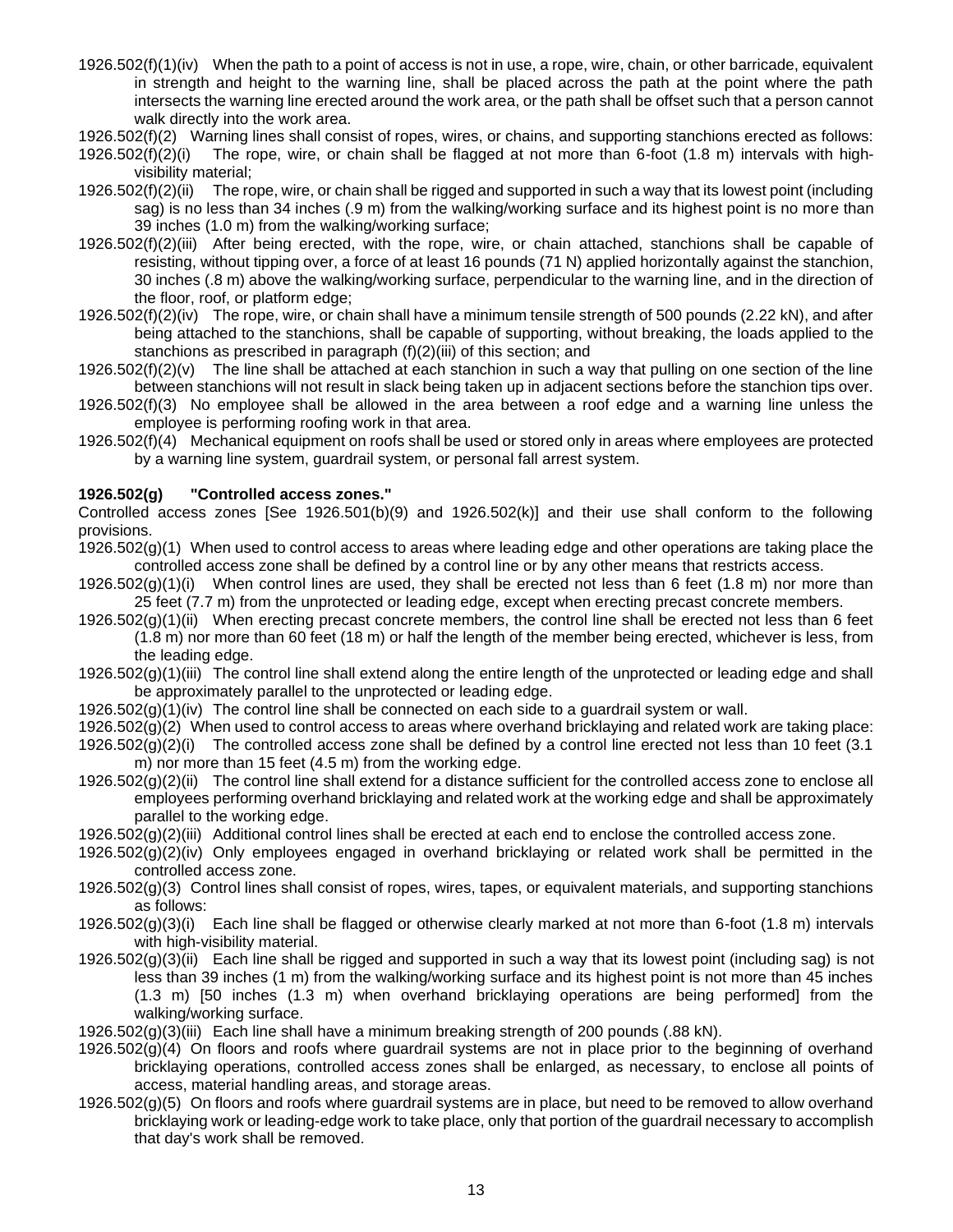1926.502(f)(1)(iv) When the path to a point of access is not in use, a rope, wire, chain, or other barricade, equivalent in strength and height to the warning line, shall be placed across the path at the point where the path intersects the warning line erected around the work area, or the path shall be offset such that a person cannot walk directly into the work area.

1926.502(f)(2) Warning lines shall consist of ropes, wires, or chains, and supporting stanchions erected as follows:

1926.502(f)(2)(i) The rope, wire, or chain shall be flagged at not more than 6-foot (1.8 m) intervals with high-visibility material;

1926.502(f)(2)(ii) The rope, wire, or chain shall be rigged and supported in such a way that its lowest point (including sag) is no less than 34 inches (.9 m) from the walking/working surface and its highest point is no more than 39 inches (1.0 m) from the walking/working surface;

1926.502(f)(2)(iii) After being erected, with the rope, wire, or chain attached, stanchions shall be capable of resisting, without tipping over, a force of at least 16 pounds (71 N) applied horizontally against the stanchion, 30 inches (.8 m) above the walking/working surface, perpendicular to the warning line, and in the direction of the floor, roof, or platform edge;

1926.502(f)(2)(iv) The rope, wire, or chain shall have a minimum tensile strength of 500 pounds (2.22 kN), and after being attached to the stanchions, shall be capable of supporting, without breaking, the loads applied to the stanchions as prescribed in paragraph (f)(2)(iii) of this section; and

1926.502(f)(2)(v) The line shall be attached at each stanchion in such a way that pulling on one section of the line between stanchions will not result in slack being taken up in adjacent sections before the stanchion tips over.

1926.502(f)(3) No employee shall be allowed in the area between a roof edge and a warning line unless the employee is performing roofing work in that area.

1926.502(f)(4) Mechanical equipment on roofs shall be used or stored only in areas where employees are protected by a warning line system, guardrail system, or personal fall arrest system.

**1926.502(g) "Controlled access zones."**

Controlled access zones [See 1926.501(b)(9) and 1926.502(k)] and their use shall conform to the following provisions.

1926.502(g)(1) When used to control access to areas where leading edge and other operations are taking place the controlled access zone shall be defined by a control line or by any other means that restricts access.

1926.502(g)(1)(i) When control lines are used, they shall be erected not less than 6 feet (1.8 m) nor more than 25 feet (7.7 m) from the unprotected or leading edge, except when erecting precast concrete members.

1926.502(g)(1)(ii) When erecting precast concrete members, the control line shall be erected not less than 6 feet (1.8 m) nor more than 60 feet (18 m) or half the length of the member being erected, whichever is less, from the leading edge.

1926.502(g)(1)(iii) The control line shall extend along the entire length of the unprotected or leading edge and shall be approximately parallel to the unprotected or leading edge.

1926.502(g)(1)(iv) The control line shall be connected on each side to a guardrail system or wall.

1926.502(g)(2) When used to control access to areas where overhand bricklaying and related work are taking place:

1926.502(g)(2)(i) The controlled access zone shall be defined by a control line erected not less than 10 feet (3.1 m) nor more than 15 feet (4.5 m) from the working edge.

1926.502(g)(2)(ii) The control line shall extend for a distance sufficient for the controlled access zone to enclose all employees performing overhand bricklaying and related work at the working edge and shall be approximately parallel to the working edge.

1926.502(g)(2)(iii) Additional control lines shall be erected at each end to enclose the controlled access zone.

1926.502(g)(2)(iv) Only employees engaged in overhand bricklaying or related work shall be permitted in the controlled access zone.

1926.502(g)(3) Control lines shall consist of ropes, wires, tapes, or equivalent materials, and supporting stanchions as follows:

1926.502(g)(3)(i) Each line shall be flagged or otherwise clearly marked at not more than 6-foot (1.8 m) intervals with high-visibility material.

1926.502(g)(3)(ii) Each line shall be rigged and supported in such a way that its lowest point (including sag) is not less than 39 inches (1 m) from the walking/working surface and its highest point is not more than 45 inches (1.3 m) [50 inches (1.3 m) when overhand bricklaying operations are being performed] from the walking/working surface.

1926.502(g)(3)(iii) Each line shall have a minimum breaking strength of 200 pounds (.88 kN).

1926.502(g)(4) On floors and roofs where guardrail systems are not in place prior to the beginning of overhand bricklaying operations, controlled access zones shall be enlarged, as necessary, to enclose all points of access, material handling areas, and storage areas.

1926.502(g)(5) On floors and roofs where guardrail systems are in place, but need to be removed to allow overhand bricklaying work or leading-edge work to take place, only that portion of the guardrail necessary to accomplish that day's work shall be removed.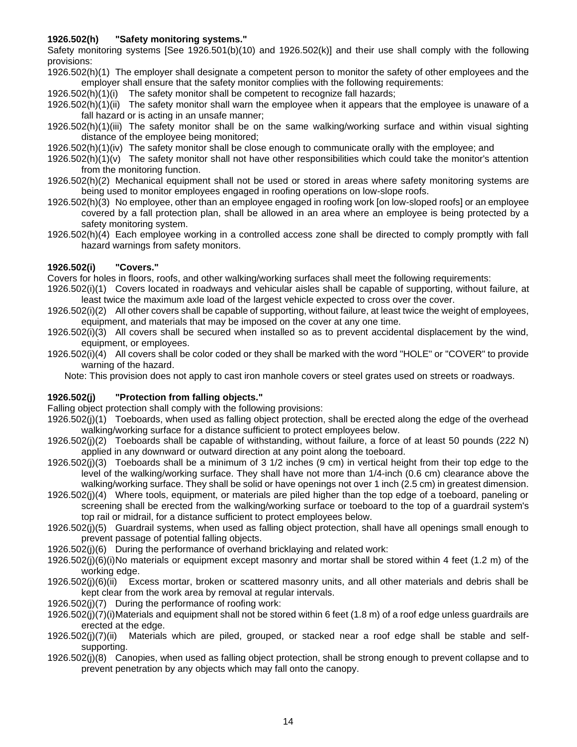**1926.502(h) "Safety monitoring systems."**

Safety monitoring systems [See 1926.501(b)(10) and 1926.502(k)] and their use shall comply with the following provisions:

1926.502(h)(1) The employer shall designate a competent person to monitor the safety of other employees and the employer shall ensure that the safety monitor complies with the following requirements:

1926.502(h)(1)(i) The safety monitor shall be competent to recognize fall hazards;

1926.502(h)(1)(ii) The safety monitor shall warn the employee when it appears that the employee is unaware of a fall hazard or is acting in an unsafe manner;

1926.502(h)(1)(iii) The safety monitor shall be on the same walking/working surface and within visual sighting distance of the employee being monitored;

1926.502(h)(1)(iv) The safety monitor shall be close enough to communicate orally with the employee; and

1926.502(h)(1)(v) The safety monitor shall not have other responsibilities which could take the monitor's attention from the monitoring function.

1926.502(h)(2) Mechanical equipment shall not be used or stored in areas where safety monitoring systems are being used to monitor employees engaged in roofing operations on low-slope roofs.

1926.502(h)(3) No employee, other than an employee engaged in roofing work [on low-sloped roofs] or an employee covered by a fall protection plan, shall be allowed in an area where an employee is being protected by a safety monitoring system.

1926.502(h)(4) Each employee working in a controlled access zone shall be directed to comply promptly with fall hazard warnings from safety monitors.

**1926.502(i) "Covers."**

Covers for holes in floors, roofs, and other walking/working surfaces shall meet the following requirements:

1926.502(i)(1) Covers located in roadways and vehicular aisles shall be capable of supporting, without failure, at least twice the maximum axle load of the largest vehicle expected to cross over the cover.

1926.502(i)(2) All other covers shall be capable of supporting, without failure, at least twice the weight of employees, equipment, and materials that may be imposed on the cover at any one time.

1926.502(i)(3) All covers shall be secured when installed so as to prevent accidental displacement by the wind, equipment, or employees.

1926.502(i)(4) All covers shall be color coded or they shall be marked with the word "HOLE" or "COVER" to provide warning of the hazard.

Note: This provision does not apply to cast iron manhole covers or steel grates used on streets or roadways.

**1926.502(j) "Protection from falling objects."**

Falling object protection shall comply with the following provisions:

1926.502(j)(1) Toeboards, when used as falling object protection, shall be erected along the edge of the overhead walking/working surface for a distance sufficient to protect employees below.

1926.502(j)(2) Toeboards shall be capable of withstanding, without failure, a force of at least 50 pounds (222 N) applied in any downward or outward direction at any point along the toeboard.

1926.502(j)(3) Toeboards shall be a minimum of 3 1/2 inches (9 cm) in vertical height from their top edge to the level of the walking/working surface. They shall have not more than 1/4-inch (0.6 cm) clearance above the walking/working surface. They shall be solid or have openings not over 1 inch (2.5 cm) in greatest dimension.

1926.502(j)(4) Where tools, equipment, or materials are piled higher than the top edge of a toeboard, paneling or screening shall be erected from the walking/working surface or toeboard to the top of a guardrail system's top rail or midrail, for a distance sufficient to protect employees below.

1926.502(j)(5) Guardrail systems, when used as falling object protection, shall have all openings small enough to prevent passage of potential falling objects.

1926.502(j)(6) During the performance of overhand bricklaying and related work:

1926.502(j)(6)(i) No materials or equipment except masonry and mortar shall be stored within 4 feet (1.2 m) of the working edge.

1926.502(j)(6)(ii) Excess mortar, broken or scattered masonry units, and all other materials and debris shall be kept clear from the work area by removal at regular intervals.

1926.502(j)(7) During the performance of roofing work:

1926.502(j)(7)(i) Materials and equipment shall not be stored within 6 feet (1.8 m) of a roof edge unless guardrails are erected at the edge.

1926.502(j)(7)(ii) Materials which are piled, grouped, or stacked near a roof edge shall be stable and self-supporting.

1926.502(j)(8) Canopies, when used as falling object protection, shall be strong enough to prevent collapse and to prevent penetration by any objects which may fall onto the canopy.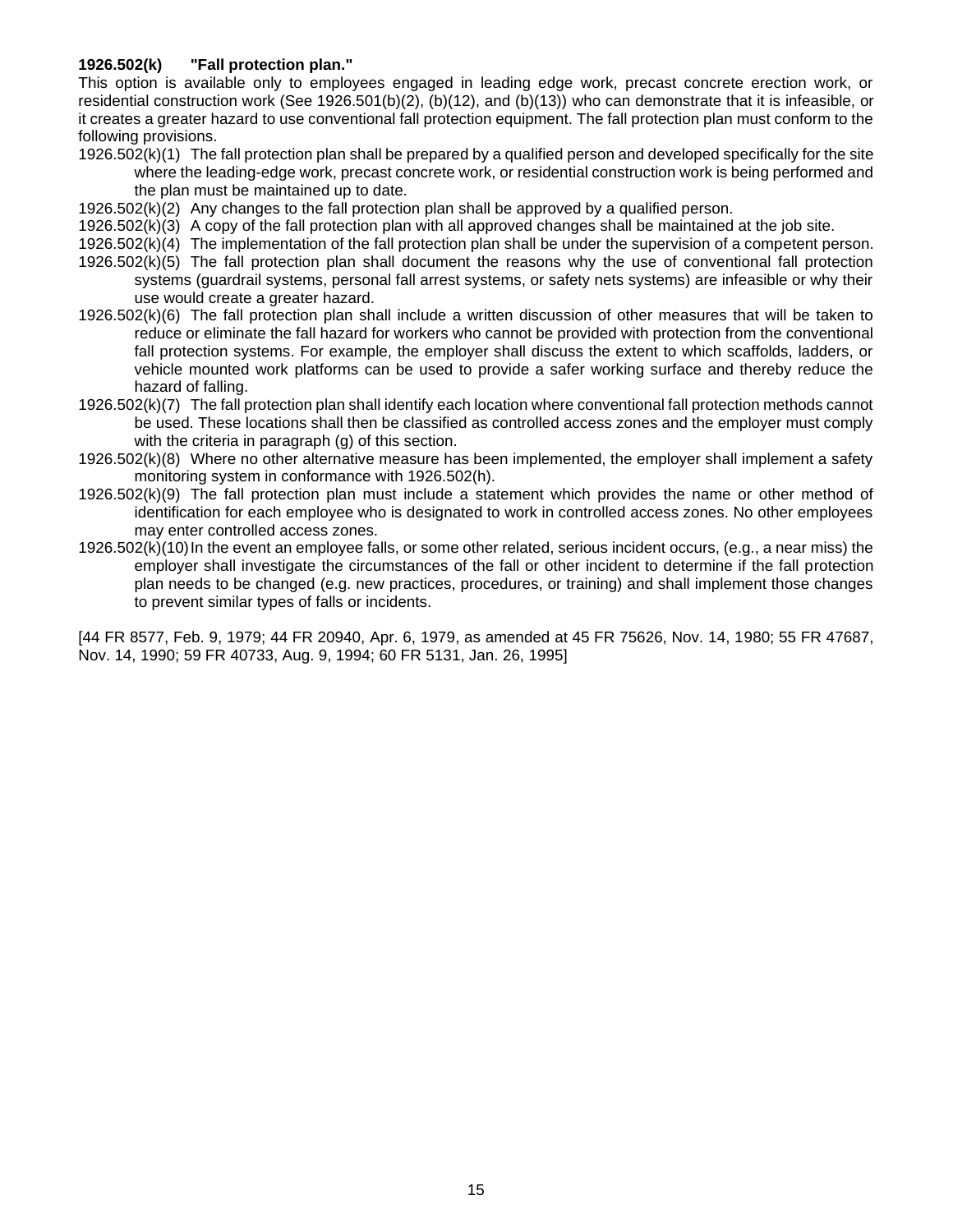**1926.502(k) "Fall protection plan."**

This option is available only to employees engaged in leading edge work, precast concrete erection work, or residential construction work (See 1926.501(b)(2), (b)(12), and (b)(13)) who can demonstrate that it is infeasible, or it creates a greater hazard to use conventional fall protection equipment. The fall protection plan must conform to the following provisions.

1926.502(k)(1) The fall protection plan shall be prepared by a qualified person and developed specifically for the site where the leading-edge work, precast concrete work, or residential construction work is being performed and the plan must be maintained up to date.

1926.502(k)(2) Any changes to the fall protection plan shall be approved by a qualified person.

1926.502(k)(3) A copy of the fall protection plan with all approved changes shall be maintained at the job site.

1926.502(k)(4) The implementation of the fall protection plan shall be under the supervision of a competent person.

1926.502(k)(5) The fall protection plan shall document the reasons why the use of conventional fall protection systems (guardrail systems, personal fall arrest systems, or safety nets systems) are infeasible or why their use would create a greater hazard.

1926.502(k)(6) The fall protection plan shall include a written discussion of other measures that will be taken to reduce or eliminate the fall hazard for workers who cannot be provided with protection from the conventional fall protection systems. For example, the employer shall discuss the extent to which scaffolds, ladders, or vehicle mounted work platforms can be used to provide a safer working surface and thereby reduce the hazard of falling.

1926.502(k)(7) The fall protection plan shall identify each location where conventional fall protection methods cannot be used. These locations shall then be classified as controlled access zones and the employer must comply with the criteria in paragraph (g) of this section.

1926.502(k)(8) Where no other alternative measure has been implemented, the employer shall implement a safety monitoring system in conformance with 1926.502(h).

1926.502(k)(9) The fall protection plan must include a statement which provides the name or other method of identification for each employee who is designated to work in controlled access zones. No other employees may enter controlled access zones.

1926.502(k)(10) In the event an employee falls, or some other related, serious incident occurs, (e.g., a near miss) the employer shall investigate the circumstances of the fall or other incident to determine if the fall protection plan needs to be changed (e.g. new practices, procedures, or training) and shall implement those changes to prevent similar types of falls or incidents.

[44 FR 8577, Feb. 9, 1979; 44 FR 20940, Apr. 6, 1979, as amended at 45 FR 75626, Nov. 14, 1980; 55 FR 47687, Nov. 14, 1990; 59 FR 40733, Aug. 9, 1994; 60 FR 5131, Jan. 26, 1995]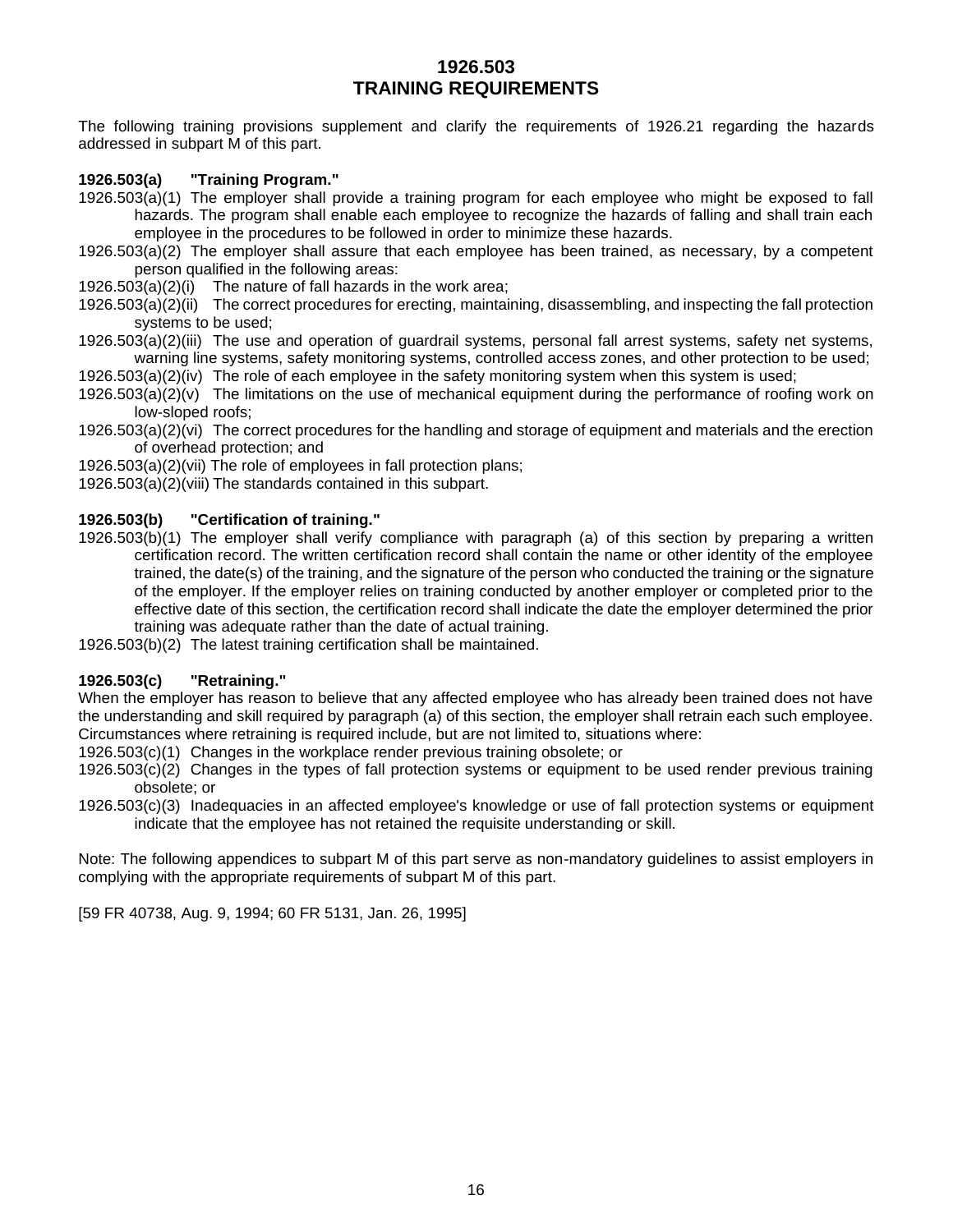# 1926.503
# TRAINING REQUIREMENTS

The following training provisions supplement and clarify the requirements of 1926.21 regarding the hazards addressed in subpart M of this part.

**1926.503(a) "Training Program."**

1926.503(a)(1) The employer shall provide a training program for each employee who might be exposed to fall hazards. The program shall enable each employee to recognize the hazards of falling and shall train each employee in the procedures to be followed in order to minimize these hazards.

1926.503(a)(2) The employer shall assure that each employee has been trained, as necessary, by a competent person qualified in the following areas:

1926.503(a)(2)(i) The nature of fall hazards in the work area;

1926.503(a)(2)(ii) The correct procedures for erecting, maintaining, disassembling, and inspecting the fall protection systems to be used;

1926.503(a)(2)(iii) The use and operation of guardrail systems, personal fall arrest systems, safety net systems, warning line systems, safety monitoring systems, controlled access zones, and other protection to be used;

1926.503(a)(2)(iv) The role of each employee in the safety monitoring system when this system is used;

1926.503(a)(2)(v) The limitations on the use of mechanical equipment during the performance of roofing work on low-sloped roofs;

1926.503(a)(2)(vi) The correct procedures for the handling and storage of equipment and materials and the erection of overhead protection; and

1926.503(a)(2)(vii) The role of employees in fall protection plans;

1926.503(a)(2)(viii) The standards contained in this subpart.

**1926.503(b) "Certification of training."**

1926.503(b)(1) The employer shall verify compliance with paragraph (a) of this section by preparing a written certification record. The written certification record shall contain the name or other identity of the employee trained, the date(s) of the training, and the signature of the person who conducted the training or the signature of the employer. If the employer relies on training conducted by another employer or completed prior to the effective date of this section, the certification record shall indicate the date the employer determined the prior training was adequate rather than the date of actual training.

1926.503(b)(2) The latest training certification shall be maintained.

**1926.503(c) "Retraining."**

When the employer has reason to believe that any affected employee who has already been trained does not have the understanding and skill required by paragraph (a) of this section, the employer shall retrain each such employee. Circumstances where retraining is required include, but are not limited to, situations where:

1926.503(c)(1) Changes in the workplace render previous training obsolete; or

1926.503(c)(2) Changes in the types of fall protection systems or equipment to be used render previous training obsolete; or

1926.503(c)(3) Inadequacies in an affected employee's knowledge or use of fall protection systems or equipment indicate that the employee has not retained the requisite understanding or skill.

Note: The following appendices to subpart M of this part serve as non-mandatory guidelines to assist employers in complying with the appropriate requirements of subpart M of this part.

[59 FR 40738, Aug. 9, 1994; 60 FR 5131, Jan. 26, 1995]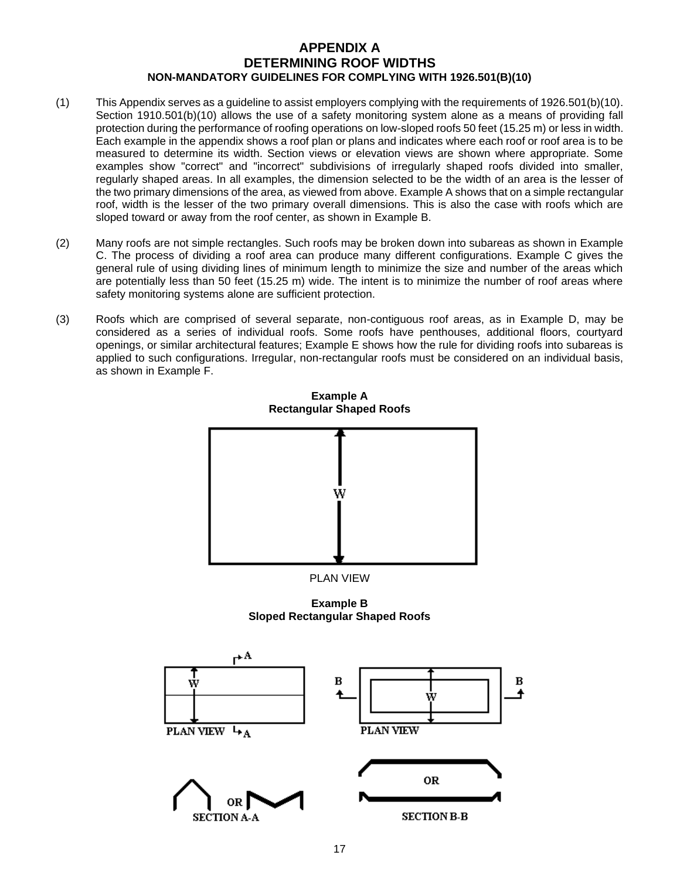# APPENDIX A
# DETERMINING ROOF WIDTHS
### NON-MANDATORY GUIDELINES FOR COMPLYING WITH 1926.501(B)(10)

(1) This Appendix serves as a guideline to assist employers complying with the requirements of 1926.501(b)(10). Section 1910.501(b)(10) allows the use of a safety monitoring system alone as a means of providing fall protection during the performance of roofing operations on low-sloped roofs 50 feet (15.25 m) or less in width. Each example in the appendix shows a roof plan or plans and indicates where each roof or roof area is to be measured to determine its width. Section views or elevation views are shown where appropriate. Some examples show "correct" and "incorrect" subdivisions of irregularly shaped roofs divided into smaller, regularly shaped areas. In all examples, the dimension selected to be the width of an area is the lesser of the two primary dimensions of the area, as viewed from above. Example A shows that on a simple rectangular roof, width is the lesser of the two primary overall dimensions. This is also the case with roofs which are sloped toward or away from the roof center, as shown in Example B.

(2) Many roofs are not simple rectangles. Such roofs may be broken down into subareas as shown in Example C. The process of dividing a roof area can produce many different configurations. Example C gives the general rule of using dividing lines of minimum length to minimize the size and number of the areas which are potentially less than 50 feet (15.25 m) wide. The intent is to minimize the number of roof areas where safety monitoring systems alone are sufficient protection.

(3) Roofs which are comprised of several separate, non-contiguous roof areas, as in Example D, may be considered as a series of individual roofs. Some roofs have penthouses, additional floors, courtyard openings, or similar architectural features; Example E shows how the rule for dividing roofs into subareas is applied to such configurations. Irregular, non-rectangular roofs must be considered on an individual basis, as shown in Example F.

**Example A**
**Rectangular Shaped Roofs**

W

PLAN VIEW

**Example B**
**Sloped Rectangular Shaped Roofs**

A

W

PLAN VIEW

A

B

B

W

PLAN VIEW

OR

SECTION A-A

OR

SECTION B-B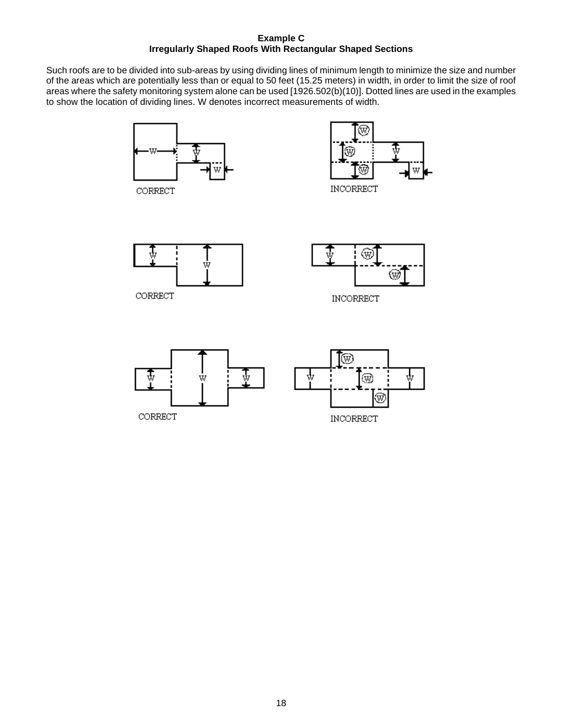**Example C**
**Irregularly Shaped Roofs With Rectangular Shaped Sections**

Such roofs are to be divided into sub-areas by using dividing lines of minimum length to minimize the size and number of the areas which are potentially less than or equal to 50 feet (15.25 meters) in width, in order to limit the size of roof areas where the safety monitoring system alone can be used [1926.502(b)(10)]. Dotted lines are used in the examples to show the location of dividing lines. W denotes incorrect measurements of width.

CORRECT

INCORRECT

CORRECT

INCORRECT

CORRECT

INCORRECT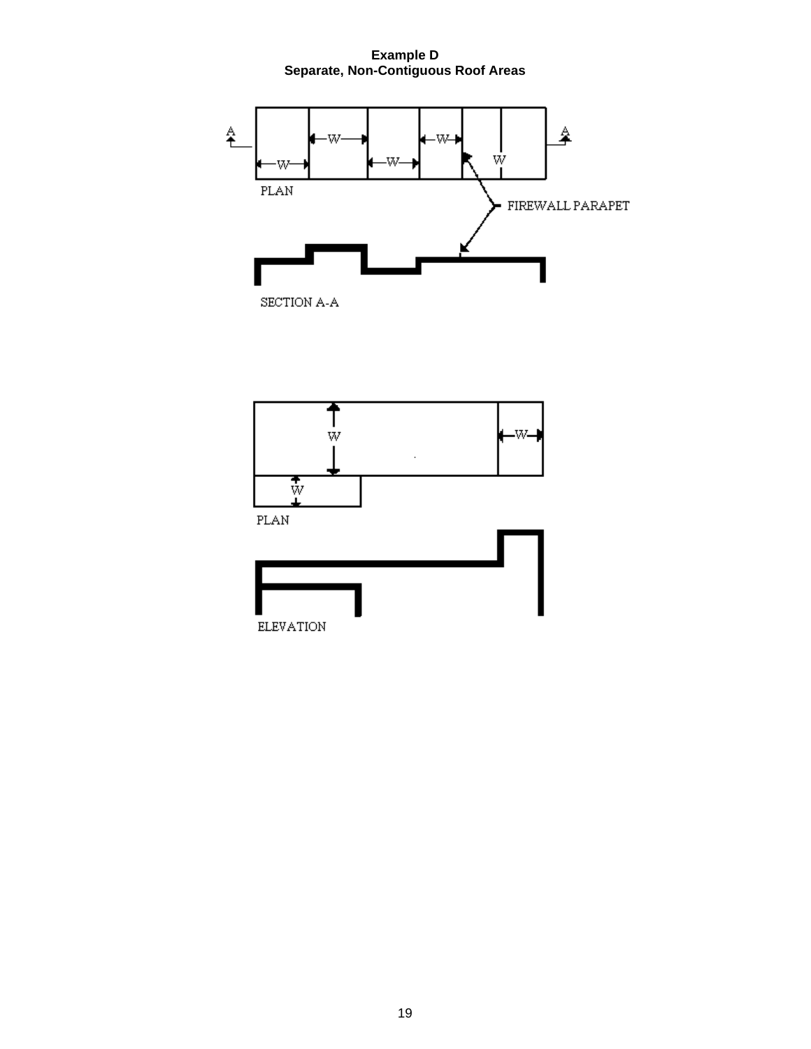**Example D**
**Separate, Non-Contiguous Roof Areas**

PLAN

FIREWALL PARAPET

SECTION A-A

PLAN

ELEVATION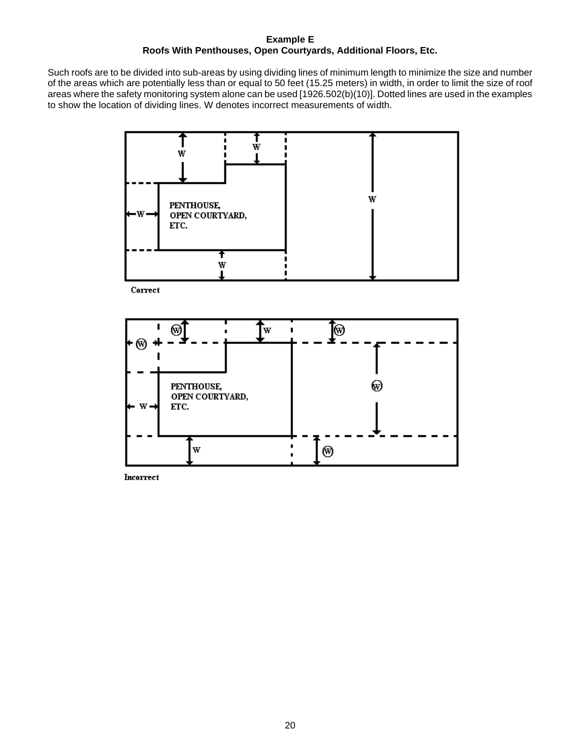**Example E**
**Roofs With Penthouses, Open Courtyards, Additional Floors, Etc.**

Such roofs are to be divided into sub-areas by using dividing lines of minimum length to minimize the size and number of the areas which are potentially less than or equal to 50 feet (15.25 meters) in width, in order to limit the size of roof areas where the safety monitoring system alone can be used [1926.502(b)(10)]. Dotted lines are used in the examples to show the location of dividing lines. W denotes incorrect measurements of width.

W

W

W

W

PENTHOUSE,
OPEN COURTYARD,
ETC.

W

Correct

W

W

W

W

W

PENTHOUSE,
OPEN COURTYARD,
ETC.

W

W

W

Incorrect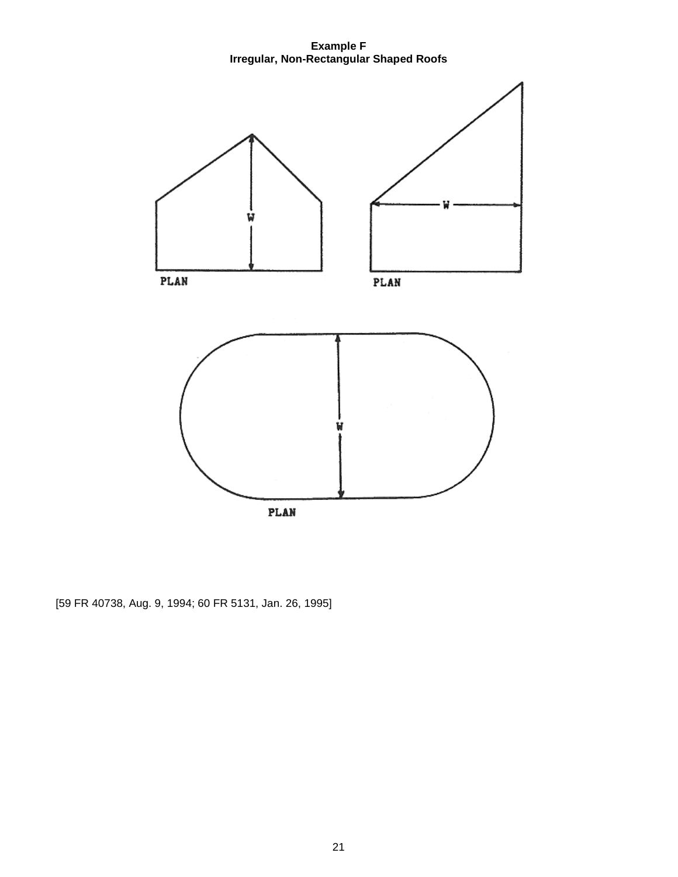**Example F**
**Irregular, Non-Rectangular Shaped Roofs**

W

PLAN

W

PLAN

W

PLAN

[59 FR 40738, Aug. 9, 1994; 60 FR 5131, Jan. 26, 1995]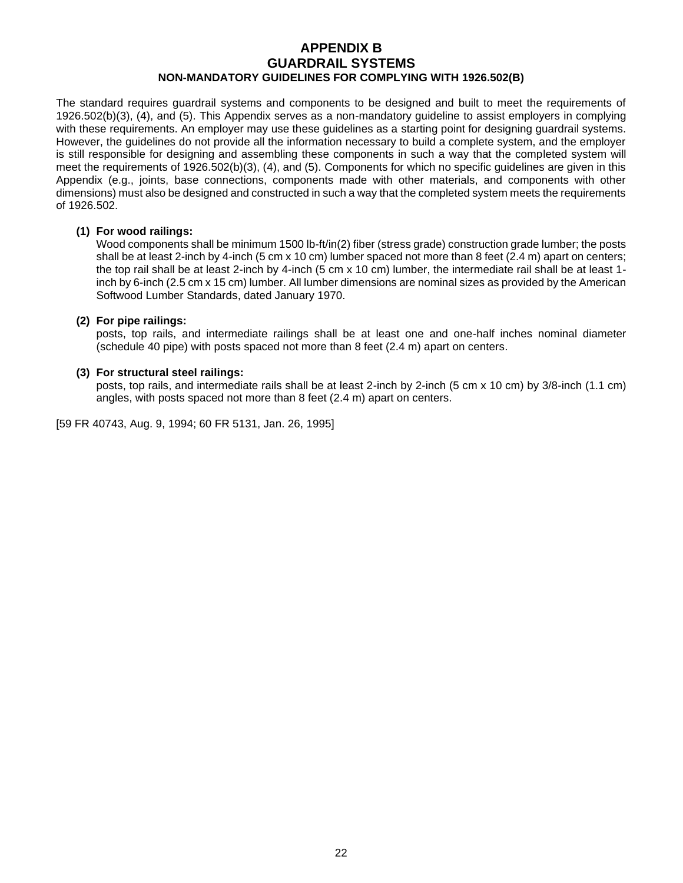# APPENDIX B
# GUARDRAIL SYSTEMS
### NON-MANDATORY GUIDELINES FOR COMPLYING WITH 1926.502(B)

The standard requires guardrail systems and components to be designed and built to meet the requirements of 1926.502(b)(3), (4), and (5). This Appendix serves as a non-mandatory guideline to assist employers in complying with these requirements. An employer may use these guidelines as a starting point for designing guardrail systems. However, the guidelines do not provide all the information necessary to build a complete system, and the employer is still responsible for designing and assembling these components in such a way that the completed system will meet the requirements of 1926.502(b)(3), (4), and (5). Components for which no specific guidelines are given in this Appendix (e.g., joints, base connections, components made with other materials, and components with other dimensions) must also be designed and constructed in such a way that the completed system meets the requirements of 1926.502.

**(1) For wood railings:**
Wood components shall be minimum 1500 lb-ft/in(2) fiber (stress grade) construction grade lumber; the posts shall be at least 2-inch by 4-inch (5 cm x 10 cm) lumber spaced not more than 8 feet (2.4 m) apart on centers; the top rail shall be at least 2-inch by 4-inch (5 cm x 10 cm) lumber, the intermediate rail shall be at least 1-inch by 6-inch (2.5 cm x 15 cm) lumber. All lumber dimensions are nominal sizes as provided by the American Softwood Lumber Standards, dated January 1970.

**(2) For pipe railings:**
posts, top rails, and intermediate railings shall be at least one and one-half inches nominal diameter (schedule 40 pipe) with posts spaced not more than 8 feet (2.4 m) apart on centers.

**(3) For structural steel railings:**
posts, top rails, and intermediate rails shall be at least 2-inch by 2-inch (5 cm x 10 cm) by 3/8-inch (1.1 cm) angles, with posts spaced not more than 8 feet (2.4 m) apart on centers.

[59 FR 40743, Aug. 9, 1994; 60 FR 5131, Jan. 26, 1995]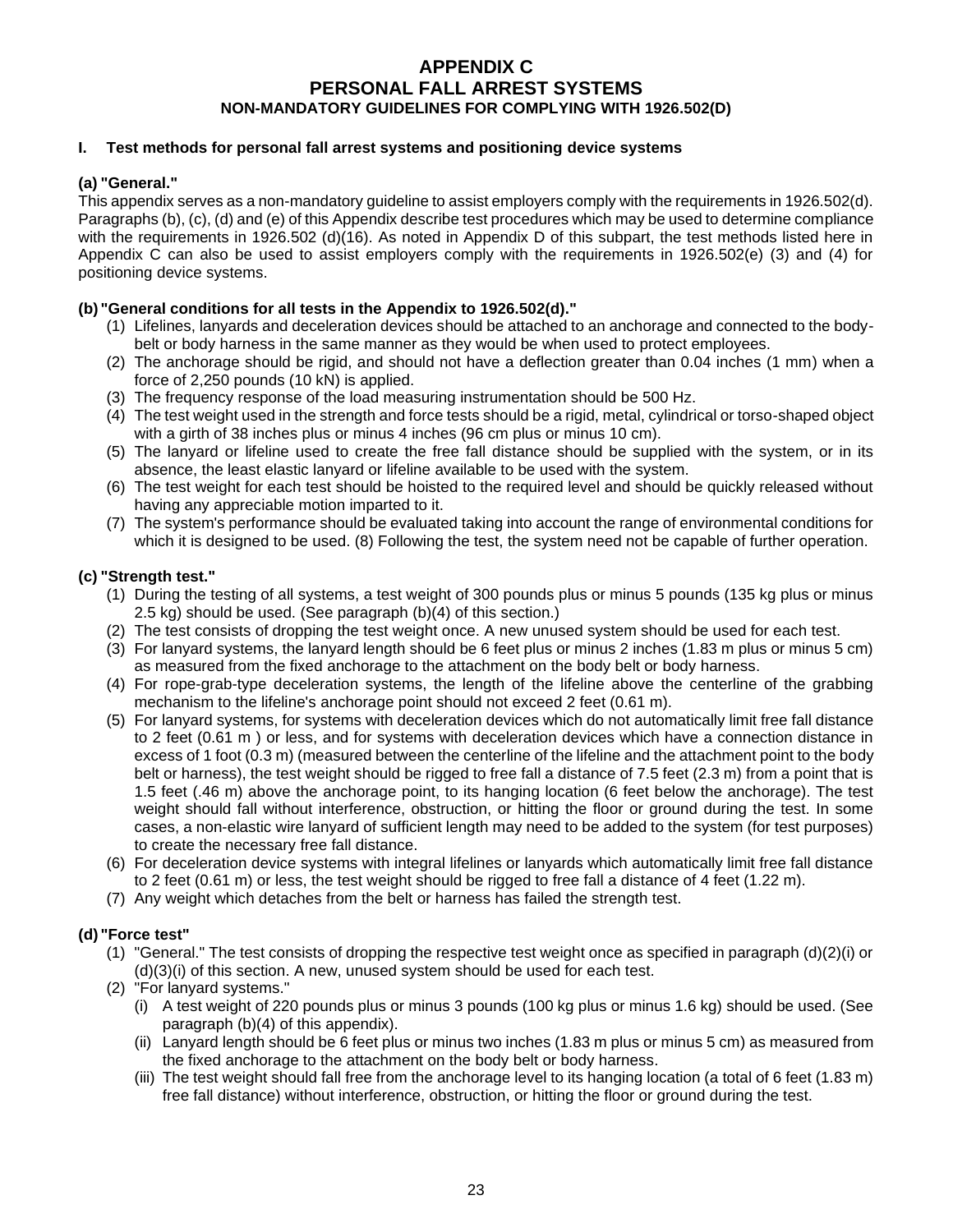# APPENDIX C
# PERSONAL FALL ARREST SYSTEMS
## NON-MANDATORY GUIDELINES FOR COMPLYING WITH 1926.502(D)

### I. Test methods for personal fall arrest systems and positioning device systems

**(a) "General."**

This appendix serves as a non-mandatory guideline to assist employers comply with the requirements in 1926.502(d). Paragraphs (b), (c), (d) and (e) of this Appendix describe test procedures which may be used to determine compliance with the requirements in 1926.502 (d)(16). As noted in Appendix D of this subpart, the test methods listed here in Appendix C can also be used to assist employers comply with the requirements in 1926.502(e) (3) and (4) for positioning device systems.

**(b) "General conditions for all tests in the Appendix to 1926.502(d)."**

(1) Lifelines, lanyards and deceleration devices should be attached to an anchorage and connected to the body-belt or body harness in the same manner as they would be when used to protect employees.
(2) The anchorage should be rigid, and should not have a deflection greater than 0.04 inches (1 mm) when a force of 2,250 pounds (10 kN) is applied.
(3) The frequency response of the load measuring instrumentation should be 500 Hz.
(4) The test weight used in the strength and force tests should be a rigid, metal, cylindrical or torso-shaped object with a girth of 38 inches plus or minus 4 inches (96 cm plus or minus 10 cm).
(5) The lanyard or lifeline used to create the free fall distance should be supplied with the system, or in its absence, the least elastic lanyard or lifeline available to be used with the system.
(6) The test weight for each test should be hoisted to the required level and should be quickly released without having any appreciable motion imparted to it.
(7) The system's performance should be evaluated taking into account the range of environmental conditions for which it is designed to be used. (8) Following the test, the system need not be capable of further operation.

**(c) "Strength test."**

(1) During the testing of all systems, a test weight of 300 pounds plus or minus 5 pounds (135 kg plus or minus 2.5 kg) should be used. (See paragraph (b)(4) of this section.)
(2) The test consists of dropping the test weight once. A new unused system should be used for each test.
(3) For lanyard systems, the lanyard length should be 6 feet plus or minus 2 inches (1.83 m plus or minus 5 cm) as measured from the fixed anchorage to the attachment on the body belt or body harness.
(4) For rope-grab-type deceleration systems, the length of the lifeline above the centerline of the grabbing mechanism to the lifeline's anchorage point should not exceed 2 feet (0.61 m).
(5) For lanyard systems, for systems with deceleration devices which do not automatically limit free fall distance to 2 feet (0.61 m ) or less, and for systems with deceleration devices which have a connection distance in excess of 1 foot (0.3 m) (measured between the centerline of the lifeline and the attachment point to the body belt or harness), the test weight should be rigged to free fall a distance of 7.5 feet (2.3 m) from a point that is 1.5 feet (.46 m) above the anchorage point, to its hanging location (6 feet below the anchorage). The test weight should fall without interference, obstruction, or hitting the floor or ground during the test. In some cases, a non-elastic wire lanyard of sufficient length may need to be added to the system (for test purposes) to create the necessary free fall distance.
(6) For deceleration device systems with integral lifelines or lanyards which automatically limit free fall distance to 2 feet (0.61 m) or less, the test weight should be rigged to free fall a distance of 4 feet (1.22 m).
(7) Any weight which detaches from the belt or harness has failed the strength test.

**(d) "Force test"**

(1) "General." The test consists of dropping the respective test weight once as specified in paragraph (d)(2)(i) or (d)(3)(i) of this section. A new, unused system should be used for each test.
(2) "For lanyard systems."
   (i) A test weight of 220 pounds plus or minus 3 pounds (100 kg plus or minus 1.6 kg) should be used. (See paragraph (b)(4) of this appendix).
   (ii) Lanyard length should be 6 feet plus or minus two inches (1.83 m plus or minus 5 cm) as measured from the fixed anchorage to the attachment on the body belt or body harness.
   (iii) The test weight should fall free from the anchorage level to its hanging location (a total of 6 feet (1.83 m) free fall distance) without interference, obstruction, or hitting the floor or ground during the test.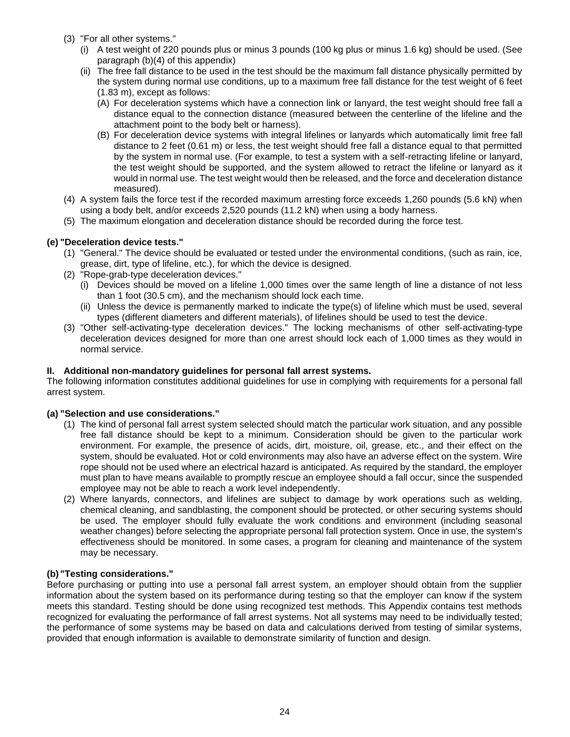(3) "For all other systems."

   (i) A test weight of 220 pounds plus or minus 3 pounds (100 kg plus or minus 1.6 kg) should be used. (See paragraph (b)(4) of this appendix)

   (ii) The free fall distance to be used in the test should be the maximum fall distance physically permitted by the system during normal use conditions, up to a maximum free fall distance for the test weight of 6 feet (1.83 m), except as follows:

      (A) For deceleration systems which have a connection link or lanyard, the test weight should free fall a distance equal to the connection distance (measured between the centerline of the lifeline and the attachment point to the body belt or harness).

      (B) For deceleration device systems with integral lifelines or lanyards which automatically limit free fall distance to 2 feet (0.61 m) or less, the test weight should free fall a distance equal to that permitted by the system in normal use. (For example, to test a system with a self-retracting lifeline or lanyard, the test weight should be supported, and the system allowed to retract the lifeline or lanyard as it would in normal use. The test weight would then be released, and the force and deceleration distance measured).

(4) A system fails the force test if the recorded maximum arresting force exceeds 1,260 pounds (5.6 kN) when using a body belt, and/or exceeds 2,520 pounds (11.2 kN) when using a body harness.

(5) The maximum elongation and deceleration distance should be recorded during the force test.

**(e) "Deceleration device tests."**

(1) "General." The device should be evaluated or tested under the environmental conditions, (such as rain, ice, grease, dirt, type of lifeline, etc.), for which the device is designed.

(2) "Rope-grab-type deceleration devices."

   (i) Devices should be moved on a lifeline 1,000 times over the same length of line a distance of not less than 1 foot (30.5 cm), and the mechanism should lock each time.

   (ii) Unless the device is permanently marked to indicate the type(s) of lifeline which must be used, several types (different diameters and different materials), of lifelines should be used to test the device.

(3) "Other self-activating-type deceleration devices." The locking mechanisms of other self-activating-type deceleration devices designed for more than one arrest should lock each of 1,000 times as they would in normal service.

**II. Additional non-mandatory guidelines for personal fall arrest systems.**

The following information constitutes additional guidelines for use in complying with requirements for a personal fall arrest system.

**(a) "Selection and use considerations."**

(1) The kind of personal fall arrest system selected should match the particular work situation, and any possible free fall distance should be kept to a minimum. Consideration should be given to the particular work environment. For example, the presence of acids, dirt, moisture, oil, grease, etc., and their effect on the system, should be evaluated. Hot or cold environments may also have an adverse effect on the system. Wire rope should not be used where an electrical hazard is anticipated. As required by the standard, the employer must plan to have means available to promptly rescue an employee should a fall occur, since the suspended employee may not be able to reach a work level independently.

(2) Where lanyards, connectors, and lifelines are subject to damage by work operations such as welding, chemical cleaning, and sandblasting, the component should be protected, or other securing systems should be used. The employer should fully evaluate the work conditions and environment (including seasonal weather changes) before selecting the appropriate personal fall protection system. Once in use, the system's effectiveness should be monitored. In some cases, a program for cleaning and maintenance of the system may be necessary.

**(b) "Testing considerations."**

Before purchasing or putting into use a personal fall arrest system, an employer should obtain from the supplier information about the system based on its performance during testing so that the employer can know if the system meets this standard. Testing should be done using recognized test methods. This Appendix contains test methods recognized for evaluating the performance of fall arrest systems. Not all systems may need to be individually tested; the performance of some systems may be based on data and calculations derived from testing of similar systems, provided that enough information is available to demonstrate similarity of function and design.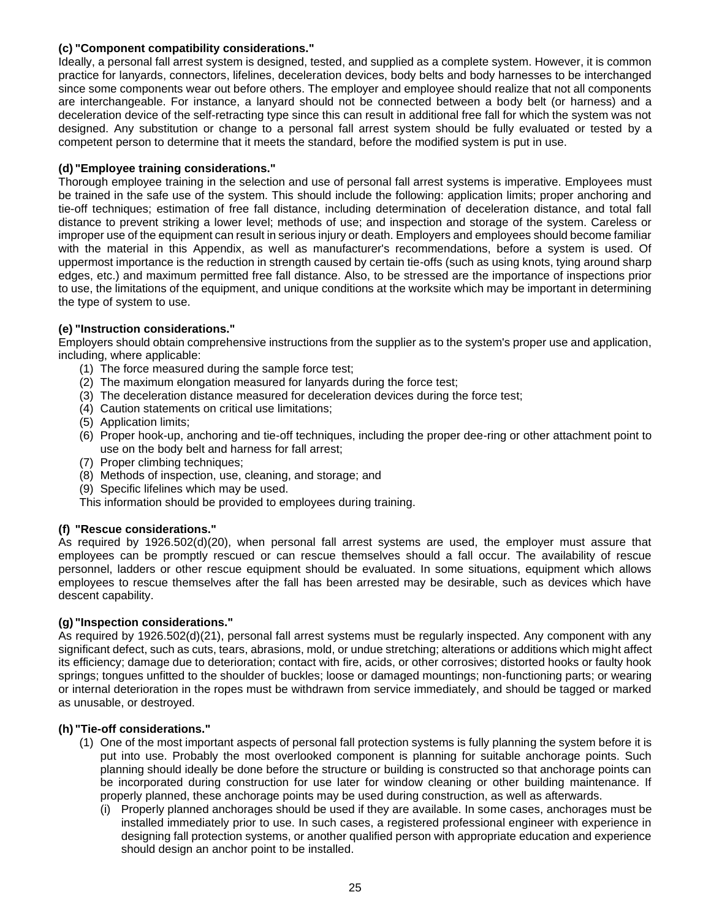**(c) "Component compatibility considerations."**

Ideally, a personal fall arrest system is designed, tested, and supplied as a complete system. However, it is common practice for lanyards, connectors, lifelines, deceleration devices, body belts and body harnesses to be interchanged since some components wear out before others. The employer and employee should realize that not all components are interchangeable. For instance, a lanyard should not be connected between a body belt (or harness) and a deceleration device of the self-retracting type since this can result in additional free fall for which the system was not designed. Any substitution or change to a personal fall arrest system should be fully evaluated or tested by a competent person to determine that it meets the standard, before the modified system is put in use.

**(d) "Employee training considerations."**

Thorough employee training in the selection and use of personal fall arrest systems is imperative. Employees must be trained in the safe use of the system. This should include the following: application limits; proper anchoring and tie-off techniques; estimation of free fall distance, including determination of deceleration distance, and total fall distance to prevent striking a lower level; methods of use; and inspection and storage of the system. Careless or improper use of the equipment can result in serious injury or death. Employers and employees should become familiar with the material in this Appendix, as well as manufacturer's recommendations, before a system is used. Of uppermost importance is the reduction in strength caused by certain tie-offs (such as using knots, tying around sharp edges, etc.) and maximum permitted free fall distance. Also, to be stressed are the importance of inspections prior to use, the limitations of the equipment, and unique conditions at the worksite which may be important in determining the type of system to use.

**(e) "Instruction considerations."**

Employers should obtain comprehensive instructions from the supplier as to the system's proper use and application, including, where applicable:

(1) The force measured during the sample force test;
(2) The maximum elongation measured for lanyards during the force test;
(3) The deceleration distance measured for deceleration devices during the force test;
(4) Caution statements on critical use limitations;
(5) Application limits;
(6) Proper hook-up, anchoring and tie-off techniques, including the proper dee-ring or other attachment point to use on the body belt and harness for fall arrest;
(7) Proper climbing techniques;
(8) Methods of inspection, use, cleaning, and storage; and
(9) Specific lifelines which may be used.

This information should be provided to employees during training.

**(f) "Rescue considerations."**

As required by 1926.502(d)(20), when personal fall arrest systems are used, the employer must assure that employees can be promptly rescued or can rescue themselves should a fall occur. The availability of rescue personnel, ladders or other rescue equipment should be evaluated. In some situations, equipment which allows employees to rescue themselves after the fall has been arrested may be desirable, such as devices which have descent capability.

**(g) "Inspection considerations."**

As required by 1926.502(d)(21), personal fall arrest systems must be regularly inspected. Any component with any significant defect, such as cuts, tears, abrasions, mold, or undue stretching; alterations or additions which might affect its efficiency; damage due to deterioration; contact with fire, acids, or other corrosives; distorted hooks or faulty hook springs; tongues unfitted to the shoulder of buckles; loose or damaged mountings; non-functioning parts; or wearing or internal deterioration in the ropes must be withdrawn from service immediately, and should be tagged or marked as unusable, or destroyed.

**(h) "Tie-off considerations."**

(1) One of the most important aspects of personal fall protection systems is fully planning the system before it is put into use. Probably the most overlooked component is planning for suitable anchorage points. Such planning should ideally be done before the structure or building is constructed so that anchorage points can be incorporated during construction for use later for window cleaning or other building maintenance. If properly planned, these anchorage points may be used during construction, as well as afterwards.

(i) Properly planned anchorages should be used if they are available. In some cases, anchorages must be installed immediately prior to use. In such cases, a registered professional engineer with experience in designing fall protection systems, or another qualified person with appropriate education and experience should design an anchor point to be installed.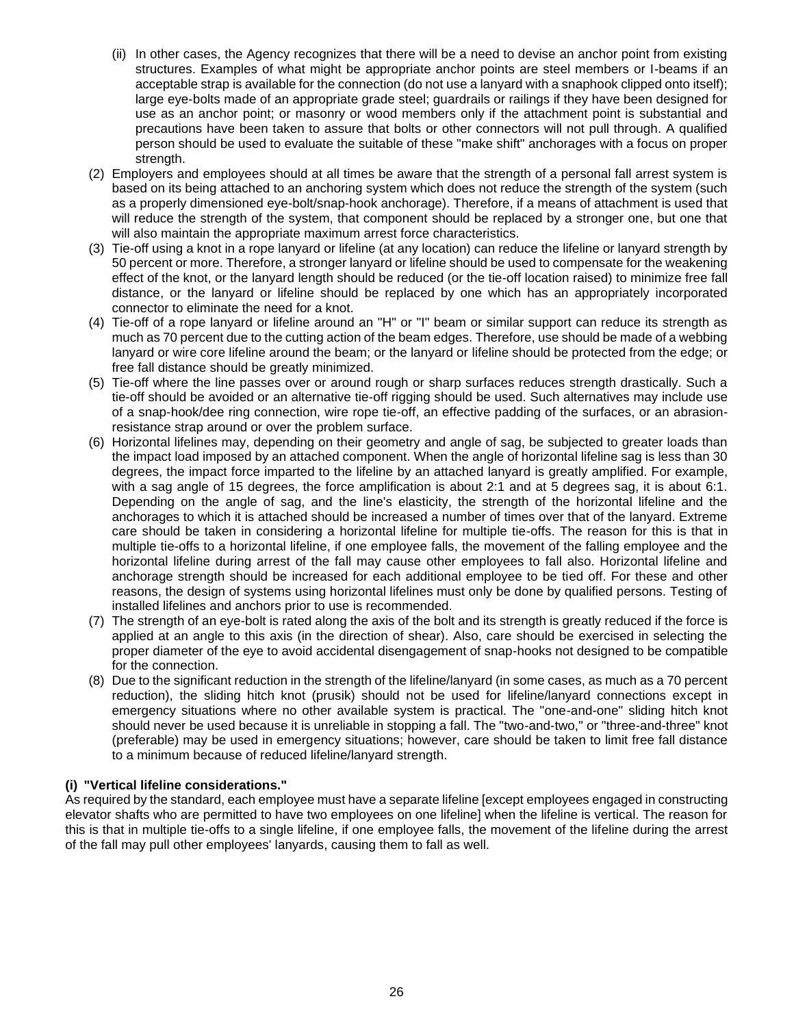(ii) In other cases, the Agency recognizes that there will be a need to devise an anchor point from existing structures. Examples of what might be appropriate anchor points are steel members or I-beams if an acceptable strap is available for the connection (do not use a lanyard with a snaphook clipped onto itself); large eye-bolts made of an appropriate grade steel; guardrails or railings if they have been designed for use as an anchor point; or masonry or wood members only if the attachment point is substantial and precautions have been taken to assure that bolts or other connectors will not pull through. A qualified person should be used to evaluate the suitable of these "make shift" anchorages with a focus on proper strength.

(2) Employers and employees should at all times be aware that the strength of a personal fall arrest system is based on its being attached to an anchoring system which does not reduce the strength of the system (such as a properly dimensioned eye-bolt/snap-hook anchorage). Therefore, if a means of attachment is used that will reduce the strength of the system, that component should be replaced by a stronger one, but one that will also maintain the appropriate maximum arrest force characteristics.

(3) Tie-off using a knot in a rope lanyard or lifeline (at any location) can reduce the lifeline or lanyard strength by 50 percent or more. Therefore, a stronger lanyard or lifeline should be used to compensate for the weakening effect of the knot, or the lanyard length should be reduced (or the tie-off location raised) to minimize free fall distance, or the lanyard or lifeline should be replaced by one which has an appropriately incorporated connector to eliminate the need for a knot.

(4) Tie-off of a rope lanyard or lifeline around an "H" or "I" beam or similar support can reduce its strength as much as 70 percent due to the cutting action of the beam edges. Therefore, use should be made of a webbing lanyard or wire core lifeline around the beam; or the lanyard or lifeline should be protected from the edge; or free fall distance should be greatly minimized.

(5) Tie-off where the line passes over or around rough or sharp surfaces reduces strength drastically. Such a tie-off should be avoided or an alternative tie-off rigging should be used. Such alternatives may include use of a snap-hook/dee ring connection, wire rope tie-off, an effective padding of the surfaces, or an abrasion-resistance strap around or over the problem surface.

(6) Horizontal lifelines may, depending on their geometry and angle of sag, be subjected to greater loads than the impact load imposed by an attached component. When the angle of horizontal lifeline sag is less than 30 degrees, the impact force imparted to the lifeline by an attached lanyard is greatly amplified. For example, with a sag angle of 15 degrees, the force amplification is about 2:1 and at 5 degrees sag, it is about 6:1. Depending on the angle of sag, and the line's elasticity, the strength of the horizontal lifeline and the anchorages to which it is attached should be increased a number of times over that of the lanyard. Extreme care should be taken in considering a horizontal lifeline for multiple tie-offs. The reason for this is that in multiple tie-offs to a horizontal lifeline, if one employee falls, the movement of the falling employee and the horizontal lifeline during arrest of the fall may cause other employees to fall also. Horizontal lifeline and anchorage strength should be increased for each additional employee to be tied off. For these and other reasons, the design of systems using horizontal lifelines must only be done by qualified persons. Testing of installed lifelines and anchors prior to use is recommended.

(7) The strength of an eye-bolt is rated along the axis of the bolt and its strength is greatly reduced if the force is applied at an angle to this axis (in the direction of shear). Also, care should be exercised in selecting the proper diameter of the eye to avoid accidental disengagement of snap-hooks not designed to be compatible for the connection.

(8) Due to the significant reduction in the strength of the lifeline/lanyard (in some cases, as much as a 70 percent reduction), the sliding hitch knot (prusik) should not be used for lifeline/lanyard connections except in emergency situations where no other available system is practical. The "one-and-one" sliding hitch knot should never be used because it is unreliable in stopping a fall. The "two-and-two," or "three-and-three" knot (preferable) may be used in emergency situations; however, care should be taken to limit free fall distance to a minimum because of reduced lifeline/lanyard strength.

**(i) "Vertical lifeline considerations."**

As required by the standard, each employee must have a separate lifeline [except employees engaged in constructing elevator shafts who are permitted to have two employees on one lifeline] when the lifeline is vertical. The reason for this is that in multiple tie-offs to a single lifeline, if one employee falls, the movement of the lifeline during the arrest of the fall may pull other employees' lanyards, causing them to fall as well.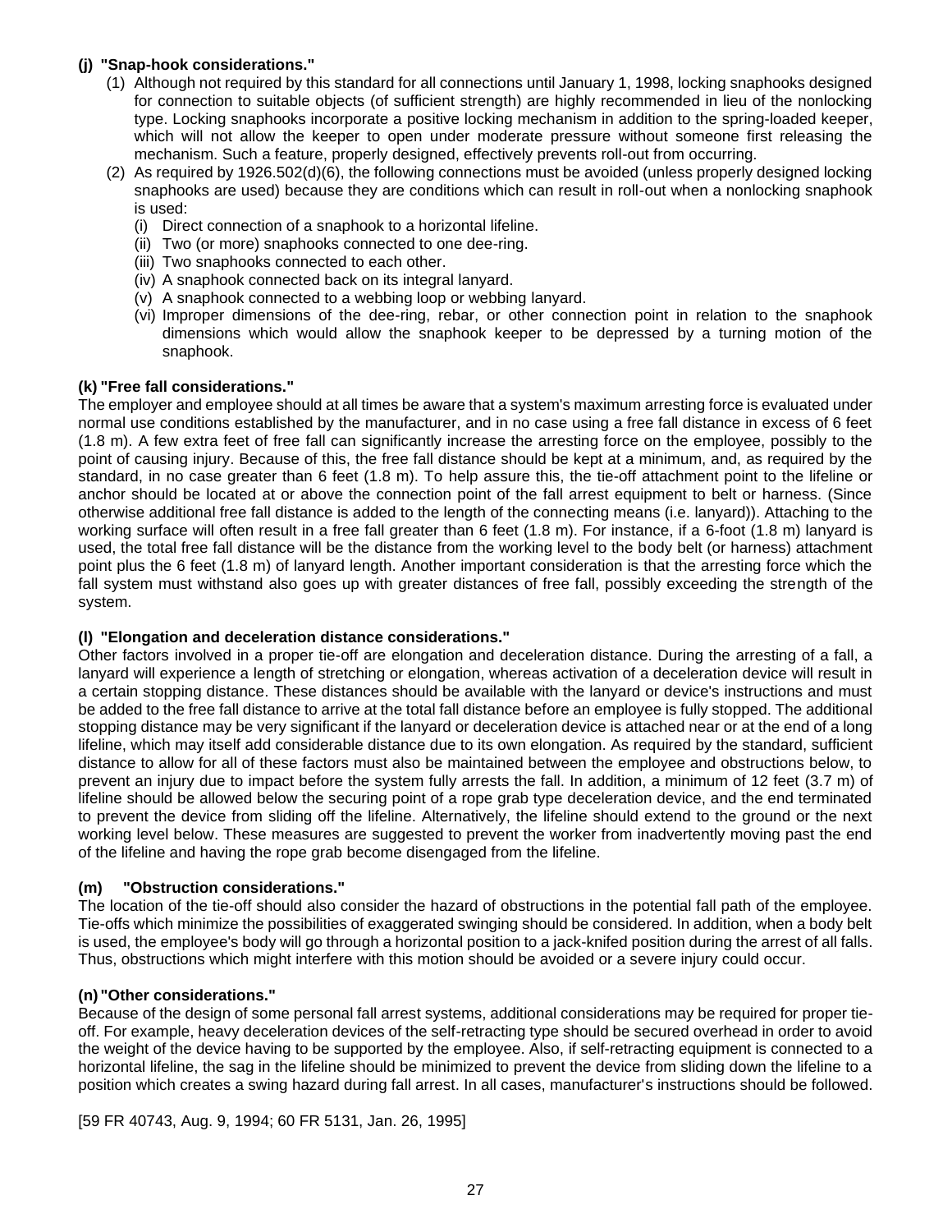**(j) "Snap-hook considerations."**

(1) Although not required by this standard for all connections until January 1, 1998, locking snaphooks designed for connection to suitable objects (of sufficient strength) are highly recommended in lieu of the nonlocking type. Locking snaphooks incorporate a positive locking mechanism in addition to the spring-loaded keeper, which will not allow the keeper to open under moderate pressure without someone first releasing the mechanism. Such a feature, properly designed, effectively prevents roll-out from occurring.

(2) As required by 1926.502(d)(6), the following connections must be avoided (unless properly designed locking snaphooks are used) because they are conditions which can result in roll-out when a nonlocking snaphook is used:

(i) Direct connection of a snaphook to a horizontal lifeline.
(ii) Two (or more) snaphooks connected to one dee-ring.
(iii) Two snaphooks connected to each other.
(iv) A snaphook connected back on its integral lanyard.
(v) A snaphook connected to a webbing loop or webbing lanyard.
(vi) Improper dimensions of the dee-ring, rebar, or other connection point in relation to the snaphook dimensions which would allow the snaphook keeper to be depressed by a turning motion of the snaphook.

**(k) "Free fall considerations."**

The employer and employee should at all times be aware that a system's maximum arresting force is evaluated under normal use conditions established by the manufacturer, and in no case using a free fall distance in excess of 6 feet (1.8 m). A few extra feet of free fall can significantly increase the arresting force on the employee, possibly to the point of causing injury. Because of this, the free fall distance should be kept at a minimum, and, as required by the standard, in no case greater than 6 feet (1.8 m). To help assure this, the tie-off attachment point to the lifeline or anchor should be located at or above the connection point of the fall arrest equipment to belt or harness. (Since otherwise additional free fall distance is added to the length of the connecting means (i.e. lanyard)). Attaching to the working surface will often result in a free fall greater than 6 feet (1.8 m). For instance, if a 6-foot (1.8 m) lanyard is used, the total free fall distance will be the distance from the working level to the body belt (or harness) attachment point plus the 6 feet (1.8 m) of lanyard length. Another important consideration is that the arresting force which the fall system must withstand also goes up with greater distances of free fall, possibly exceeding the strength of the system.

**(l) "Elongation and deceleration distance considerations."**

Other factors involved in a proper tie-off are elongation and deceleration distance. During the arresting of a fall, a lanyard will experience a length of stretching or elongation, whereas activation of a deceleration device will result in a certain stopping distance. These distances should be available with the lanyard or device's instructions and must be added to the free fall distance to arrive at the total fall distance before an employee is fully stopped. The additional stopping distance may be very significant if the lanyard or deceleration device is attached near or at the end of a long lifeline, which may itself add considerable distance due to its own elongation. As required by the standard, sufficient distance to allow for all of these factors must also be maintained between the employee and obstructions below, to prevent an injury due to impact before the system fully arrests the fall. In addition, a minimum of 12 feet (3.7 m) of lifeline should be allowed below the securing point of a rope grab type deceleration device, and the end terminated to prevent the device from sliding off the lifeline. Alternatively, the lifeline should extend to the ground or the next working level below. These measures are suggested to prevent the worker from inadvertently moving past the end of the lifeline and having the rope grab become disengaged from the lifeline.

**(m) "Obstruction considerations."**

The location of the tie-off should also consider the hazard of obstructions in the potential fall path of the employee. Tie-offs which minimize the possibilities of exaggerated swinging should be considered. In addition, when a body belt is used, the employee's body will go through a horizontal position to a jack-knifed position during the arrest of all falls. Thus, obstructions which might interfere with this motion should be avoided or a severe injury could occur.

**(n) "Other considerations."**

Because of the design of some personal fall arrest systems, additional considerations may be required for proper tie-off. For example, heavy deceleration devices of the self-retracting type should be secured overhead in order to avoid the weight of the device having to be supported by the employee. Also, if self-retracting equipment is connected to a horizontal lifeline, the sag in the lifeline should be minimized to prevent the device from sliding down the lifeline to a position which creates a swing hazard during fall arrest. In all cases, manufacturer's instructions should be followed.

[59 FR 40743, Aug. 9, 1994; 60 FR 5131, Jan. 26, 1995]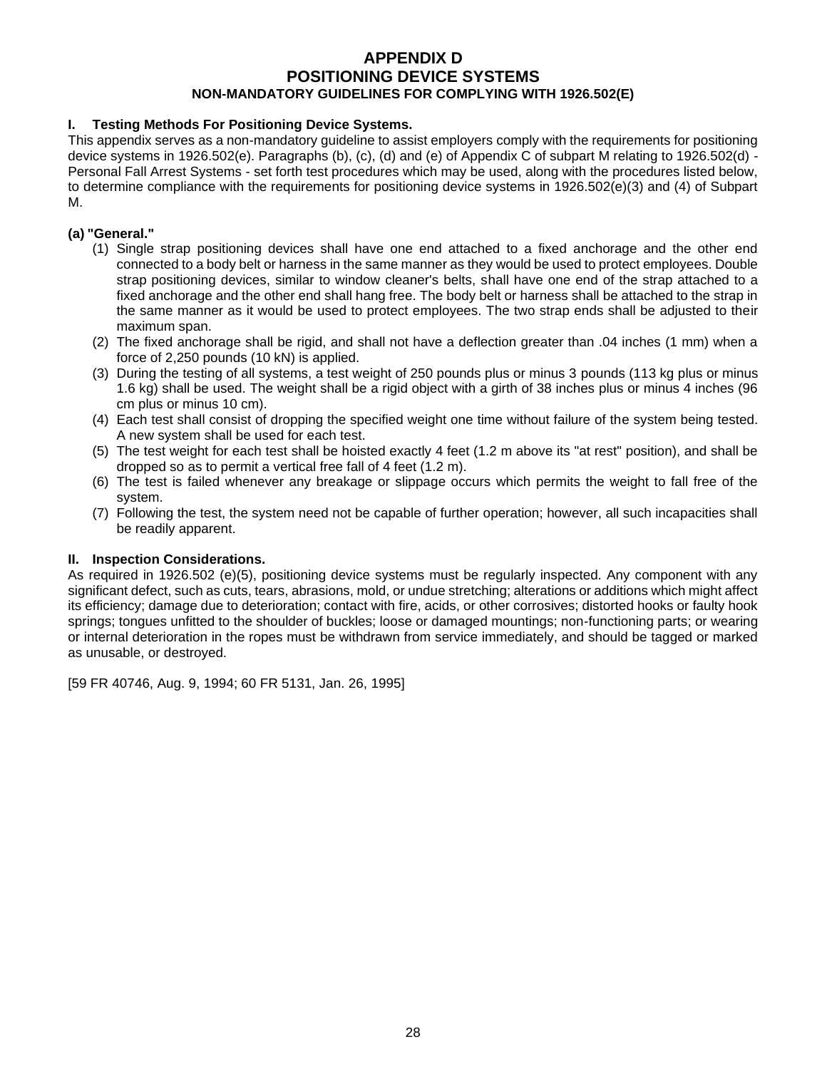# APPENDIX D
# POSITIONING DEVICE SYSTEMS
### NON-MANDATORY GUIDELINES FOR COMPLYING WITH 1926.502(E)

## I. Testing Methods For Positioning Device Systems.

This appendix serves as a non-mandatory guideline to assist employers comply with the requirements for positioning device systems in 1926.502(e). Paragraphs (b), (c), (d) and (e) of Appendix C of subpart M relating to 1926.502(d) - Personal Fall Arrest Systems - set forth test procedures which may be used, along with the procedures listed below, to determine compliance with the requirements for positioning device systems in 1926.502(e)(3) and (4) of Subpart M.

**(a) "General."**

(1) Single strap positioning devices shall have one end attached to a fixed anchorage and the other end connected to a body belt or harness in the same manner as they would be used to protect employees. Double strap positioning devices, similar to window cleaner's belts, shall have one end of the strap attached to a fixed anchorage and the other end shall hang free. The body belt or harness shall be attached to the strap in the same manner as it would be used to protect employees. The two strap ends shall be adjusted to their maximum span.

(2) The fixed anchorage shall be rigid, and shall not have a deflection greater than .04 inches (1 mm) when a force of 2,250 pounds (10 kN) is applied.

(3) During the testing of all systems, a test weight of 250 pounds plus or minus 3 pounds (113 kg plus or minus 1.6 kg) shall be used. The weight shall be a rigid object with a girth of 38 inches plus or minus 4 inches (96 cm plus or minus 10 cm).

(4) Each test shall consist of dropping the specified weight one time without failure of the system being tested. A new system shall be used for each test.

(5) The test weight for each test shall be hoisted exactly 4 feet (1.2 m above its "at rest" position), and shall be dropped so as to permit a vertical free fall of 4 feet (1.2 m).

(6) The test is failed whenever any breakage or slippage occurs which permits the weight to fall free of the system.

(7) Following the test, the system need not be capable of further operation; however, all such incapacities shall be readily apparent.

## II. Inspection Considerations.

As required in 1926.502 (e)(5), positioning device systems must be regularly inspected. Any component with any significant defect, such as cuts, tears, abrasions, mold, or undue stretching; alterations or additions which might affect its efficiency; damage due to deterioration; contact with fire, acids, or other corrosives; distorted hooks or faulty hook springs; tongues unfitted to the shoulder of buckles; loose or damaged mountings; non-functioning parts; or wearing or internal deterioration in the ropes must be withdrawn from service immediately, and should be tagged or marked as unusable, or destroyed.

[59 FR 40746, Aug. 9, 1994; 60 FR 5131, Jan. 26, 1995]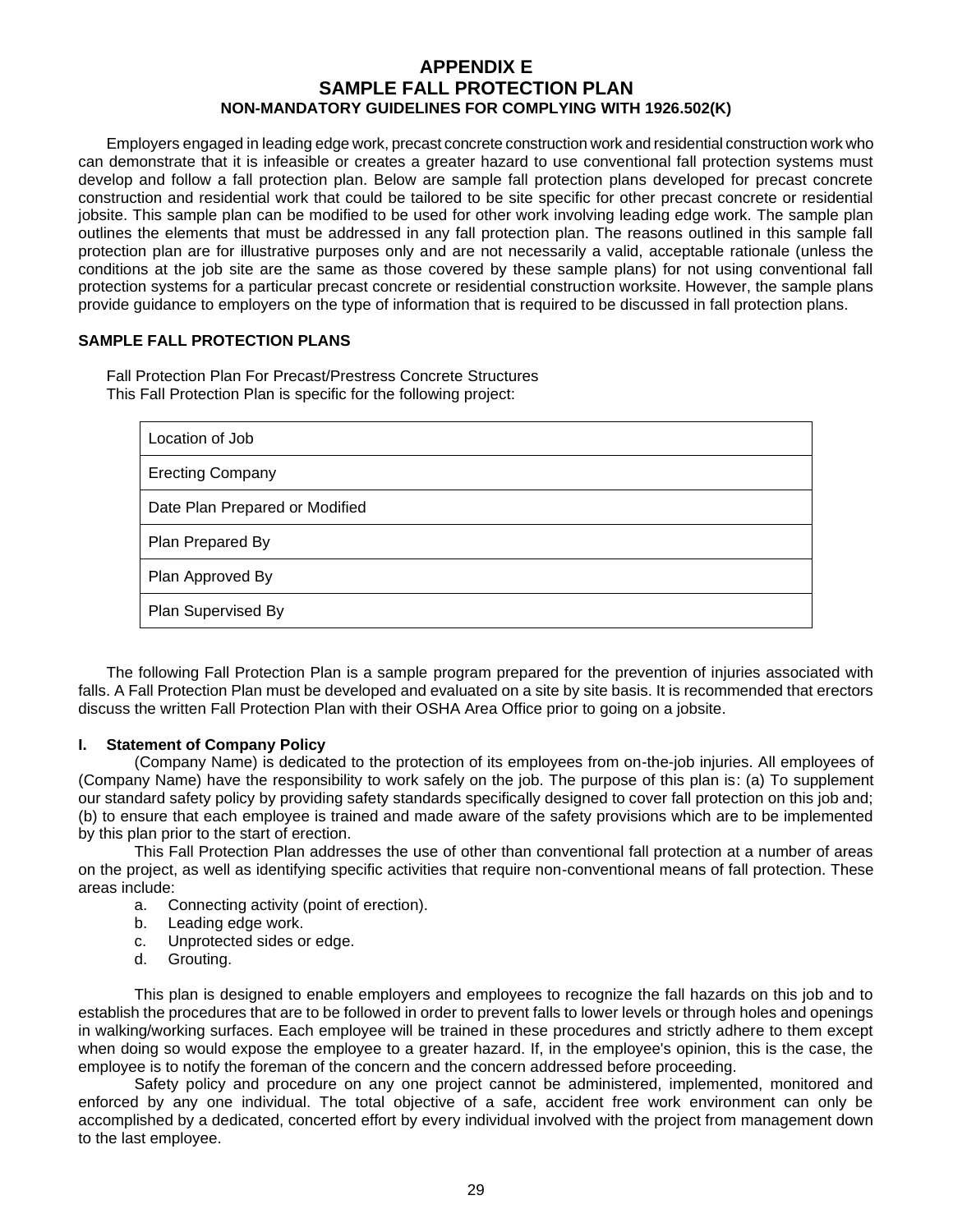# APPENDIX E
## SAMPLE FALL PROTECTION PLAN
### NON-MANDATORY GUIDELINES FOR COMPLYING WITH 1926.502(K)

Employers engaged in leading edge work, precast concrete construction work and residential construction work who can demonstrate that it is infeasible or creates a greater hazard to use conventional fall protection systems must develop and follow a fall protection plan. Below are sample fall protection plans developed for precast concrete construction and residential work that could be tailored to be site specific for other precast concrete or residential jobsite. This sample plan can be modified to be used for other work involving leading edge work. The sample plan outlines the elements that must be addressed in any fall protection plan. The reasons outlined in this sample fall protection plan are for illustrative purposes only and are not necessarily a valid, acceptable rationale (unless the conditions at the job site are the same as those covered by these sample plans) for not using conventional fall protection systems for a particular precast concrete or residential construction worksite. However, the sample plans provide guidance to employers on the type of information that is required to be discussed in fall protection plans.

**SAMPLE FALL PROTECTION PLANS**

Fall Protection Plan For Precast/Prestress Concrete Structures
This Fall Protection Plan is specific for the following project:

| |
|---|
| Location of Job |
| Erecting Company |
| Date Plan Prepared or Modified |
| Plan Prepared By |
| Plan Approved By |
| Plan Supervised By |

The following Fall Protection Plan is a sample program prepared for the prevention of injuries associated with falls. A Fall Protection Plan must be developed and evaluated on a site by site basis. It is recommended that erectors discuss the written Fall Protection Plan with their OSHA Area Office prior to going on a jobsite.

**I. Statement of Company Policy**

(Company Name) is dedicated to the protection of its employees from on-the-job injuries. All employees of (Company Name) have the responsibility to work safely on the job. The purpose of this plan is: (a) To supplement our standard safety policy by providing safety standards specifically designed to cover fall protection on this job and; (b) to ensure that each employee is trained and made aware of the safety provisions which are to be implemented by this plan prior to the start of erection.

This Fall Protection Plan addresses the use of other than conventional fall protection at a number of areas on the project, as well as identifying specific activities that require non-conventional means of fall protection. These areas include:

a. Connecting activity (point of erection).
b. Leading edge work.
c. Unprotected sides or edge.
d. Grouting.

This plan is designed to enable employers and employees to recognize the fall hazards on this job and to establish the procedures that are to be followed in order to prevent falls to lower levels or through holes and openings in walking/working surfaces. Each employee will be trained in these procedures and strictly adhere to them except when doing so would expose the employee to a greater hazard. If, in the employee's opinion, this is the case, the employee is to notify the foreman of the concern and the concern addressed before proceeding.

Safety policy and procedure on any one project cannot be administered, implemented, monitored and enforced by any one individual. The total objective of a safe, accident free work environment can only be accomplished by a dedicated, concerted effort by every individual involved with the project from management down to the last employee.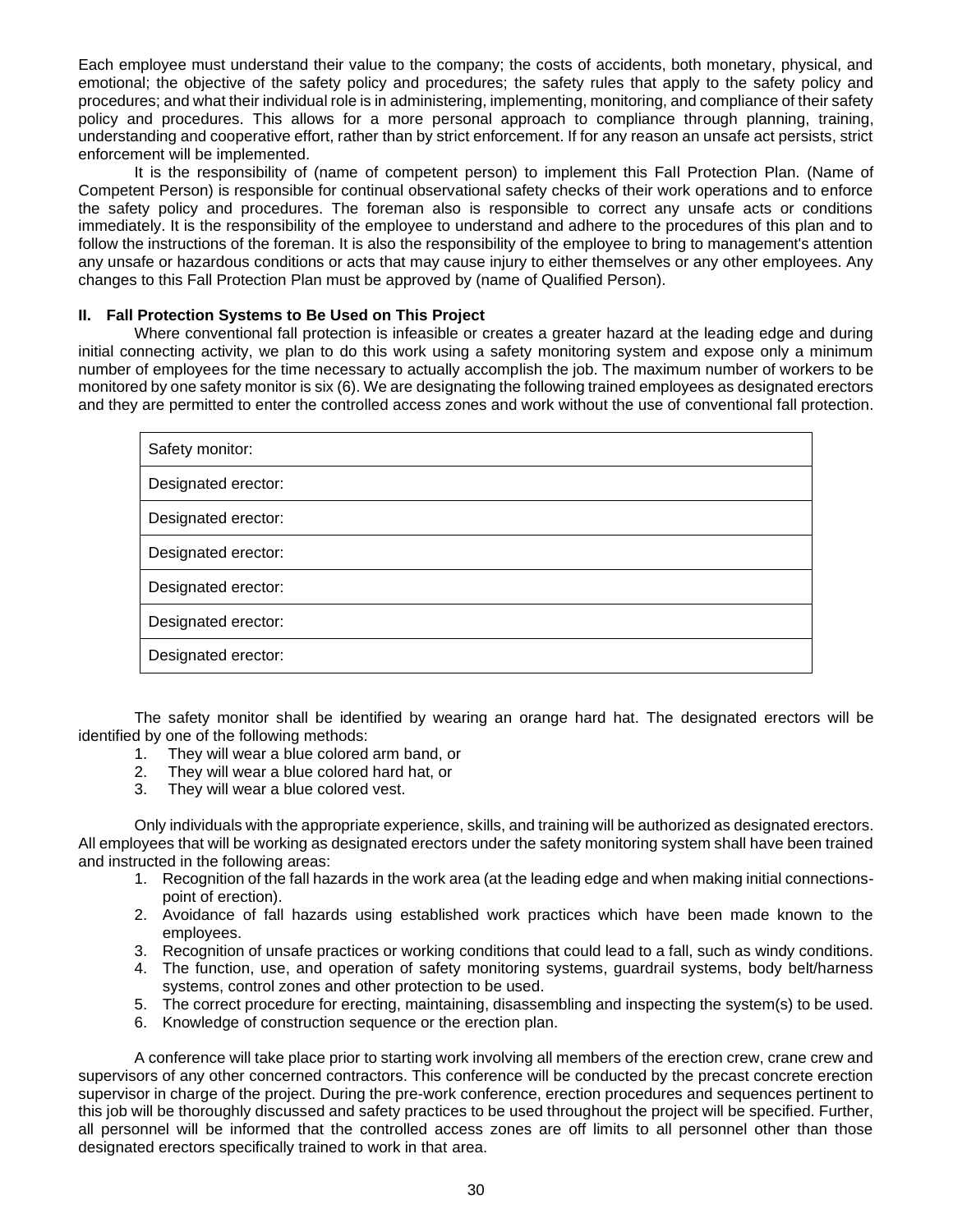Each employee must understand their value to the company; the costs of accidents, both monetary, physical, and emotional; the objective of the safety policy and procedures; the safety rules that apply to the safety policy and procedures; and what their individual role is in administering, implementing, monitoring, and compliance of their safety policy and procedures. This allows for a more personal approach to compliance through planning, training, understanding and cooperative effort, rather than by strict enforcement. If for any reason an unsafe act persists, strict enforcement will be implemented.

It is the responsibility of (name of competent person) to implement this Fall Protection Plan. (Name of Competent Person) is responsible for continual observational safety checks of their work operations and to enforce the safety policy and procedures. The foreman also is responsible to correct any unsafe acts or conditions immediately. It is the responsibility of the employee to understand and adhere to the procedures of this plan and to follow the instructions of the foreman. It is also the responsibility of the employee to bring to management's attention any unsafe or hazardous conditions or acts that may cause injury to either themselves or any other employees. Any changes to this Fall Protection Plan must be approved by (name of Qualified Person).

## II. Fall Protection Systems to Be Used on This Project

Where conventional fall protection is infeasible or creates a greater hazard at the leading edge and during initial connecting activity, we plan to do this work using a safety monitoring system and expose only a minimum number of employees for the time necessary to actually accomplish the job. The maximum number of workers to be monitored by one safety monitor is six (6). We are designating the following trained employees as designated erectors and they are permitted to enter the controlled access zones and work without the use of conventional fall protection.

| |
|---|
| Safety monitor: |
| Designated erector: |
| Designated erector: |
| Designated erector: |
| Designated erector: |
| Designated erector: |
| Designated erector: |

The safety monitor shall be identified by wearing an orange hard hat. The designated erectors will be identified by one of the following methods:

1. They will wear a blue colored arm band, or
2. They will wear a blue colored hard hat, or
3. They will wear a blue colored vest.

Only individuals with the appropriate experience, skills, and training will be authorized as designated erectors. All employees that will be working as designated erectors under the safety monitoring system shall have been trained and instructed in the following areas:

1. Recognition of the fall hazards in the work area (at the leading edge and when making initial connections-point of erection).
2. Avoidance of fall hazards using established work practices which have been made known to the employees.
3. Recognition of unsafe practices or working conditions that could lead to a fall, such as windy conditions.
4. The function, use, and operation of safety monitoring systems, guardrail systems, body belt/harness systems, control zones and other protection to be used.
5. The correct procedure for erecting, maintaining, disassembling and inspecting the system(s) to be used.
6. Knowledge of construction sequence or the erection plan.

A conference will take place prior to starting work involving all members of the erection crew, crane crew and supervisors of any other concerned contractors. This conference will be conducted by the precast concrete erection supervisor in charge of the project. During the pre-work conference, erection procedures and sequences pertinent to this job will be thoroughly discussed and safety practices to be used throughout the project will be specified. Further, all personnel will be informed that the controlled access zones are off limits to all personnel other than those designated erectors specifically trained to work in that area.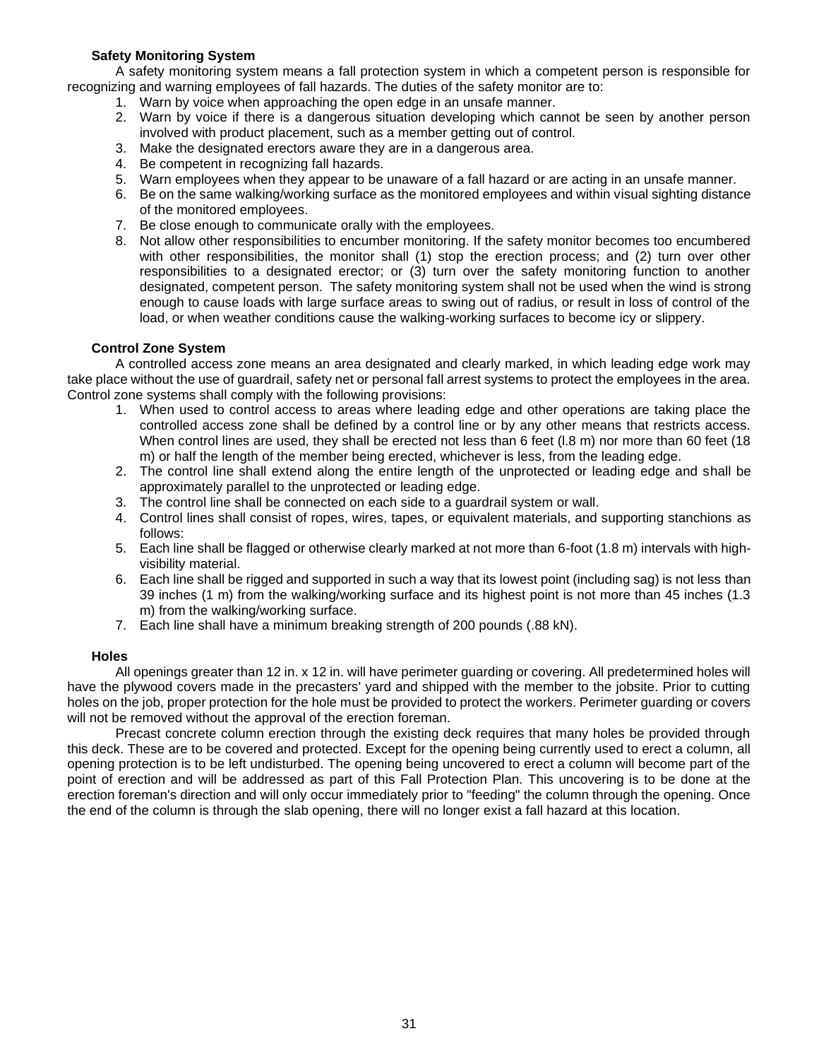### Safety Monitoring System

A safety monitoring system means a fall protection system in which a competent person is responsible for recognizing and warning employees of fall hazards. The duties of the safety monitor are to:

1. Warn by voice when approaching the open edge in an unsafe manner.
2. Warn by voice if there is a dangerous situation developing which cannot be seen by another person involved with product placement, such as a member getting out of control.
3. Make the designated erectors aware they are in a dangerous area.
4. Be competent in recognizing fall hazards.
5. Warn employees when they appear to be unaware of a fall hazard or are acting in an unsafe manner.
6. Be on the same walking/working surface as the monitored employees and within visual sighting distance of the monitored employees.
7. Be close enough to communicate orally with the employees.
8. Not allow other responsibilities to encumber monitoring. If the safety monitor becomes too encumbered with other responsibilities, the monitor shall (1) stop the erection process; and (2) turn over other responsibilities to a designated erector; or (3) turn over the safety monitoring function to another designated, competent person. The safety monitoring system shall not be used when the wind is strong enough to cause loads with large surface areas to swing out of radius, or result in loss of control of the load, or when weather conditions cause the walking-working surfaces to become icy or slippery.

### Control Zone System

A controlled access zone means an area designated and clearly marked, in which leading edge work may take place without the use of guardrail, safety net or personal fall arrest systems to protect the employees in the area. Control zone systems shall comply with the following provisions:

1. When used to control access to areas where leading edge and other operations are taking place the controlled access zone shall be defined by a control line or by any other means that restricts access. When control lines are used, they shall be erected not less than 6 feet (l.8 m) nor more than 60 feet (18 m) or half the length of the member being erected, whichever is less, from the leading edge.
2. The control line shall extend along the entire length of the unprotected or leading edge and shall be approximately parallel to the unprotected or leading edge.
3. The control line shall be connected on each side to a guardrail system or wall.
4. Control lines shall consist of ropes, wires, tapes, or equivalent materials, and supporting stanchions as follows:
5. Each line shall be flagged or otherwise clearly marked at not more than 6-foot (1.8 m) intervals with high-visibility material.
6. Each line shall be rigged and supported in such a way that its lowest point (including sag) is not less than 39 inches (1 m) from the walking/working surface and its highest point is not more than 45 inches (1.3 m) from the walking/working surface.
7. Each line shall have a minimum breaking strength of 200 pounds (.88 kN).

### Holes

All openings greater than 12 in. x 12 in. will have perimeter guarding or covering. All predetermined holes will have the plywood covers made in the precasters' yard and shipped with the member to the jobsite. Prior to cutting holes on the job, proper protection for the hole must be provided to protect the workers. Perimeter guarding or covers will not be removed without the approval of the erection foreman.

Precast concrete column erection through the existing deck requires that many holes be provided through this deck. These are to be covered and protected. Except for the opening being currently used to erect a column, all opening protection is to be left undisturbed. The opening being uncovered to erect a column will become part of the point of erection and will be addressed as part of this Fall Protection Plan. This uncovering is to be done at the erection foreman's direction and will only occur immediately prior to "feeding" the column through the opening. Once the end of the column is through the slab opening, there will no longer exist a fall hazard at this location.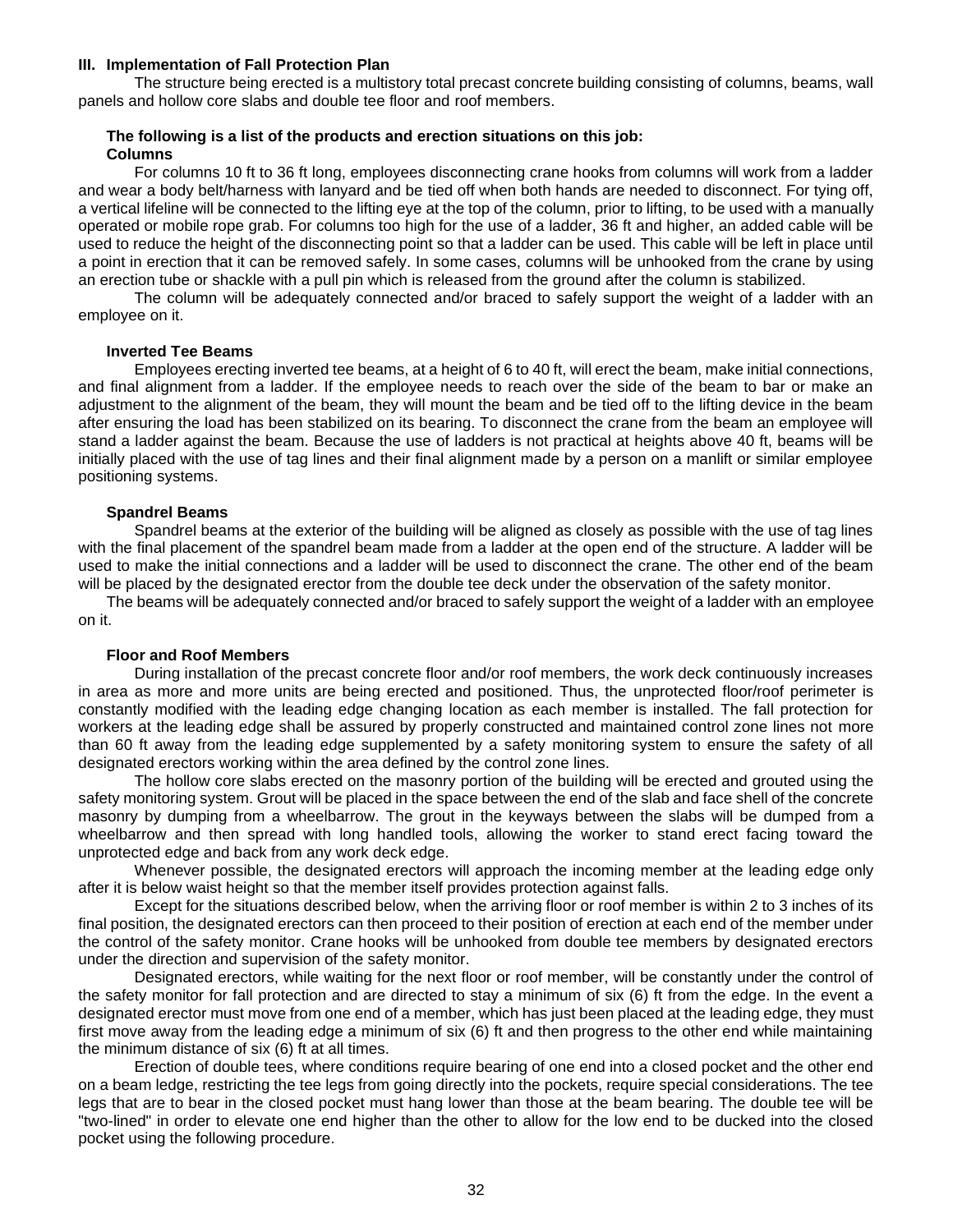### III. Implementation of Fall Protection Plan

The structure being erected is a multistory total precast concrete building consisting of columns, beams, wall panels and hollow core slabs and double tee floor and roof members.

**The following is a list of the products and erection situations on this job:**

**Columns**

For columns 10 ft to 36 ft long, employees disconnecting crane hooks from columns will work from a ladder and wear a body belt/harness with lanyard and be tied off when both hands are needed to disconnect. For tying off, a vertical lifeline will be connected to the lifting eye at the top of the column, prior to lifting, to be used with a manually operated or mobile rope grab. For columns too high for the use of a ladder, 36 ft and higher, an added cable will be used to reduce the height of the disconnecting point so that a ladder can be used. This cable will be left in place until a point in erection that it can be removed safely. In some cases, columns will be unhooked from the crane by using an erection tube or shackle with a pull pin which is released from the ground after the column is stabilized.

The column will be adequately connected and/or braced to safely support the weight of a ladder with an employee on it.

**Inverted Tee Beams**

Employees erecting inverted tee beams, at a height of 6 to 40 ft, will erect the beam, make initial connections, and final alignment from a ladder. If the employee needs to reach over the side of the beam to bar or make an adjustment to the alignment of the beam, they will mount the beam and be tied off to the lifting device in the beam after ensuring the load has been stabilized on its bearing. To disconnect the crane from the beam an employee will stand a ladder against the beam. Because the use of ladders is not practical at heights above 40 ft, beams will be initially placed with the use of tag lines and their final alignment made by a person on a manlift or similar employee positioning systems.

**Spandrel Beams**

Spandrel beams at the exterior of the building will be aligned as closely as possible with the use of tag lines with the final placement of the spandrel beam made from a ladder at the open end of the structure. A ladder will be used to make the initial connections and a ladder will be used to disconnect the crane. The other end of the beam will be placed by the designated erector from the double tee deck under the observation of the safety monitor.

The beams will be adequately connected and/or braced to safely support the weight of a ladder with an employee on it.

**Floor and Roof Members**

During installation of the precast concrete floor and/or roof members, the work deck continuously increases in area as more and more units are being erected and positioned. Thus, the unprotected floor/roof perimeter is constantly modified with the leading edge changing location as each member is installed. The fall protection for workers at the leading edge shall be assured by properly constructed and maintained control zone lines not more than 60 ft away from the leading edge supplemented by a safety monitoring system to ensure the safety of all designated erectors working within the area defined by the control zone lines.

The hollow core slabs erected on the masonry portion of the building will be erected and grouted using the safety monitoring system. Grout will be placed in the space between the end of the slab and face shell of the concrete masonry by dumping from a wheelbarrow. The grout in the keyways between the slabs will be dumped from a wheelbarrow and then spread with long handled tools, allowing the worker to stand erect facing toward the unprotected edge and back from any work deck edge.

Whenever possible, the designated erectors will approach the incoming member at the leading edge only after it is below waist height so that the member itself provides protection against falls.

Except for the situations described below, when the arriving floor or roof member is within 2 to 3 inches of its final position, the designated erectors can then proceed to their position of erection at each end of the member under the control of the safety monitor. Crane hooks will be unhooked from double tee members by designated erectors under the direction and supervision of the safety monitor.

Designated erectors, while waiting for the next floor or roof member, will be constantly under the control of the safety monitor for fall protection and are directed to stay a minimum of six (6) ft from the edge. In the event a designated erector must move from one end of a member, which has just been placed at the leading edge, they must first move away from the leading edge a minimum of six (6) ft and then progress to the other end while maintaining the minimum distance of six (6) ft at all times.

Erection of double tees, where conditions require bearing of one end into a closed pocket and the other end on a beam ledge, restricting the tee legs from going directly into the pockets, require special considerations. The tee legs that are to bear in the closed pocket must hang lower than those at the beam bearing. The double tee will be "two-lined" in order to elevate one end higher than the other to allow for the low end to be ducked into the closed pocket using the following procedure.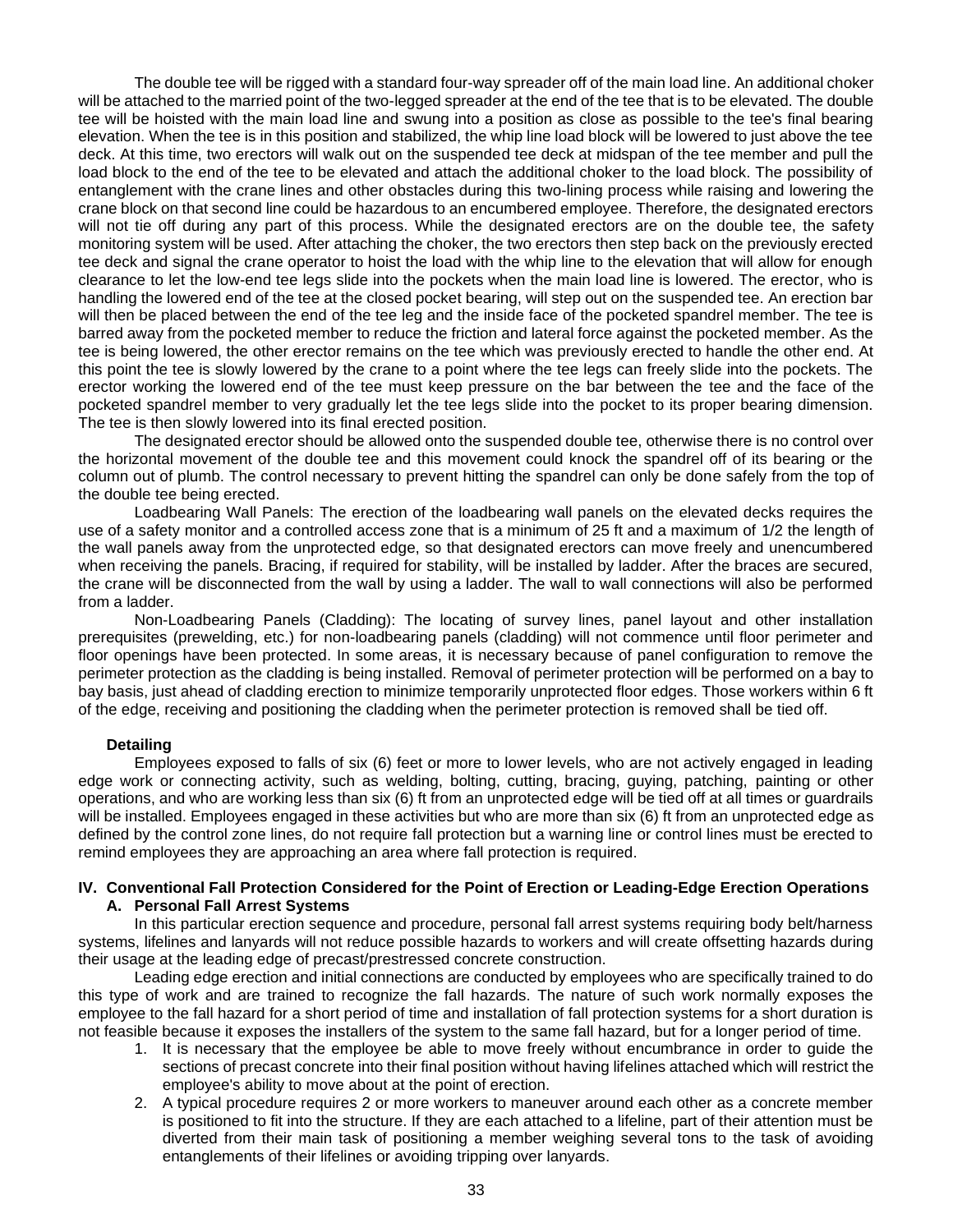The double tee will be rigged with a standard four-way spreader off of the main load line. An additional choker will be attached to the married point of the two-legged spreader at the end of the tee that is to be elevated. The double tee will be hoisted with the main load line and swung into a position as close as possible to the tee's final bearing elevation. When the tee is in this position and stabilized, the whip line load block will be lowered to just above the tee deck. At this time, two erectors will walk out on the suspended tee deck at midspan of the tee member and pull the load block to the end of the tee to be elevated and attach the additional choker to the load block. The possibility of entanglement with the crane lines and other obstacles during this two-lining process while raising and lowering the crane block on that second line could be hazardous to an encumbered employee. Therefore, the designated erectors will not tie off during any part of this process. While the designated erectors are on the double tee, the safety monitoring system will be used. After attaching the choker, the two erectors then step back on the previously erected tee deck and signal the crane operator to hoist the load with the whip line to the elevation that will allow for enough clearance to let the low-end tee legs slide into the pockets when the main load line is lowered. The erector, who is handling the lowered end of the tee at the closed pocket bearing, will step out on the suspended tee. An erection bar will then be placed between the end of the tee leg and the inside face of the pocketed spandrel member. The tee is barred away from the pocketed member to reduce the friction and lateral force against the pocketed member. As the tee is being lowered, the other erector remains on the tee which was previously erected to handle the other end. At this point the tee is slowly lowered by the crane to a point where the tee legs can freely slide into the pockets. The erector working the lowered end of the tee must keep pressure on the bar between the tee and the face of the pocketed spandrel member to very gradually let the tee legs slide into the pocket to its proper bearing dimension. The tee is then slowly lowered into its final erected position.

The designated erector should be allowed onto the suspended double tee, otherwise there is no control over the horizontal movement of the double tee and this movement could knock the spandrel off of its bearing or the column out of plumb. The control necessary to prevent hitting the spandrel can only be done safely from the top of the double tee being erected.

Loadbearing Wall Panels: The erection of the loadbearing wall panels on the elevated decks requires the use of a safety monitor and a controlled access zone that is a minimum of 25 ft and a maximum of 1/2 the length of the wall panels away from the unprotected edge, so that designated erectors can move freely and unencumbered when receiving the panels. Bracing, if required for stability, will be installed by ladder. After the braces are secured, the crane will be disconnected from the wall by using a ladder. The wall to wall connections will also be performed from a ladder.

Non-Loadbearing Panels (Cladding): The locating of survey lines, panel layout and other installation prerequisites (prewelding, etc.) for non-loadbearing panels (cladding) will not commence until floor perimeter and floor openings have been protected. In some areas, it is necessary because of panel configuration to remove the perimeter protection as the cladding is being installed. Removal of perimeter protection will be performed on a bay to bay basis, just ahead of cladding erection to minimize temporarily unprotected floor edges. Those workers within 6 ft of the edge, receiving and positioning the cladding when the perimeter protection is removed shall be tied off.

**Detailing**

Employees exposed to falls of six (6) feet or more to lower levels, who are not actively engaged in leading edge work or connecting activity, such as welding, bolting, cutting, bracing, guying, patching, painting or other operations, and who are working less than six (6) ft from an unprotected edge will be tied off at all times or guardrails will be installed. Employees engaged in these activities but who are more than six (6) ft from an unprotected edge as defined by the control zone lines, do not require fall protection but a warning line or control lines must be erected to remind employees they are approaching an area where fall protection is required.

## IV. Conventional Fall Protection Considered for the Point of Erection or Leading-Edge Erection Operations

### A. Personal Fall Arrest Systems

In this particular erection sequence and procedure, personal fall arrest systems requiring body belt/harness systems, lifelines and lanyards will not reduce possible hazards to workers and will create offsetting hazards during their usage at the leading edge of precast/prestressed concrete construction.

Leading edge erection and initial connections are conducted by employees who are specifically trained to do this type of work and are trained to recognize the fall hazards. The nature of such work normally exposes the employee to the fall hazard for a short period of time and installation of fall protection systems for a short duration is not feasible because it exposes the installers of the system to the same fall hazard, but for a longer period of time.

1. It is necessary that the employee be able to move freely without encumbrance in order to guide the sections of precast concrete into their final position without having lifelines attached which will restrict the employee's ability to move about at the point of erection.
2. A typical procedure requires 2 or more workers to maneuver around each other as a concrete member is positioned to fit into the structure. If they are each attached to a lifeline, part of their attention must be diverted from their main task of positioning a member weighing several tons to the task of avoiding entanglements of their lifelines or avoiding tripping over lanyards.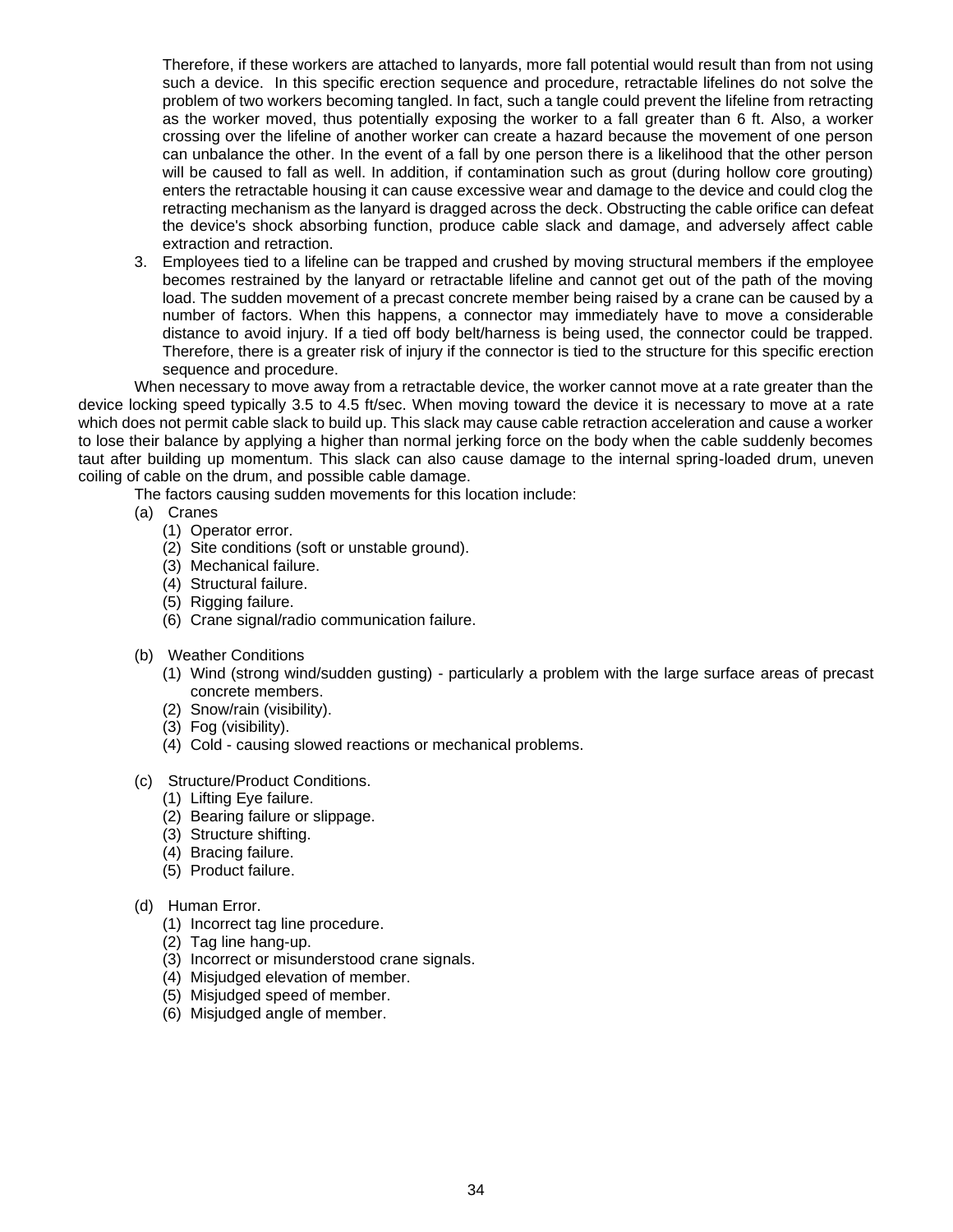Therefore, if these workers are attached to lanyards, more fall potential would result than from not using such a device. In this specific erection sequence and procedure, retractable lifelines do not solve the problem of two workers becoming tangled. In fact, such a tangle could prevent the lifeline from retracting as the worker moved, thus potentially exposing the worker to a fall greater than 6 ft. Also, a worker crossing over the lifeline of another worker can create a hazard because the movement of one person can unbalance the other. In the event of a fall by one person there is a likelihood that the other person will be caused to fall as well. In addition, if contamination such as grout (during hollow core grouting) enters the retractable housing it can cause excessive wear and damage to the device and could clog the retracting mechanism as the lanyard is dragged across the deck. Obstructing the cable orifice can defeat the device's shock absorbing function, produce cable slack and damage, and adversely affect cable extraction and retraction.

3. Employees tied to a lifeline can be trapped and crushed by moving structural members if the employee becomes restrained by the lanyard or retractable lifeline and cannot get out of the path of the moving load. The sudden movement of a precast concrete member being raised by a crane can be caused by a number of factors. When this happens, a connector may immediately have to move a considerable distance to avoid injury. If a tied off body belt/harness is being used, the connector could be trapped. Therefore, there is a greater risk of injury if the connector is tied to the structure for this specific erection sequence and procedure.

When necessary to move away from a retractable device, the worker cannot move at a rate greater than the device locking speed typically 3.5 to 4.5 ft/sec. When moving toward the device it is necessary to move at a rate which does not permit cable slack to build up. This slack may cause cable retraction acceleration and cause a worker to lose their balance by applying a higher than normal jerking force on the body when the cable suddenly becomes taut after building up momentum. This slack can also cause damage to the internal spring-loaded drum, uneven coiling of cable on the drum, and possible cable damage.

The factors causing sudden movements for this location include:

(a) Cranes
- (1) Operator error.
- (2) Site conditions (soft or unstable ground).
- (3) Mechanical failure.
- (4) Structural failure.
- (5) Rigging failure.
- (6) Crane signal/radio communication failure.

(b) Weather Conditions
- (1) Wind (strong wind/sudden gusting) - particularly a problem with the large surface areas of precast concrete members.
- (2) Snow/rain (visibility).
- (3) Fog (visibility).
- (4) Cold - causing slowed reactions or mechanical problems.

(c) Structure/Product Conditions.
- (1) Lifting Eye failure.
- (2) Bearing failure or slippage.
- (3) Structure shifting.
- (4) Bracing failure.
- (5) Product failure.

(d) Human Error.
- (1) Incorrect tag line procedure.
- (2) Tag line hang-up.
- (3) Incorrect or misunderstood crane signals.
- (4) Misjudged elevation of member.
- (5) Misjudged speed of member.
- (6) Misjudged angle of member.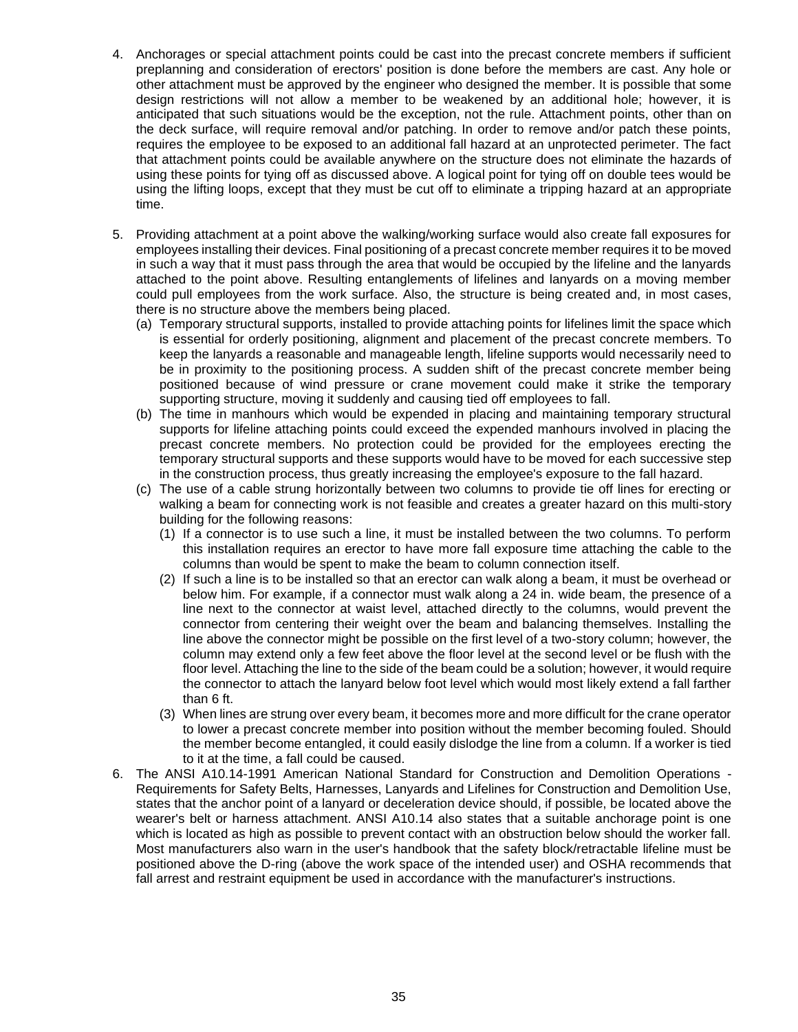4. Anchorages or special attachment points could be cast into the precast concrete members if sufficient preplanning and consideration of erectors' position is done before the members are cast. Any hole or other attachment must be approved by the engineer who designed the member. It is possible that some design restrictions will not allow a member to be weakened by an additional hole; however, it is anticipated that such situations would be the exception, not the rule. Attachment points, other than on the deck surface, will require removal and/or patching. In order to remove and/or patch these points, requires the employee to be exposed to an additional fall hazard at an unprotected perimeter. The fact that attachment points could be available anywhere on the structure does not eliminate the hazards of using these points for tying off as discussed above. A logical point for tying off on double tees would be using the lifting loops, except that they must be cut off to eliminate a tripping hazard at an appropriate time.

5. Providing attachment at a point above the walking/working surface would also create fall exposures for employees installing their devices. Final positioning of a precast concrete member requires it to be moved in such a way that it must pass through the area that would be occupied by the lifeline and the lanyards attached to the point above. Resulting entanglements of lifelines and lanyards on a moving member could pull employees from the work surface. Also, the structure is being created and, in most cases, there is no structure above the members being placed.
   - (a) Temporary structural supports, installed to provide attaching points for lifelines limit the space which is essential for orderly positioning, alignment and placement of the precast concrete members. To keep the lanyards a reasonable and manageable length, lifeline supports would necessarily need to be in proximity to the positioning process. A sudden shift of the precast concrete member being positioned because of wind pressure or crane movement could make it strike the temporary supporting structure, moving it suddenly and causing tied off employees to fall.
   - (b) The time in manhours which would be expended in placing and maintaining temporary structural supports for lifeline attaching points could exceed the expended manhours involved in placing the precast concrete members. No protection could be provided for the employees erecting the temporary structural supports and these supports would have to be moved for each successive step in the construction process, thus greatly increasing the employee's exposure to the fall hazard.
   - (c) The use of a cable strung horizontally between two columns to provide tie off lines for erecting or walking a beam for connecting work is not feasible and creates a greater hazard on this multi-story building for the following reasons:
     - (1) If a connector is to use such a line, it must be installed between the two columns. To perform this installation requires an erector to have more fall exposure time attaching the cable to the columns than would be spent to make the beam to column connection itself.
     - (2) If such a line is to be installed so that an erector can walk along a beam, it must be overhead or below him. For example, if a connector must walk along a 24 in. wide beam, the presence of a line next to the connector at waist level, attached directly to the columns, would prevent the connector from centering their weight over the beam and balancing themselves. Installing the line above the connector might be possible on the first level of a two-story column; however, the column may extend only a few feet above the floor level at the second level or be flush with the floor level. Attaching the line to the side of the beam could be a solution; however, it would require the connector to attach the lanyard below foot level which would most likely extend a fall farther than 6 ft.
     - (3) When lines are strung over every beam, it becomes more and more difficult for the crane operator to lower a precast concrete member into position without the member becoming fouled. Should the member become entangled, it could easily dislodge the line from a column. If a worker is tied to it at the time, a fall could be caused.

6. The ANSI A10.14-1991 American National Standard for Construction and Demolition Operations - Requirements for Safety Belts, Harnesses, Lanyards and Lifelines for Construction and Demolition Use, states that the anchor point of a lanyard or deceleration device should, if possible, be located above the wearer's belt or harness attachment. ANSI A10.14 also states that a suitable anchorage point is one which is located as high as possible to prevent contact with an obstruction below should the worker fall. Most manufacturers also warn in the user's handbook that the safety block/retractable lifeline must be positioned above the D-ring (above the work space of the intended user) and OSHA recommends that fall arrest and restraint equipment be used in accordance with the manufacturer's instructions.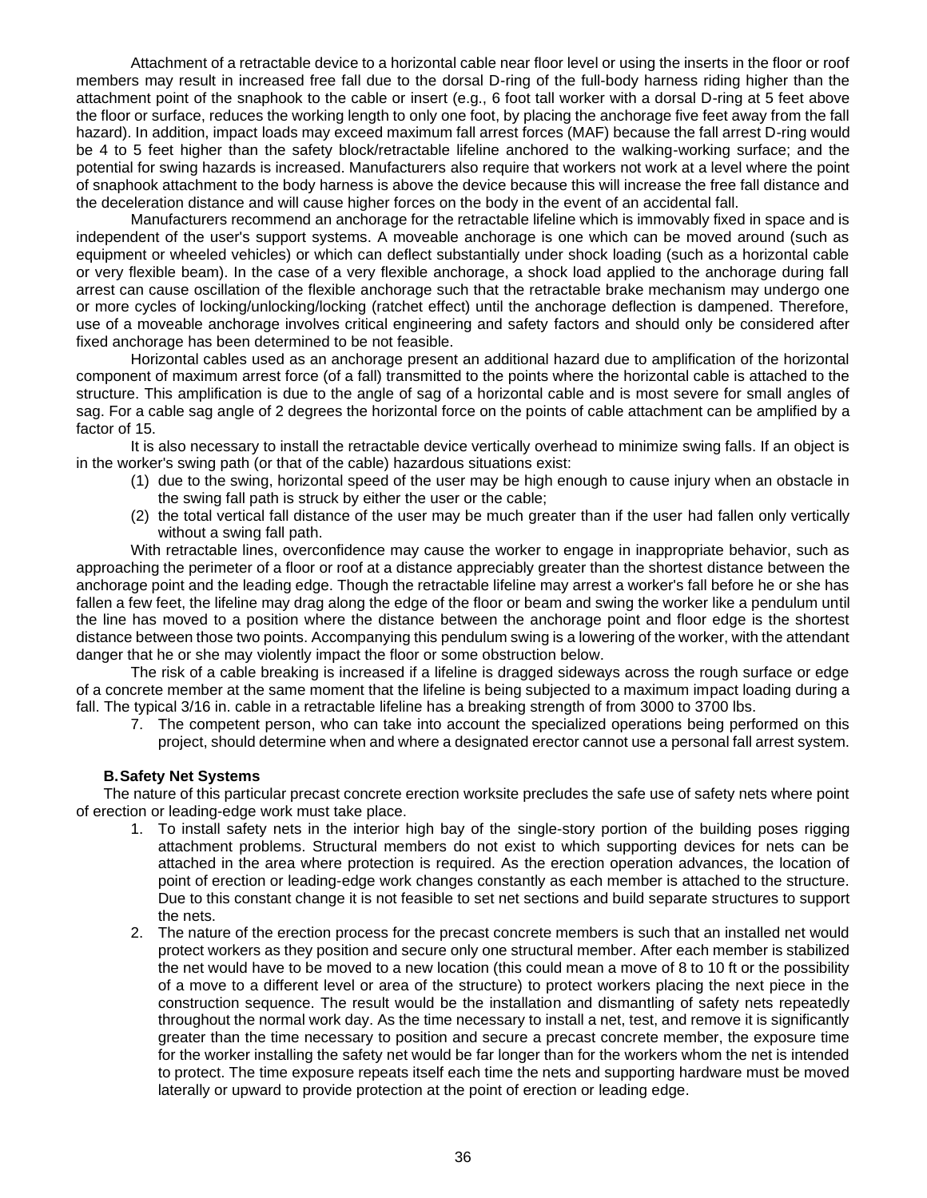Attachment of a retractable device to a horizontal cable near floor level or using the inserts in the floor or roof members may result in increased free fall due to the dorsal D-ring of the full-body harness riding higher than the attachment point of the snaphook to the cable or insert (e.g., 6 foot tall worker with a dorsal D-ring at 5 feet above the floor or surface, reduces the working length to only one foot, by placing the anchorage five feet away from the fall hazard). In addition, impact loads may exceed maximum fall arrest forces (MAF) because the fall arrest D-ring would be 4 to 5 feet higher than the safety block/retractable lifeline anchored to the walking-working surface; and the potential for swing hazards is increased. Manufacturers also require that workers not work at a level where the point of snaphook attachment to the body harness is above the device because this will increase the free fall distance and the deceleration distance and will cause higher forces on the body in the event of an accidental fall.

Manufacturers recommend an anchorage for the retractable lifeline which is immovably fixed in space and is independent of the user's support systems. A moveable anchorage is one which can be moved around (such as equipment or wheeled vehicles) or which can deflect substantially under shock loading (such as a horizontal cable or very flexible beam). In the case of a very flexible anchorage, a shock load applied to the anchorage during fall arrest can cause oscillation of the flexible anchorage such that the retractable brake mechanism may undergo one or more cycles of locking/unlocking/locking (ratchet effect) until the anchorage deflection is dampened. Therefore, use of a moveable anchorage involves critical engineering and safety factors and should only be considered after fixed anchorage has been determined to be not feasible.

Horizontal cables used as an anchorage present an additional hazard due to amplification of the horizontal component of maximum arrest force (of a fall) transmitted to the points where the horizontal cable is attached to the structure. This amplification is due to the angle of sag of a horizontal cable and is most severe for small angles of sag. For a cable sag angle of 2 degrees the horizontal force on the points of cable attachment can be amplified by a factor of 15.

It is also necessary to install the retractable device vertically overhead to minimize swing falls. If an object is in the worker's swing path (or that of the cable) hazardous situations exist:

(1) due to the swing, horizontal speed of the user may be high enough to cause injury when an obstacle in the swing fall path is struck by either the user or the cable;

(2) the total vertical fall distance of the user may be much greater than if the user had fallen only vertically without a swing fall path.

With retractable lines, overconfidence may cause the worker to engage in inappropriate behavior, such as approaching the perimeter of a floor or roof at a distance appreciably greater than the shortest distance between the anchorage point and the leading edge. Though the retractable lifeline may arrest a worker's fall before he or she has fallen a few feet, the lifeline may drag along the edge of the floor or beam and swing the worker like a pendulum until the line has moved to a position where the distance between the anchorage point and floor edge is the shortest distance between those two points. Accompanying this pendulum swing is a lowering of the worker, with the attendant danger that he or she may violently impact the floor or some obstruction below.

The risk of a cable breaking is increased if a lifeline is dragged sideways across the rough surface or edge of a concrete member at the same moment that the lifeline is being subjected to a maximum impact loading during a fall. The typical 3/16 in. cable in a retractable lifeline has a breaking strength of from 3000 to 3700 lbs.

7. The competent person, who can take into account the specialized operations being performed on this project, should determine when and where a designated erector cannot use a personal fall arrest system.

### B. Safety Net Systems

The nature of this particular precast concrete erection worksite precludes the safe use of safety nets where point of erection or leading-edge work must take place.

1. To install safety nets in the interior high bay of the single-story portion of the building poses rigging attachment problems. Structural members do not exist to which supporting devices for nets can be attached in the area where protection is required. As the erection operation advances, the location of point of erection or leading-edge work changes constantly as each member is attached to the structure. Due to this constant change it is not feasible to set net sections and build separate structures to support the nets.
2. The nature of the erection process for the precast concrete members is such that an installed net would protect workers as they position and secure only one structural member. After each member is stabilized the net would have to be moved to a new location (this could mean a move of 8 to 10 ft or the possibility of a move to a different level or area of the structure) to protect workers placing the next piece in the construction sequence. The result would be the installation and dismantling of safety nets repeatedly throughout the normal work day. As the time necessary to install a net, test, and remove it is significantly greater than the time necessary to position and secure a precast concrete member, the exposure time for the worker installing the safety net would be far longer than for the workers whom the net is intended to protect. The time exposure repeats itself each time the nets and supporting hardware must be moved laterally or upward to provide protection at the point of erection or leading edge.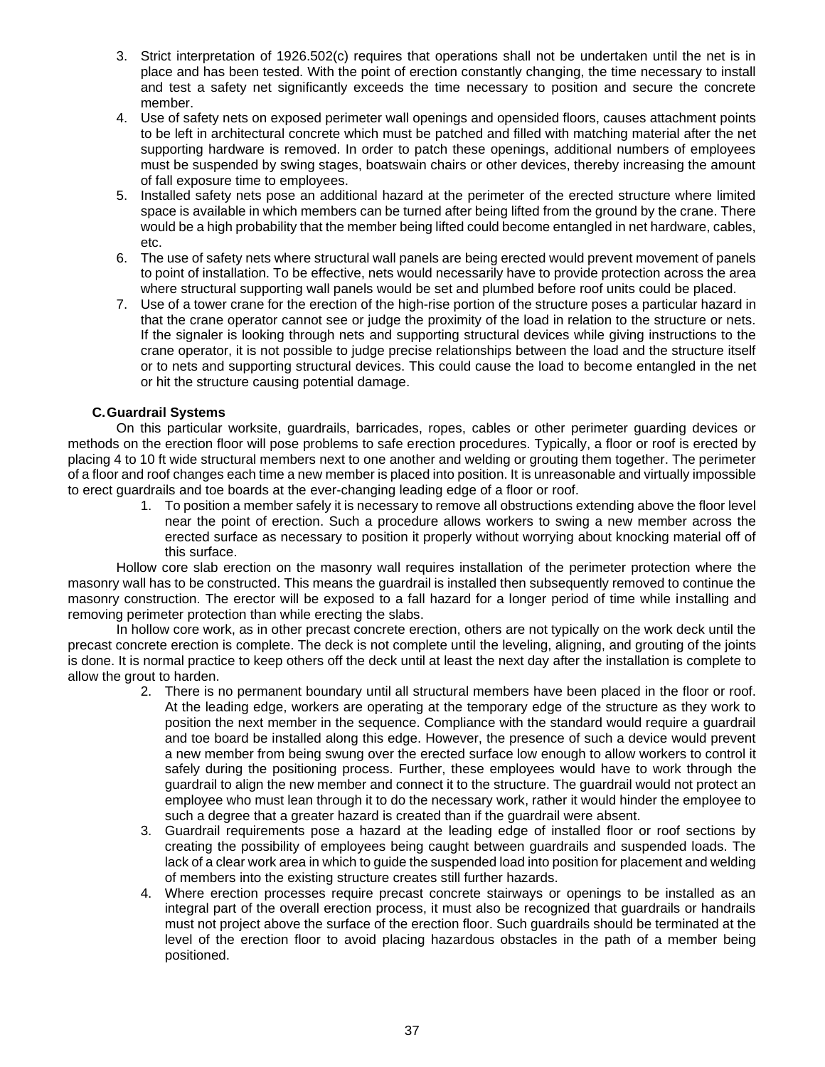3. Strict interpretation of 1926.502(c) requires that operations shall not be undertaken until the net is in place and has been tested. With the point of erection constantly changing, the time necessary to install and test a safety net significantly exceeds the time necessary to position and secure the concrete member.
4. Use of safety nets on exposed perimeter wall openings and opensided floors, causes attachment points to be left in architectural concrete which must be patched and filled with matching material after the net supporting hardware is removed. In order to patch these openings, additional numbers of employees must be suspended by swing stages, boatswain chairs or other devices, thereby increasing the amount of fall exposure time to employees.
5. Installed safety nets pose an additional hazard at the perimeter of the erected structure where limited space is available in which members can be turned after being lifted from the ground by the crane. There would be a high probability that the member being lifted could become entangled in net hardware, cables, etc.
6. The use of safety nets where structural wall panels are being erected would prevent movement of panels to point of installation. To be effective, nets would necessarily have to provide protection across the area where structural supporting wall panels would be set and plumbed before roof units could be placed.
7. Use of a tower crane for the erection of the high-rise portion of the structure poses a particular hazard in that the crane operator cannot see or judge the proximity of the load in relation to the structure or nets. If the signaler is looking through nets and supporting structural devices while giving instructions to the crane operator, it is not possible to judge precise relationships between the load and the structure itself or to nets and supporting structural devices. This could cause the load to become entangled in the net or hit the structure causing potential damage.

### C. Guardrail Systems

On this particular worksite, guardrails, barricades, ropes, cables or other perimeter guarding devices or methods on the erection floor will pose problems to safe erection procedures. Typically, a floor or roof is erected by placing 4 to 10 ft wide structural members next to one another and welding or grouting them together. The perimeter of a floor and roof changes each time a new member is placed into position. It is unreasonable and virtually impossible to erect guardrails and toe boards at the ever-changing leading edge of a floor or roof.

1. To position a member safely it is necessary to remove all obstructions extending above the floor level near the point of erection. Such a procedure allows workers to swing a new member across the erected surface as necessary to position it properly without worrying about knocking material off of this surface.

Hollow core slab erection on the masonry wall requires installation of the perimeter protection where the masonry wall has to be constructed. This means the guardrail is installed then subsequently removed to continue the masonry construction. The erector will be exposed to a fall hazard for a longer period of time while installing and removing perimeter protection than while erecting the slabs.

In hollow core work, as in other precast concrete erection, others are not typically on the work deck until the precast concrete erection is complete. The deck is not complete until the leveling, aligning, and grouting of the joints is done. It is normal practice to keep others off the deck until at least the next day after the installation is complete to allow the grout to harden.

2. There is no permanent boundary until all structural members have been placed in the floor or roof. At the leading edge, workers are operating at the temporary edge of the structure as they work to position the next member in the sequence. Compliance with the standard would require a guardrail and toe board be installed along this edge. However, the presence of such a device would prevent a new member from being swung over the erected surface low enough to allow workers to control it safely during the positioning process. Further, these employees would have to work through the guardrail to align the new member and connect it to the structure. The guardrail would not protect an employee who must lean through it to do the necessary work, rather it would hinder the employee to such a degree that a greater hazard is created than if the guardrail were absent.
3. Guardrail requirements pose a hazard at the leading edge of installed floor or roof sections by creating the possibility of employees being caught between guardrails and suspended loads. The lack of a clear work area in which to guide the suspended load into position for placement and welding of members into the existing structure creates still further hazards.
4. Where erection processes require precast concrete stairways or openings to be installed as an integral part of the overall erection process, it must also be recognized that guardrails or handrails must not project above the surface of the erection floor. Such guardrails should be terminated at the level of the erection floor to avoid placing hazardous obstacles in the path of a member being positioned.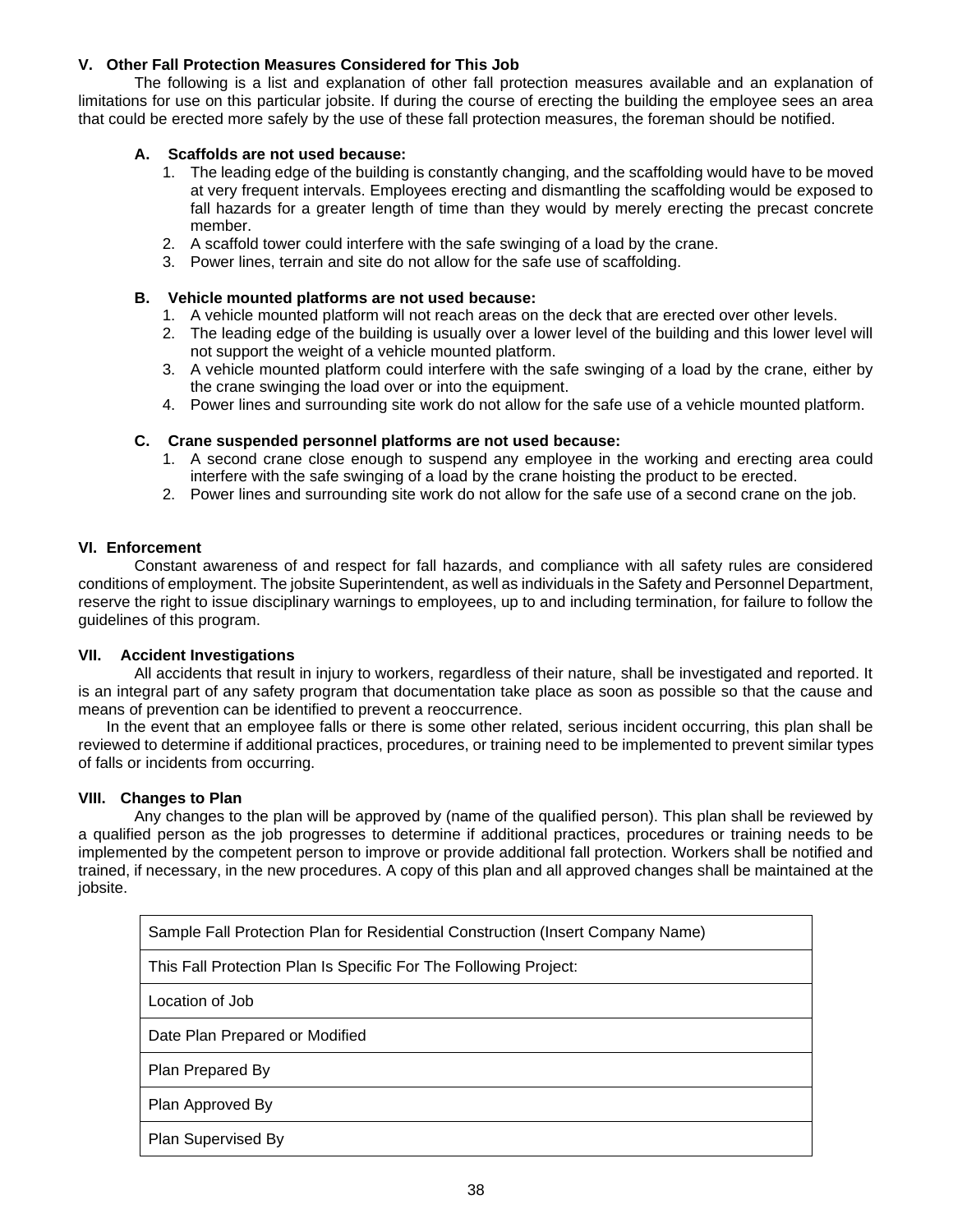## V. Other Fall Protection Measures Considered for This Job

The following is a list and explanation of other fall protection measures available and an explanation of limitations for use on this particular jobsite. If during the course of erecting the building the employee sees an area that could be erected more safely by the use of these fall protection measures, the foreman should be notified.

### A. Scaffolds are not used because:

1. The leading edge of the building is constantly changing, and the scaffolding would have to be moved at very frequent intervals. Employees erecting and dismantling the scaffolding would be exposed to fall hazards for a greater length of time than they would by merely erecting the precast concrete member.
2. A scaffold tower could interfere with the safe swinging of a load by the crane.
3. Power lines, terrain and site do not allow for the safe use of scaffolding.

### B. Vehicle mounted platforms are not used because:

1. A vehicle mounted platform will not reach areas on the deck that are erected over other levels.
2. The leading edge of the building is usually over a lower level of the building and this lower level will not support the weight of a vehicle mounted platform.
3. A vehicle mounted platform could interfere with the safe swinging of a load by the crane, either by the crane swinging the load over or into the equipment.
4. Power lines and surrounding site work do not allow for the safe use of a vehicle mounted platform.

### C. Crane suspended personnel platforms are not used because:

1. A second crane close enough to suspend any employee in the working and erecting area could interfere with the safe swinging of a load by the crane hoisting the product to be erected.
2. Power lines and surrounding site work do not allow for the safe use of a second crane on the job.

## VI. Enforcement

Constant awareness of and respect for fall hazards, and compliance with all safety rules are considered conditions of employment. The jobsite Superintendent, as well as individuals in the Safety and Personnel Department, reserve the right to issue disciplinary warnings to employees, up to and including termination, for failure to follow the guidelines of this program.

## VII. Accident Investigations

All accidents that result in injury to workers, regardless of their nature, shall be investigated and reported. It is an integral part of any safety program that documentation take place as soon as possible so that the cause and means of prevention can be identified to prevent a reoccurrence.

In the event that an employee falls or there is some other related, serious incident occurring, this plan shall be reviewed to determine if additional practices, procedures, or training need to be implemented to prevent similar types of falls or incidents from occurring.

## VIII. Changes to Plan

Any changes to the plan will be approved by (name of the qualified person). This plan shall be reviewed by a qualified person as the job progresses to determine if additional practices, procedures or training needs to be implemented by the competent person to improve or provide additional fall protection. Workers shall be notified and trained, if necessary, in the new procedures. A copy of this plan and all approved changes shall be maintained at the jobsite.

| |
|---|
| Sample Fall Protection Plan for Residential Construction (Insert Company Name) |
| This Fall Protection Plan Is Specific For The Following Project: |
| Location of Job |
| Date Plan Prepared or Modified |
| Plan Prepared By |
| Plan Approved By |
| Plan Supervised By |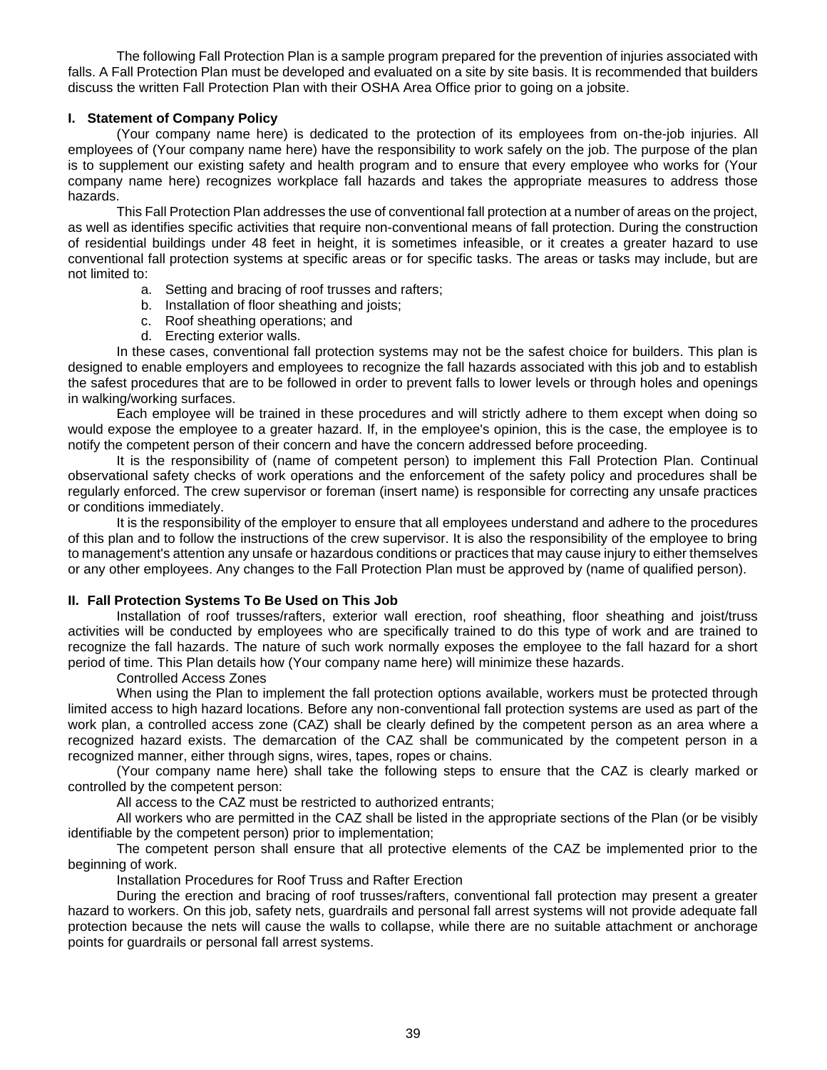The following Fall Protection Plan is a sample program prepared for the prevention of injuries associated with falls. A Fall Protection Plan must be developed and evaluated on a site by site basis. It is recommended that builders discuss the written Fall Protection Plan with their OSHA Area Office prior to going on a jobsite.

## I. Statement of Company Policy

(Your company name here) is dedicated to the protection of its employees from on-the-job injuries. All employees of (Your company name here) have the responsibility to work safely on the job. The purpose of the plan is to supplement our existing safety and health program and to ensure that every employee who works for (Your company name here) recognizes workplace fall hazards and takes the appropriate measures to address those hazards.

This Fall Protection Plan addresses the use of conventional fall protection at a number of areas on the project, as well as identifies specific activities that require non-conventional means of fall protection. During the construction of residential buildings under 48 feet in height, it is sometimes infeasible, or it creates a greater hazard to use conventional fall protection systems at specific areas or for specific tasks. The areas or tasks may include, but are not limited to:

a. Setting and bracing of roof trusses and rafters;
b. Installation of floor sheathing and joists;
c. Roof sheathing operations; and
d. Erecting exterior walls.

In these cases, conventional fall protection systems may not be the safest choice for builders. This plan is designed to enable employers and employees to recognize the fall hazards associated with this job and to establish the safest procedures that are to be followed in order to prevent falls to lower levels or through holes and openings in walking/working surfaces.

Each employee will be trained in these procedures and will strictly adhere to them except when doing so would expose the employee to a greater hazard. If, in the employee's opinion, this is the case, the employee is to notify the competent person of their concern and have the concern addressed before proceeding.

It is the responsibility of (name of competent person) to implement this Fall Protection Plan. Continual observational safety checks of work operations and the enforcement of the safety policy and procedures shall be regularly enforced. The crew supervisor or foreman (insert name) is responsible for correcting any unsafe practices or conditions immediately.

It is the responsibility of the employer to ensure that all employees understand and adhere to the procedures of this plan and to follow the instructions of the crew supervisor. It is also the responsibility of the employee to bring to management's attention any unsafe or hazardous conditions or practices that may cause injury to either themselves or any other employees. Any changes to the Fall Protection Plan must be approved by (name of qualified person).

## II. Fall Protection Systems To Be Used on This Job

Installation of roof trusses/rafters, exterior wall erection, roof sheathing, floor sheathing and joist/truss activities will be conducted by employees who are specifically trained to do this type of work and are trained to recognize the fall hazards. The nature of such work normally exposes the employee to the fall hazard for a short period of time. This Plan details how (Your company name here) will minimize these hazards.

Controlled Access Zones

When using the Plan to implement the fall protection options available, workers must be protected through limited access to high hazard locations. Before any non-conventional fall protection systems are used as part of the work plan, a controlled access zone (CAZ) shall be clearly defined by the competent person as an area where a recognized hazard exists. The demarcation of the CAZ shall be communicated by the competent person in a recognized manner, either through signs, wires, tapes, ropes or chains.

(Your company name here) shall take the following steps to ensure that the CAZ is clearly marked or controlled by the competent person:

All access to the CAZ must be restricted to authorized entrants;

All workers who are permitted in the CAZ shall be listed in the appropriate sections of the Plan (or be visibly identifiable by the competent person) prior to implementation;

The competent person shall ensure that all protective elements of the CAZ be implemented prior to the beginning of work.

Installation Procedures for Roof Truss and Rafter Erection

During the erection and bracing of roof trusses/rafters, conventional fall protection may present a greater hazard to workers. On this job, safety nets, guardrails and personal fall arrest systems will not provide adequate fall protection because the nets will cause the walls to collapse, while there are no suitable attachment or anchorage points for guardrails or personal fall arrest systems.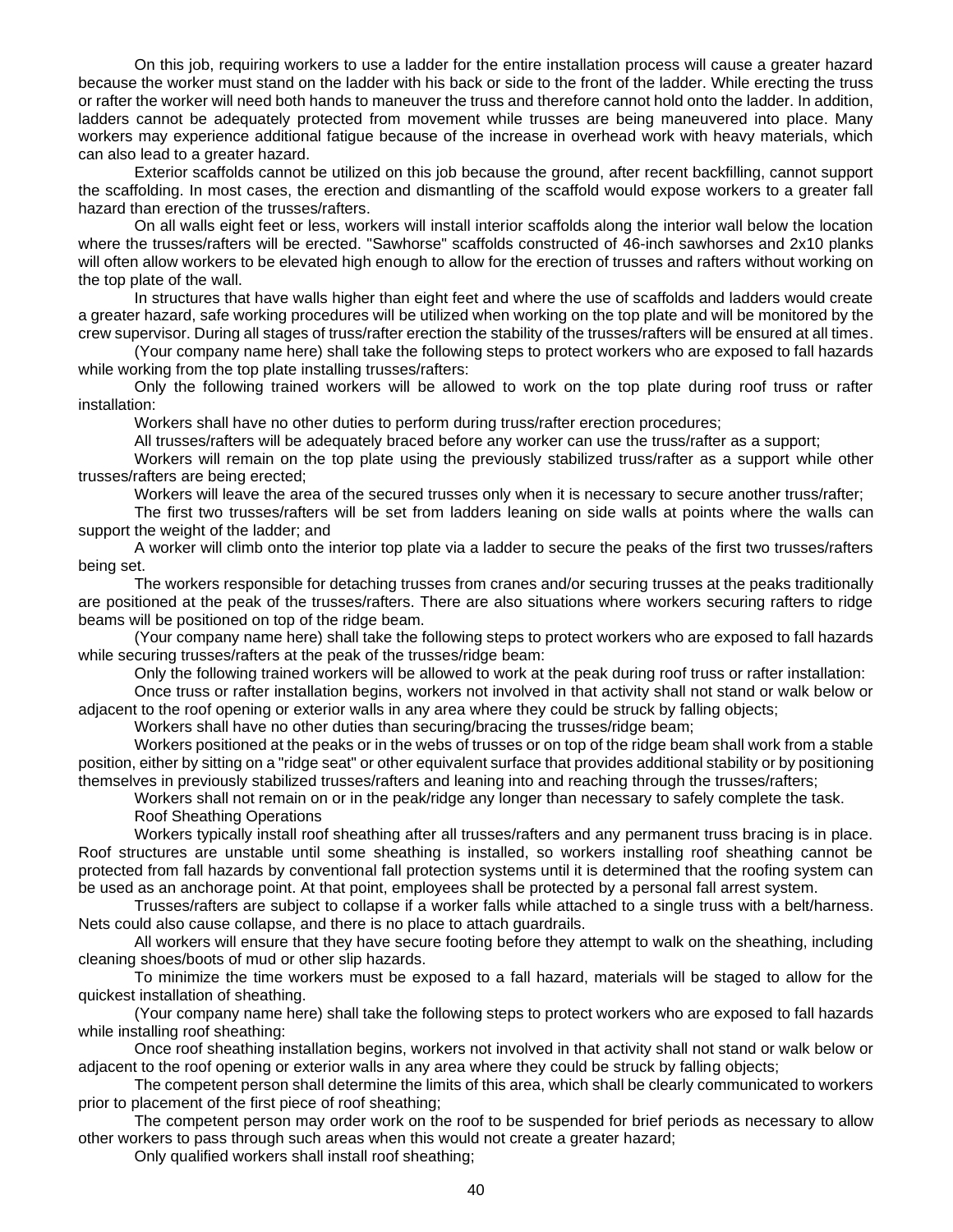On this job, requiring workers to use a ladder for the entire installation process will cause a greater hazard because the worker must stand on the ladder with his back or side to the front of the ladder. While erecting the truss or rafter the worker will need both hands to maneuver the truss and therefore cannot hold onto the ladder. In addition, ladders cannot be adequately protected from movement while trusses are being maneuvered into place. Many workers may experience additional fatigue because of the increase in overhead work with heavy materials, which can also lead to a greater hazard.

Exterior scaffolds cannot be utilized on this job because the ground, after recent backfilling, cannot support the scaffolding. In most cases, the erection and dismantling of the scaffold would expose workers to a greater fall hazard than erection of the trusses/rafters.

On all walls eight feet or less, workers will install interior scaffolds along the interior wall below the location where the trusses/rafters will be erected. "Sawhorse" scaffolds constructed of 46-inch sawhorses and 2x10 planks will often allow workers to be elevated high enough to allow for the erection of trusses and rafters without working on the top plate of the wall.

In structures that have walls higher than eight feet and where the use of scaffolds and ladders would create a greater hazard, safe working procedures will be utilized when working on the top plate and will be monitored by the crew supervisor. During all stages of truss/rafter erection the stability of the trusses/rafters will be ensured at all times.

(Your company name here) shall take the following steps to protect workers who are exposed to fall hazards while working from the top plate installing trusses/rafters:

Only the following trained workers will be allowed to work on the top plate during roof truss or rafter installation:

Workers shall have no other duties to perform during truss/rafter erection procedures;

All trusses/rafters will be adequately braced before any worker can use the truss/rafter as a support;

Workers will remain on the top plate using the previously stabilized truss/rafter as a support while other trusses/rafters are being erected;

Workers will leave the area of the secured trusses only when it is necessary to secure another truss/rafter;

The first two trusses/rafters will be set from ladders leaning on side walls at points where the walls can support the weight of the ladder; and

A worker will climb onto the interior top plate via a ladder to secure the peaks of the first two trusses/rafters being set.

The workers responsible for detaching trusses from cranes and/or securing trusses at the peaks traditionally are positioned at the peak of the trusses/rafters. There are also situations where workers securing rafters to ridge beams will be positioned on top of the ridge beam.

(Your company name here) shall take the following steps to protect workers who are exposed to fall hazards while securing trusses/rafters at the peak of the trusses/ridge beam:

Only the following trained workers will be allowed to work at the peak during roof truss or rafter installation:

Once truss or rafter installation begins, workers not involved in that activity shall not stand or walk below or adjacent to the roof opening or exterior walls in any area where they could be struck by falling objects;

Workers shall have no other duties than securing/bracing the trusses/ridge beam;

Workers positioned at the peaks or in the webs of trusses or on top of the ridge beam shall work from a stable position, either by sitting on a "ridge seat" or other equivalent surface that provides additional stability or by positioning themselves in previously stabilized trusses/rafters and leaning into and reaching through the trusses/rafters;

Workers shall not remain on or in the peak/ridge any longer than necessary to safely complete the task.

Roof Sheathing Operations

Workers typically install roof sheathing after all trusses/rafters and any permanent truss bracing is in place. Roof structures are unstable until some sheathing is installed, so workers installing roof sheathing cannot be protected from fall hazards by conventional fall protection systems until it is determined that the roofing system can be used as an anchorage point. At that point, employees shall be protected by a personal fall arrest system.

Trusses/rafters are subject to collapse if a worker falls while attached to a single truss with a belt/harness. Nets could also cause collapse, and there is no place to attach guardrails.

All workers will ensure that they have secure footing before they attempt to walk on the sheathing, including cleaning shoes/boots of mud or other slip hazards.

To minimize the time workers must be exposed to a fall hazard, materials will be staged to allow for the quickest installation of sheathing.

(Your company name here) shall take the following steps to protect workers who are exposed to fall hazards while installing roof sheathing:

Once roof sheathing installation begins, workers not involved in that activity shall not stand or walk below or adjacent to the roof opening or exterior walls in any area where they could be struck by falling objects;

The competent person shall determine the limits of this area, which shall be clearly communicated to workers prior to placement of the first piece of roof sheathing;

The competent person may order work on the roof to be suspended for brief periods as necessary to allow other workers to pass through such areas when this would not create a greater hazard;

Only qualified workers shall install roof sheathing;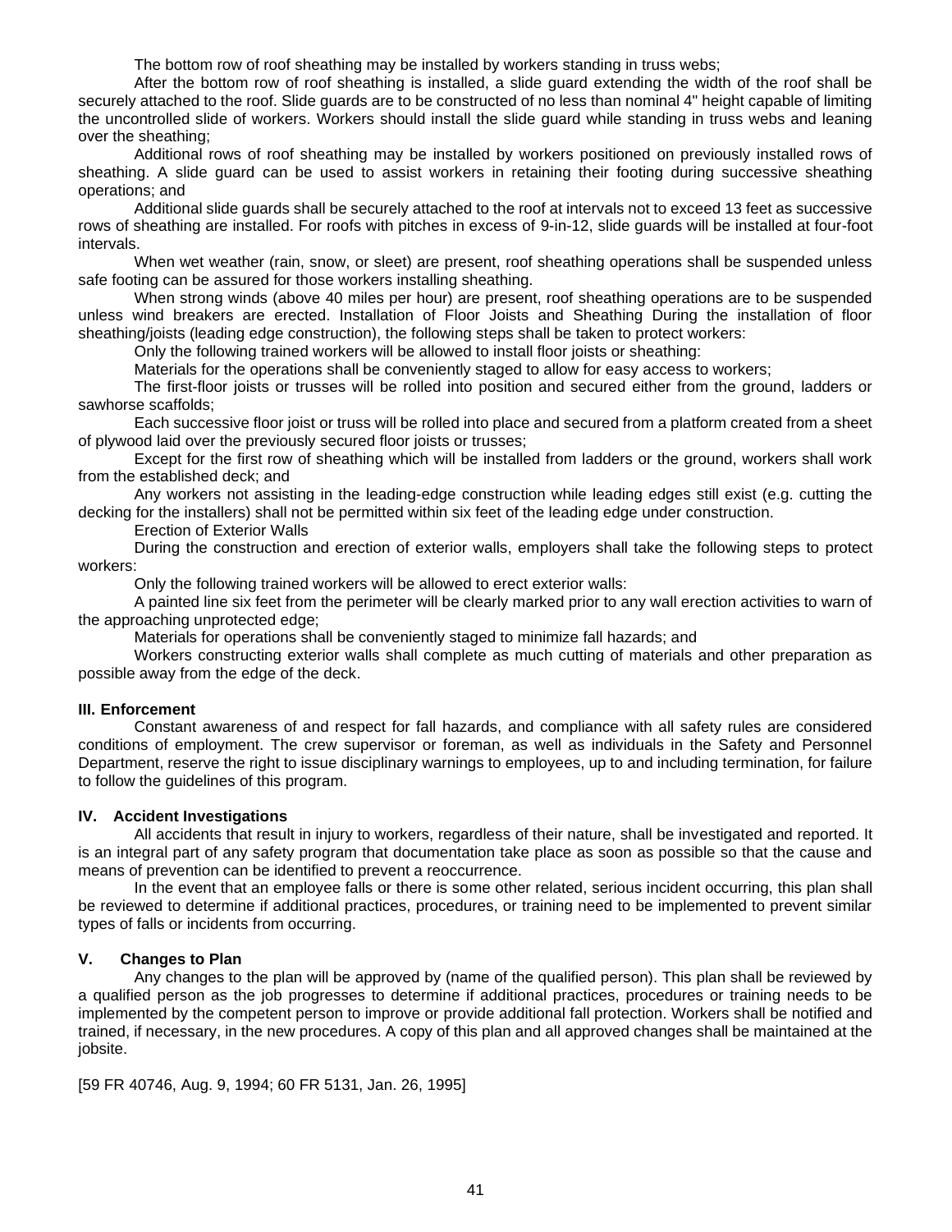The bottom row of roof sheathing may be installed by workers standing in truss webs;

After the bottom row of roof sheathing is installed, a slide guard extending the width of the roof shall be securely attached to the roof. Slide guards are to be constructed of no less than nominal 4" height capable of limiting the uncontrolled slide of workers. Workers should install the slide guard while standing in truss webs and leaning over the sheathing;

Additional rows of roof sheathing may be installed by workers positioned on previously installed rows of sheathing. A slide guard can be used to assist workers in retaining their footing during successive sheathing operations; and

Additional slide guards shall be securely attached to the roof at intervals not to exceed 13 feet as successive rows of sheathing are installed. For roofs with pitches in excess of 9-in-12, slide guards will be installed at four-foot intervals.

When wet weather (rain, snow, or sleet) are present, roof sheathing operations shall be suspended unless safe footing can be assured for those workers installing sheathing.

When strong winds (above 40 miles per hour) are present, roof sheathing operations are to be suspended unless wind breakers are erected. Installation of Floor Joists and Sheathing During the installation of floor sheathing/joists (leading edge construction), the following steps shall be taken to protect workers:

Only the following trained workers will be allowed to install floor joists or sheathing:

Materials for the operations shall be conveniently staged to allow for easy access to workers;

The first-floor joists or trusses will be rolled into position and secured either from the ground, ladders or sawhorse scaffolds;

Each successive floor joist or truss will be rolled into place and secured from a platform created from a sheet of plywood laid over the previously secured floor joists or trusses;

Except for the first row of sheathing which will be installed from ladders or the ground, workers shall work from the established deck; and

Any workers not assisting in the leading-edge construction while leading edges still exist (e.g. cutting the decking for the installers) shall not be permitted within six feet of the leading edge under construction.

Erection of Exterior Walls

During the construction and erection of exterior walls, employers shall take the following steps to protect workers:

Only the following trained workers will be allowed to erect exterior walls:

A painted line six feet from the perimeter will be clearly marked prior to any wall erection activities to warn of the approaching unprotected edge;

Materials for operations shall be conveniently staged to minimize fall hazards; and

Workers constructing exterior walls shall complete as much cutting of materials and other preparation as possible away from the edge of the deck.

**III. Enforcement**

Constant awareness of and respect for fall hazards, and compliance with all safety rules are considered conditions of employment. The crew supervisor or foreman, as well as individuals in the Safety and Personnel Department, reserve the right to issue disciplinary warnings to employees, up to and including termination, for failure to follow the guidelines of this program.

**IV. Accident Investigations**

All accidents that result in injury to workers, regardless of their nature, shall be investigated and reported. It is an integral part of any safety program that documentation take place as soon as possible so that the cause and means of prevention can be identified to prevent a reoccurrence.

In the event that an employee falls or there is some other related, serious incident occurring, this plan shall be reviewed to determine if additional practices, procedures, or training need to be implemented to prevent similar types of falls or incidents from occurring.

**V. Changes to Plan**

Any changes to the plan will be approved by (name of the qualified person). This plan shall be reviewed by a qualified person as the job progresses to determine if additional practices, procedures or training needs to be implemented by the competent person to improve or provide additional fall protection. Workers shall be notified and trained, if necessary, in the new procedures. A copy of this plan and all approved changes shall be maintained at the jobsite.

[59 FR 40746, Aug. 9, 1994; 60 FR 5131, Jan. 26, 1995]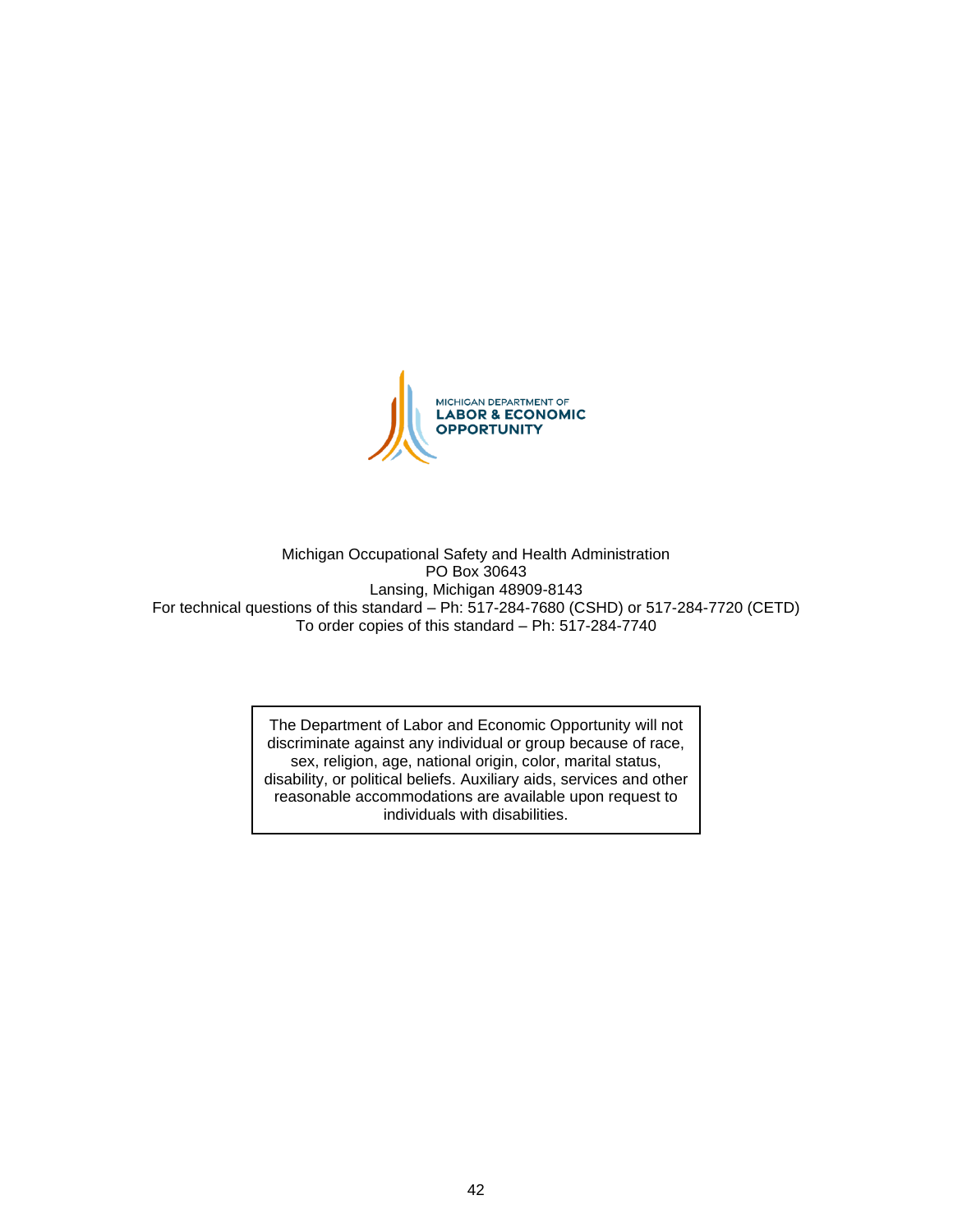MICHIGAN DEPARTMENT OF
LABOR & ECONOMIC
OPPORTUNITY

Michigan Occupational Safety and Health Administration
PO Box 30643
Lansing, Michigan 48909-8143
For technical questions of this standard – Ph: 517-284-7680 (CSHD) or 517-284-7720 (CETD)
To order copies of this standard – Ph: 517-284-7740

The Department of Labor and Economic Opportunity will not discriminate against any individual or group because of race, sex, religion, age, national origin, color, marital status, disability, or political beliefs. Auxiliary aids, services and other reasonable accommodations are available upon request to individuals with disabilities.